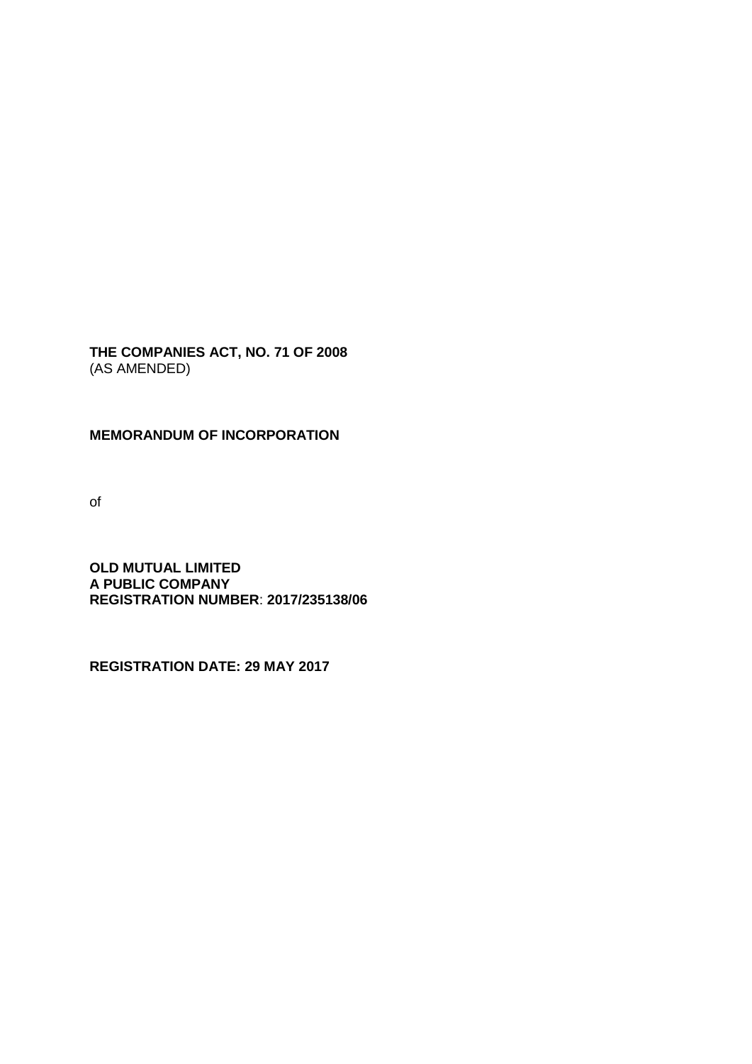**THE COMPANIES ACT, NO. 71 OF 2008**
(AS AMENDED)

**MEMORANDUM OF INCORPORATION**

of

**OLD MUTUAL LIMITED**
**A PUBLIC COMPANY**
**REGISTRATION NUMBER**: **2017/235138/06**

**REGISTRATION DATE: 29 MAY 2017**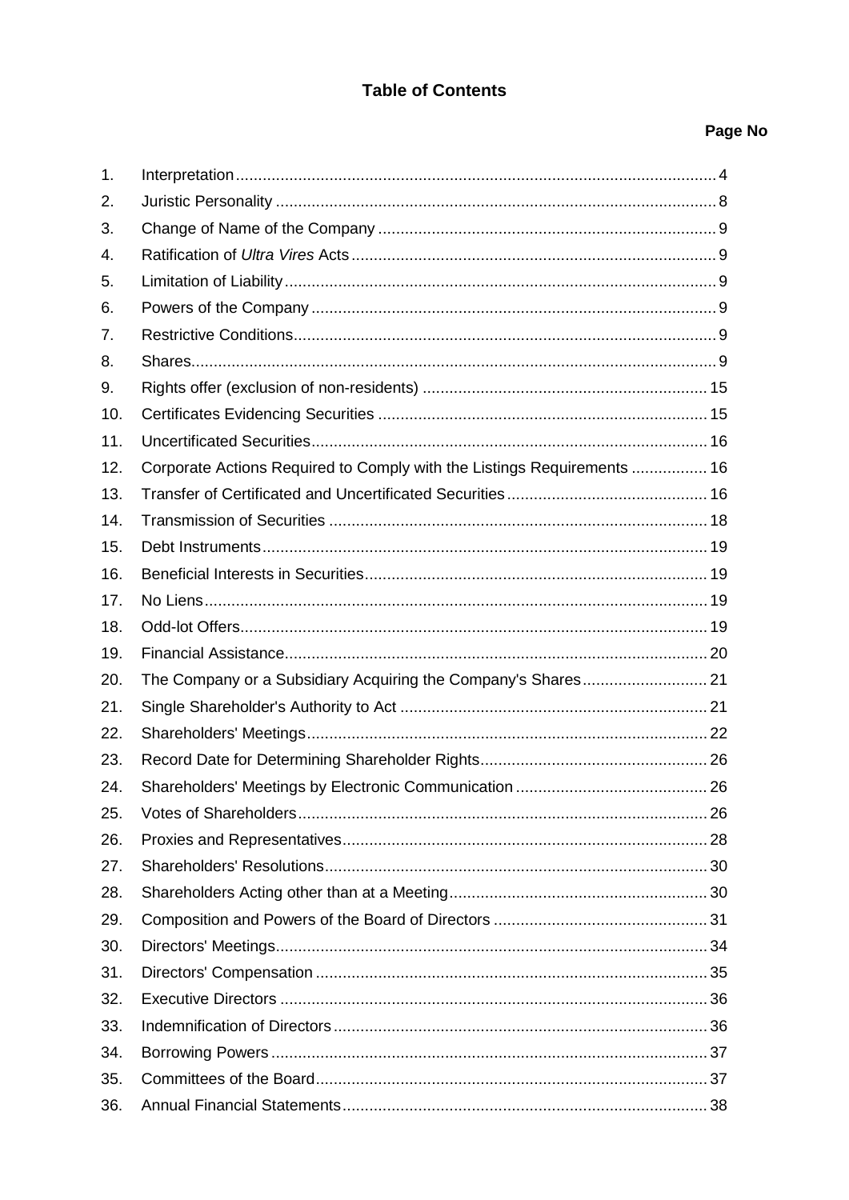# Table of Contents

| | | Page No |
|---|---|---|
| 1. | Interpretation | 4 |
| 2. | Juristic Personality | 8 |
| 3. | Change of Name of the Company | 9 |
| 4. | Ratification of *Ultra Vires* Acts | 9 |
| 5. | Limitation of Liability | 9 |
| 6. | Powers of the Company | 9 |
| 7. | Restrictive Conditions | 9 |
| 8. | Shares | 9 |
| 9. | Rights offer (exclusion of non-residents) | 15 |
| 10. | Certificates Evidencing Securities | 15 |
| 11. | Uncertificated Securities | 16 |
| 12. | Corporate Actions Required to Comply with the Listings Requirements | 16 |
| 13. | Transfer of Certificated and Uncertificated Securities | 16 |
| 14. | Transmission of Securities | 18 |
| 15. | Debt Instruments | 19 |
| 16. | Beneficial Interests in Securities | 19 |
| 17. | No Liens | 19 |
| 18. | Odd-lot Offers | 19 |
| 19. | Financial Assistance | 20 |
| 20. | The Company or a Subsidiary Acquiring the Company's Shares | 21 |
| 21. | Single Shareholder's Authority to Act | 21 |
| 22. | Shareholders' Meetings | 22 |
| 23. | Record Date for Determining Shareholder Rights | 26 |
| 24. | Shareholders' Meetings by Electronic Communication | 26 |
| 25. | Votes of Shareholders | 26 |
| 26. | Proxies and Representatives | 28 |
| 27. | Shareholders' Resolutions | 30 |
| 28. | Shareholders Acting other than at a Meeting | 30 |
| 29. | Composition and Powers of the Board of Directors | 31 |
| 30. | Directors' Meetings | 34 |
| 31. | Directors' Compensation | 35 |
| 32. | Executive Directors | 36 |
| 33. | Indemnification of Directors | 36 |
| 34. | Borrowing Powers | 37 |
| 35. | Committees of the Board | 37 |
| 36. | Annual Financial Statements | 38 |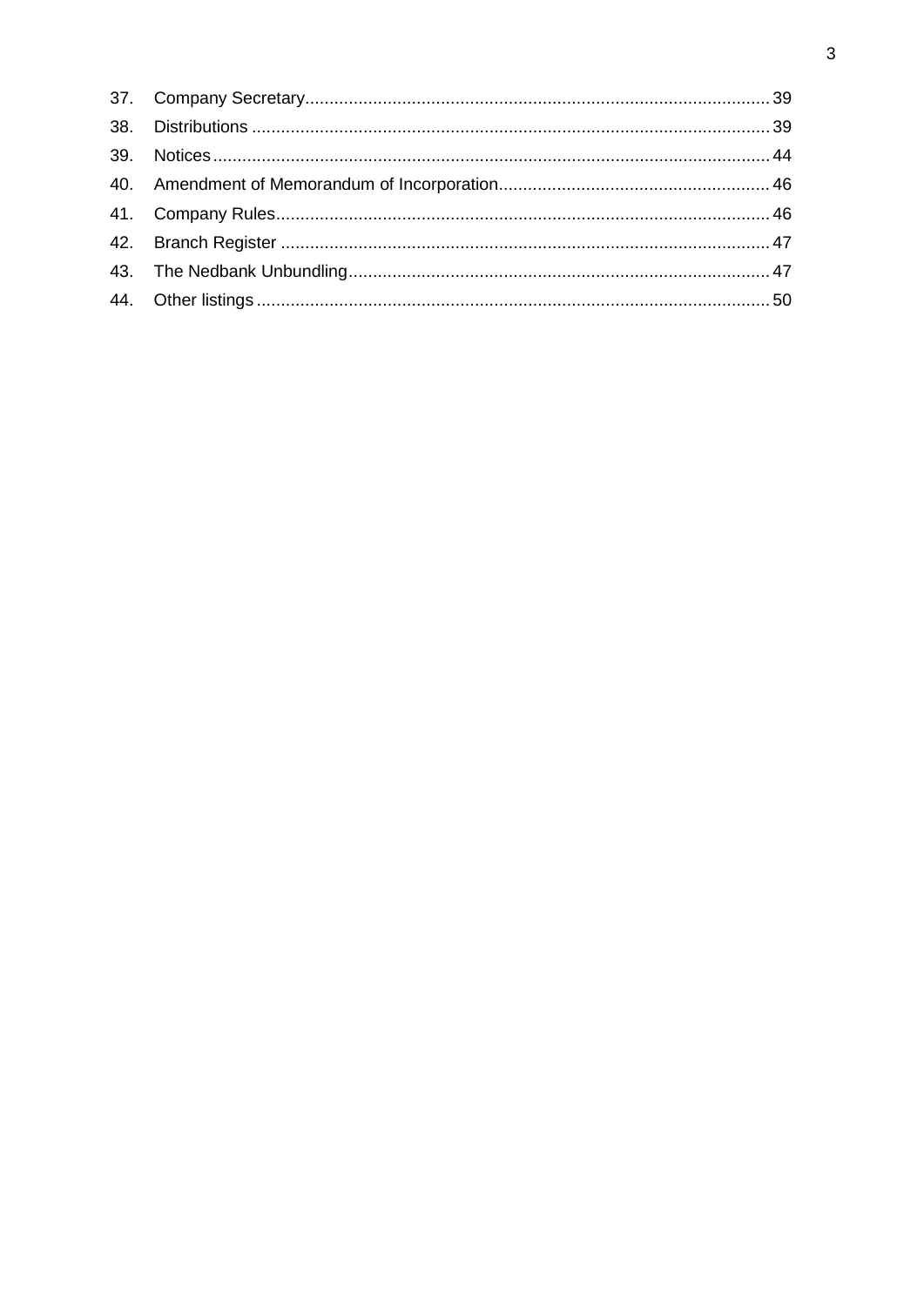| | | |
|---|---|---|
| 37. | Company Secretary | 39 |
| 38. | Distributions | 39 |
| 39. | Notices | 44 |
| 40. | Amendment of Memorandum of Incorporation | 46 |
| 41. | Company Rules | 46 |
| 42. | Branch Register | 47 |
| 43. | The Nedbank Unbundling | 47 |
| 44. | Other listings | 50 |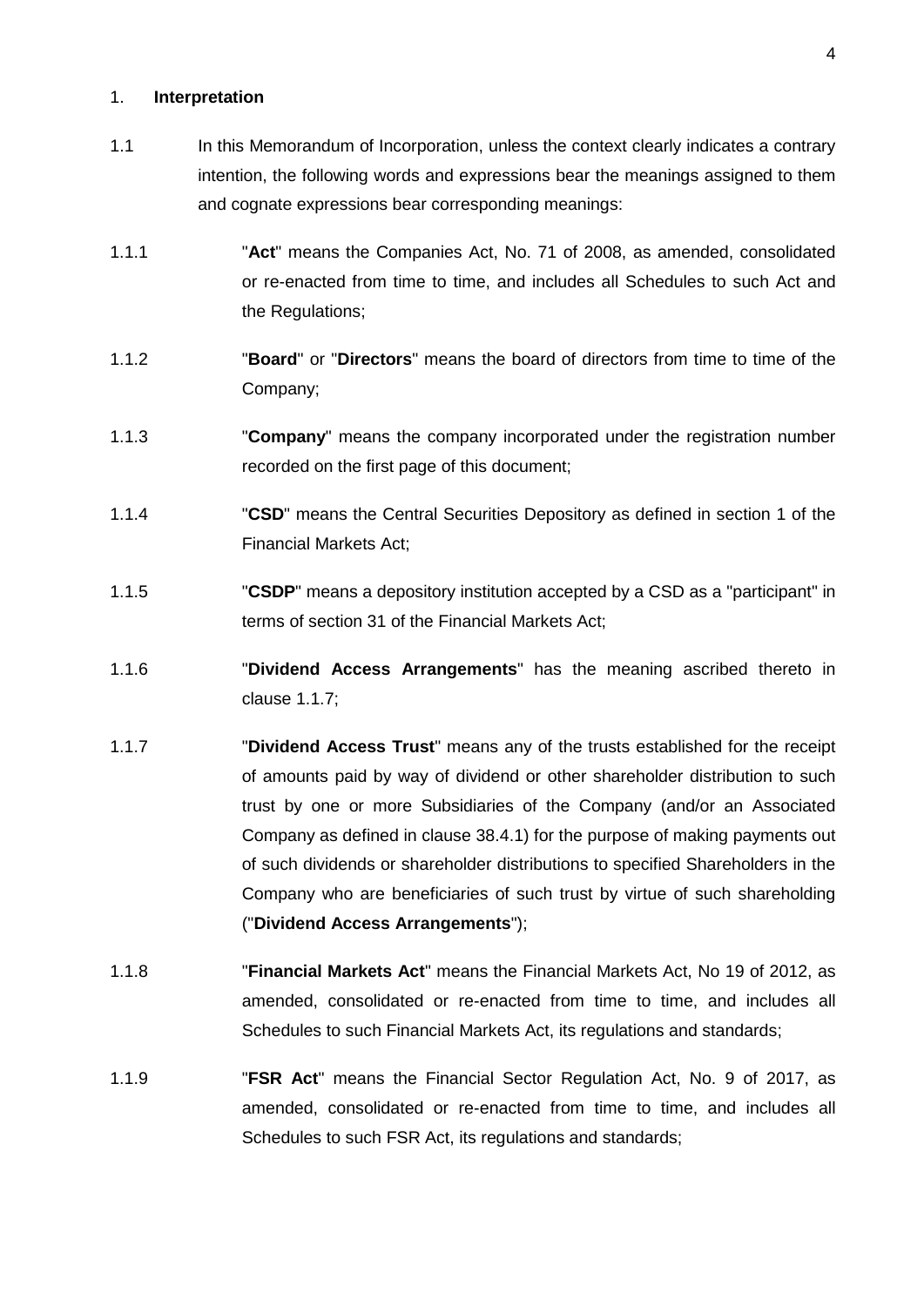1. **Interpretation**

1.1 In this Memorandum of Incorporation, unless the context clearly indicates a contrary intention, the following words and expressions bear the meanings assigned to them and cognate expressions bear corresponding meanings:

1.1.1 "**Act**" means the Companies Act, No. 71 of 2008, as amended, consolidated or re-enacted from time to time, and includes all Schedules to such Act and the Regulations;

1.1.2 "**Board**" or "**Directors**" means the board of directors from time to time of the Company;

1.1.3 "**Company**" means the company incorporated under the registration number recorded on the first page of this document;

1.1.4 "**CSD**" means the Central Securities Depository as defined in section 1 of the Financial Markets Act;

1.1.5 "**CSDP**" means a depository institution accepted by a CSD as a "participant" in terms of section 31 of the Financial Markets Act;

1.1.6 "**Dividend Access Arrangements**" has the meaning ascribed thereto in clause 1.1.7;

1.1.7 "**Dividend Access Trust**" means any of the trusts established for the receipt of amounts paid by way of dividend or other shareholder distribution to such trust by one or more Subsidiaries of the Company (and/or an Associated Company as defined in clause 38.4.1) for the purpose of making payments out of such dividends or shareholder distributions to specified Shareholders in the Company who are beneficiaries of such trust by virtue of such shareholding ("**Dividend Access Arrangements**");

1.1.8 "**Financial Markets Act**" means the Financial Markets Act, No 19 of 2012, as amended, consolidated or re-enacted from time to time, and includes all Schedules to such Financial Markets Act, its regulations and standards;

1.1.9 "**FSR Act**" means the Financial Sector Regulation Act, No. 9 of 2017, as amended, consolidated or re-enacted from time to time, and includes all Schedules to such FSR Act, its regulations and standards;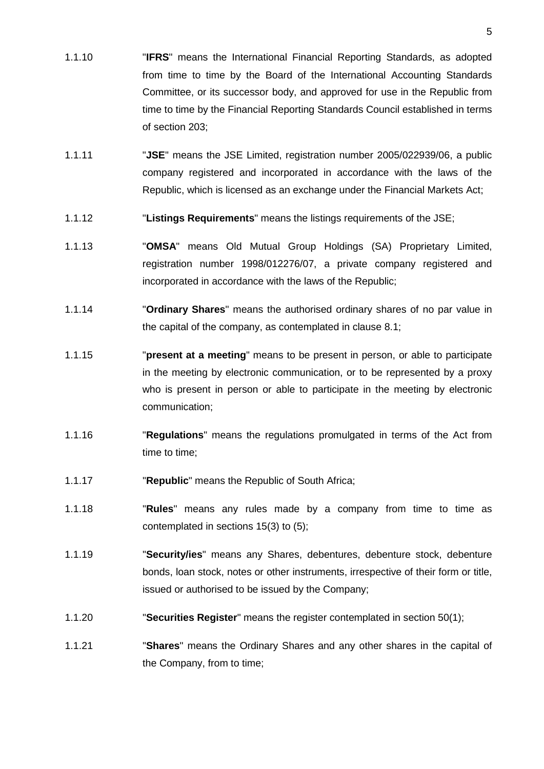1.1.10 "**IFRS**" means the International Financial Reporting Standards, as adopted from time to time by the Board of the International Accounting Standards Committee, or its successor body, and approved for use in the Republic from time to time by the Financial Reporting Standards Council established in terms of section 203;

1.1.11 "**JSE**" means the JSE Limited, registration number 2005/022939/06, a public company registered and incorporated in accordance with the laws of the Republic, which is licensed as an exchange under the Financial Markets Act;

1.1.12 "**Listings Requirements**" means the listings requirements of the JSE;

1.1.13 "**OMSA**" means Old Mutual Group Holdings (SA) Proprietary Limited, registration number 1998/012276/07, a private company registered and incorporated in accordance with the laws of the Republic;

1.1.14 "**Ordinary Shares**" means the authorised ordinary shares of no par value in the capital of the company, as contemplated in clause 8.1;

1.1.15 "**present at a meeting**" means to be present in person, or able to participate in the meeting by electronic communication, or to be represented by a proxy who is present in person or able to participate in the meeting by electronic communication;

1.1.16 "**Regulations**" means the regulations promulgated in terms of the Act from time to time;

1.1.17 "**Republic**" means the Republic of South Africa;

1.1.18 "**Rules**" means any rules made by a company from time to time as contemplated in sections 15(3) to (5);

1.1.19 "**Security/ies**" means any Shares, debentures, debenture stock, debenture bonds, loan stock, notes or other instruments, irrespective of their form or title, issued or authorised to be issued by the Company;

1.1.20 "**Securities Register**" means the register contemplated in section 50(1);

1.1.21 "**Shares**" means the Ordinary Shares and any other shares in the capital of the Company, from to time;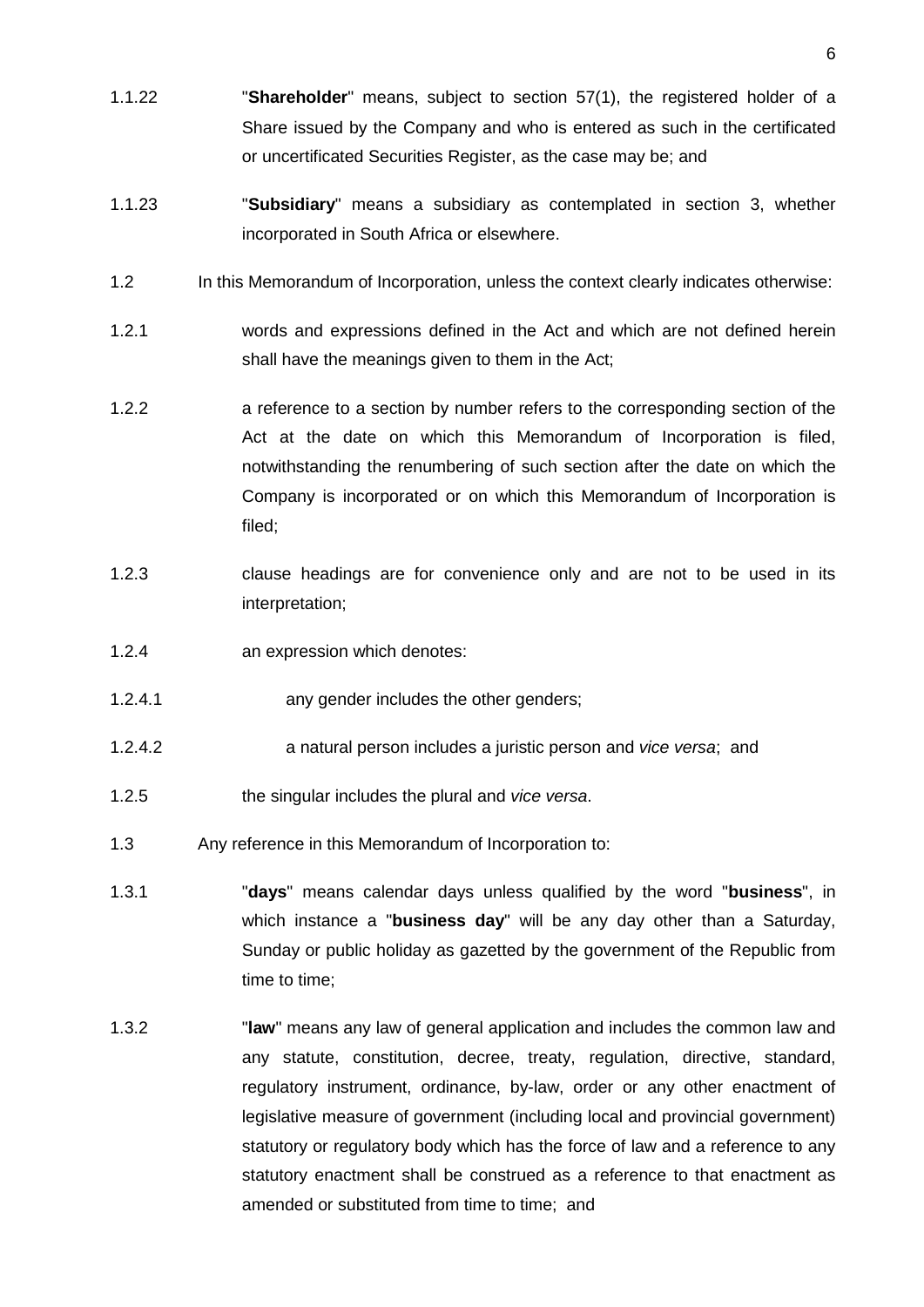1.1.22 "**Shareholder**" means, subject to section 57(1), the registered holder of a Share issued by the Company and who is entered as such in the certificated or uncertificated Securities Register, as the case may be; and

1.1.23 "**Subsidiary**" means a subsidiary as contemplated in section 3, whether incorporated in South Africa or elsewhere.

1.2 In this Memorandum of Incorporation, unless the context clearly indicates otherwise:

1.2.1 words and expressions defined in the Act and which are not defined herein shall have the meanings given to them in the Act;

1.2.2 a reference to a section by number refers to the corresponding section of the Act at the date on which this Memorandum of Incorporation is filed, notwithstanding the renumbering of such section after the date on which the Company is incorporated or on which this Memorandum of Incorporation is filed;

1.2.3 clause headings are for convenience only and are not to be used in its interpretation;

1.2.4 an expression which denotes:

1.2.4.1 any gender includes the other genders;

1.2.4.2 a natural person includes a juristic person and *vice versa*; and

1.2.5 the singular includes the plural and *vice versa*.

1.3 Any reference in this Memorandum of Incorporation to:

1.3.1 "**days**" means calendar days unless qualified by the word "**business**", in which instance a "**business day**" will be any day other than a Saturday, Sunday or public holiday as gazetted by the government of the Republic from time to time;

1.3.2 "**law**" means any law of general application and includes the common law and any statute, constitution, decree, treaty, regulation, directive, standard, regulatory instrument, ordinance, by-law, order or any other enactment of legislative measure of government (including local and provincial government) statutory or regulatory body which has the force of law and a reference to any statutory enactment shall be construed as a reference to that enactment as amended or substituted from time to time; and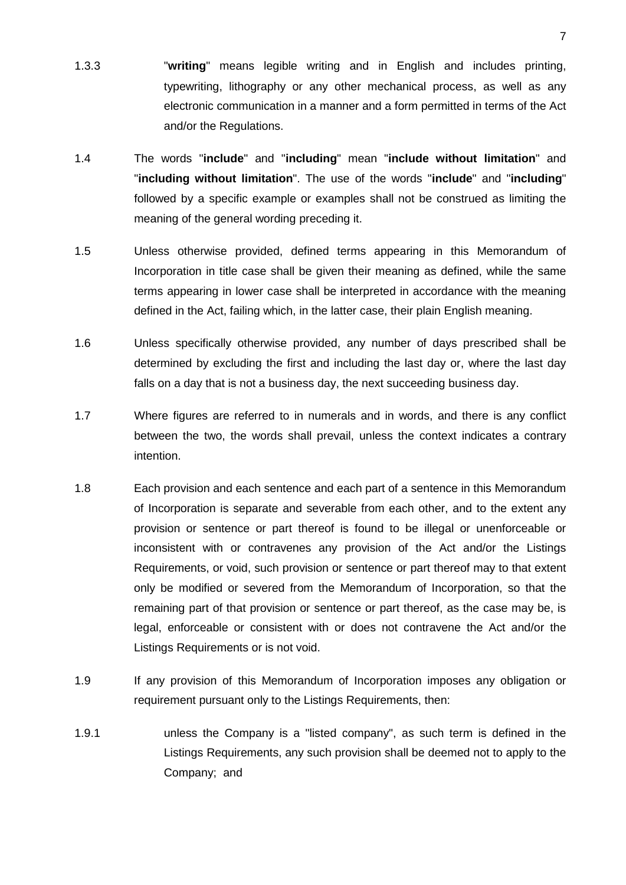1.3.3 "**writing**" means legible writing and in English and includes printing, typewriting, lithography or any other mechanical process, as well as any electronic communication in a manner and a form permitted in terms of the Act and/or the Regulations.

1.4 The words "**include**" and "**including**" mean "**include without limitation**" and "**including without limitation**". The use of the words "**include**" and "**including**" followed by a specific example or examples shall not be construed as limiting the meaning of the general wording preceding it.

1.5 Unless otherwise provided, defined terms appearing in this Memorandum of Incorporation in title case shall be given their meaning as defined, while the same terms appearing in lower case shall be interpreted in accordance with the meaning defined in the Act, failing which, in the latter case, their plain English meaning.

1.6 Unless specifically otherwise provided, any number of days prescribed shall be determined by excluding the first and including the last day or, where the last day falls on a day that is not a business day, the next succeeding business day.

1.7 Where figures are referred to in numerals and in words, and there is any conflict between the two, the words shall prevail, unless the context indicates a contrary intention.

1.8 Each provision and each sentence and each part of a sentence in this Memorandum of Incorporation is separate and severable from each other, and to the extent any provision or sentence or part thereof is found to be illegal or unenforceable or inconsistent with or contravenes any provision of the Act and/or the Listings Requirements, or void, such provision or sentence or part thereof may to that extent only be modified or severed from the Memorandum of Incorporation, so that the remaining part of that provision or sentence or part thereof, as the case may be, is legal, enforceable or consistent with or does not contravene the Act and/or the Listings Requirements or is not void.

1.9 If any provision of this Memorandum of Incorporation imposes any obligation or requirement pursuant only to the Listings Requirements, then:

1.9.1 unless the Company is a "listed company", as such term is defined in the Listings Requirements, any such provision shall be deemed not to apply to the Company; and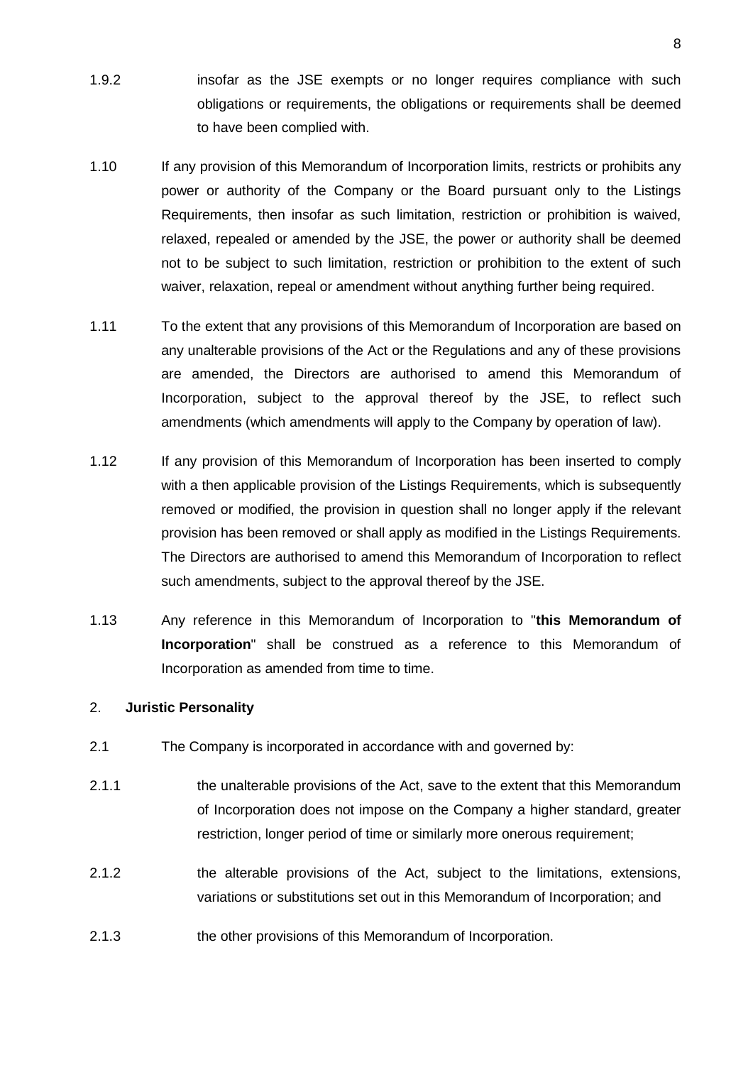1.9.2 insofar as the JSE exempts or no longer requires compliance with such obligations or requirements, the obligations or requirements shall be deemed to have been complied with.

1.10 If any provision of this Memorandum of Incorporation limits, restricts or prohibits any power or authority of the Company or the Board pursuant only to the Listings Requirements, then insofar as such limitation, restriction or prohibition is waived, relaxed, repealed or amended by the JSE, the power or authority shall be deemed not to be subject to such limitation, restriction or prohibition to the extent of such waiver, relaxation, repeal or amendment without anything further being required.

1.11 To the extent that any provisions of this Memorandum of Incorporation are based on any unalterable provisions of the Act or the Regulations and any of these provisions are amended, the Directors are authorised to amend this Memorandum of Incorporation, subject to the approval thereof by the JSE, to reflect such amendments (which amendments will apply to the Company by operation of law).

1.12 If any provision of this Memorandum of Incorporation has been inserted to comply with a then applicable provision of the Listings Requirements, which is subsequently removed or modified, the provision in question shall no longer apply if the relevant provision has been removed or shall apply as modified in the Listings Requirements. The Directors are authorised to amend this Memorandum of Incorporation to reflect such amendments, subject to the approval thereof by the JSE.

1.13 Any reference in this Memorandum of Incorporation to "**this Memorandum of Incorporation**" shall be construed as a reference to this Memorandum of Incorporation as amended from time to time.

## 2. **Juristic Personality**

2.1 The Company is incorporated in accordance with and governed by:

2.1.1 the unalterable provisions of the Act, save to the extent that this Memorandum of Incorporation does not impose on the Company a higher standard, greater restriction, longer period of time or similarly more onerous requirement;

2.1.2 the alterable provisions of the Act, subject to the limitations, extensions, variations or substitutions set out in this Memorandum of Incorporation; and

2.1.3 the other provisions of this Memorandum of Incorporation.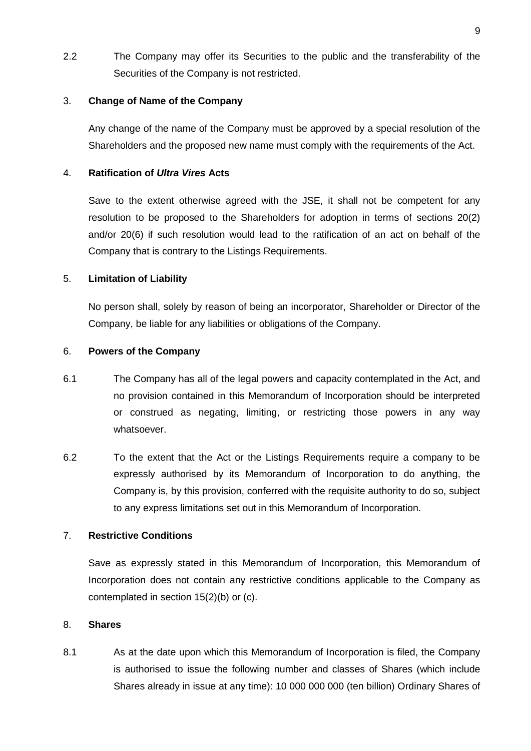2.2 The Company may offer its Securities to the public and the transferability of the Securities of the Company is not restricted.

3. **Change of Name of the Company**

Any change of the name of the Company must be approved by a special resolution of the Shareholders and the proposed new name must comply with the requirements of the Act.

4. **Ratification of *Ultra Vires* Acts**

Save to the extent otherwise agreed with the JSE, it shall not be competent for any resolution to be proposed to the Shareholders for adoption in terms of sections 20(2) and/or 20(6) if such resolution would lead to the ratification of an act on behalf of the Company that is contrary to the Listings Requirements.

5. **Limitation of Liability**

No person shall, solely by reason of being an incorporator, Shareholder or Director of the Company, be liable for any liabilities or obligations of the Company.

6. **Powers of the Company**

6.1 The Company has all of the legal powers and capacity contemplated in the Act, and no provision contained in this Memorandum of Incorporation should be interpreted or construed as negating, limiting, or restricting those powers in any way whatsoever.

6.2 To the extent that the Act or the Listings Requirements require a company to be expressly authorised by its Memorandum of Incorporation to do anything, the Company is, by this provision, conferred with the requisite authority to do so, subject to any express limitations set out in this Memorandum of Incorporation.

7. **Restrictive Conditions**

Save as expressly stated in this Memorandum of Incorporation, this Memorandum of Incorporation does not contain any restrictive conditions applicable to the Company as contemplated in section 15(2)(b) or (c).

8. **Shares**

8.1 As at the date upon which this Memorandum of Incorporation is filed, the Company is authorised to issue the following number and classes of Shares (which include Shares already in issue at any time): 10 000 000 000 (ten billion) Ordinary Shares of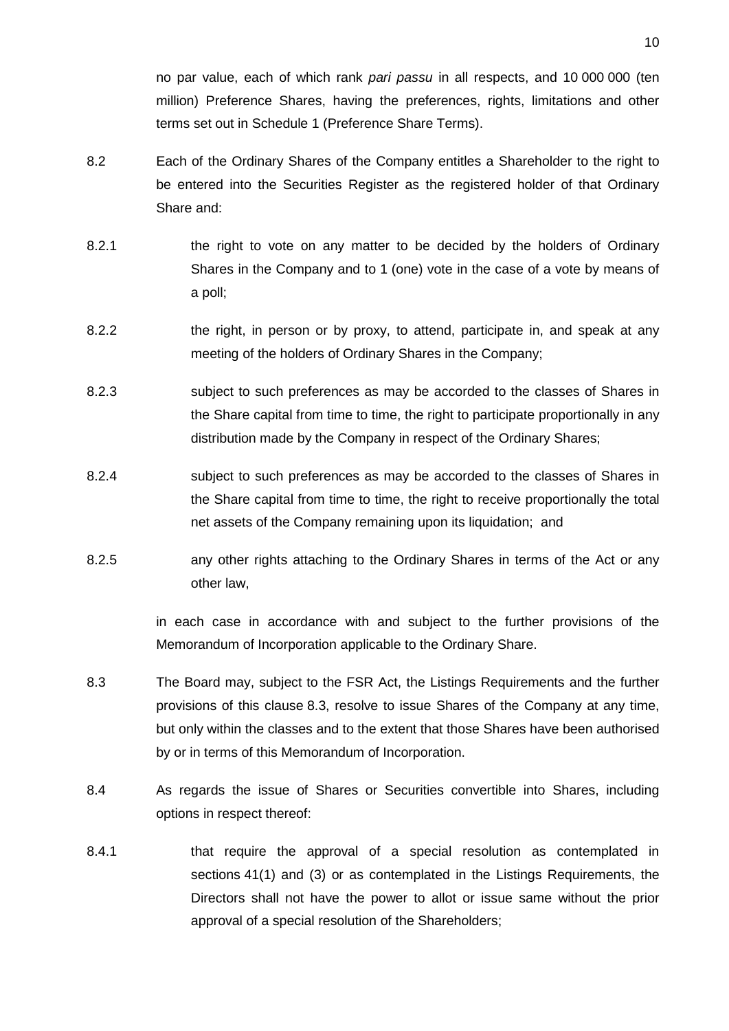no par value, each of which rank *pari passu* in all respects, and 10 000 000 (ten million) Preference Shares, having the preferences, rights, limitations and other terms set out in Schedule 1 (Preference Share Terms).

8.2 Each of the Ordinary Shares of the Company entitles a Shareholder to the right to be entered into the Securities Register as the registered holder of that Ordinary Share and:

8.2.1 the right to vote on any matter to be decided by the holders of Ordinary Shares in the Company and to 1 (one) vote in the case of a vote by means of a poll;

8.2.2 the right, in person or by proxy, to attend, participate in, and speak at any meeting of the holders of Ordinary Shares in the Company;

8.2.3 subject to such preferences as may be accorded to the classes of Shares in the Share capital from time to time, the right to participate proportionally in any distribution made by the Company in respect of the Ordinary Shares;

8.2.4 subject to such preferences as may be accorded to the classes of Shares in the Share capital from time to time, the right to receive proportionally the total net assets of the Company remaining upon its liquidation; and

8.2.5 any other rights attaching to the Ordinary Shares in terms of the Act or any other law,

in each case in accordance with and subject to the further provisions of the Memorandum of Incorporation applicable to the Ordinary Share.

8.3 The Board may, subject to the FSR Act, the Listings Requirements and the further provisions of this clause 8.3, resolve to issue Shares of the Company at any time, but only within the classes and to the extent that those Shares have been authorised by or in terms of this Memorandum of Incorporation.

8.4 As regards the issue of Shares or Securities convertible into Shares, including options in respect thereof:

8.4.1 that require the approval of a special resolution as contemplated in sections 41(1) and (3) or as contemplated in the Listings Requirements, the Directors shall not have the power to allot or issue same without the prior approval of a special resolution of the Shareholders;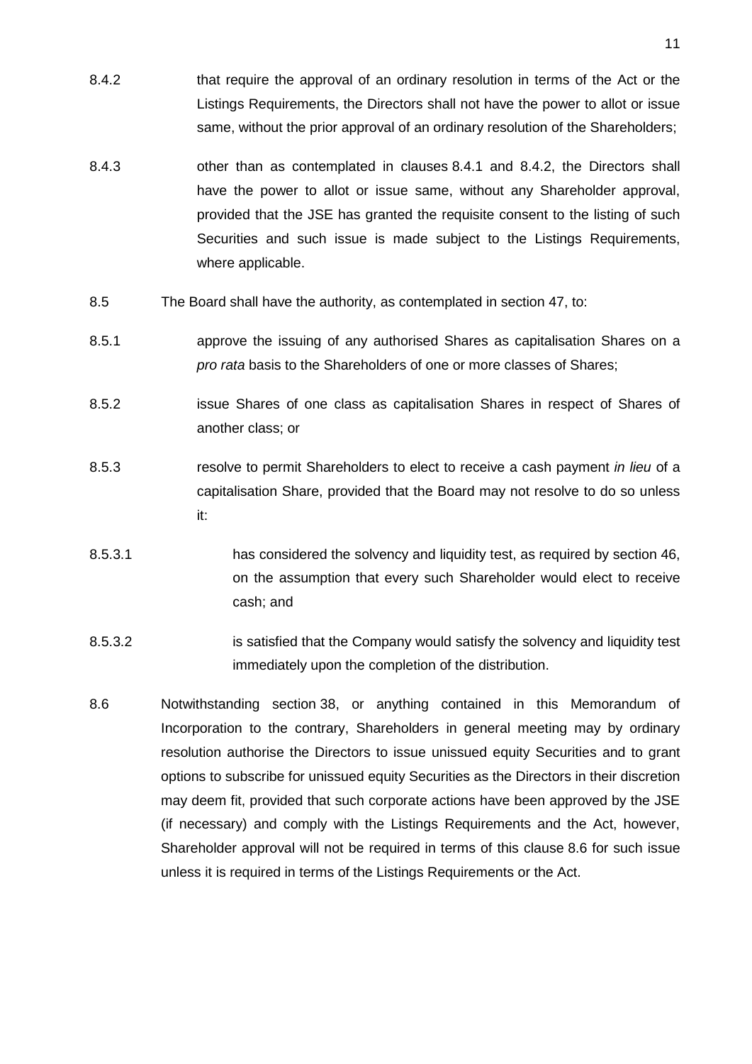8.4.2 that require the approval of an ordinary resolution in terms of the Act or the Listings Requirements, the Directors shall not have the power to allot or issue same, without the prior approval of an ordinary resolution of the Shareholders;

8.4.3 other than as contemplated in clauses 8.4.1 and 8.4.2, the Directors shall have the power to allot or issue same, without any Shareholder approval, provided that the JSE has granted the requisite consent to the listing of such Securities and such issue is made subject to the Listings Requirements, where applicable.

8.5 The Board shall have the authority, as contemplated in section 47, to:

8.5.1 approve the issuing of any authorised Shares as capitalisation Shares on a *pro rata* basis to the Shareholders of one or more classes of Shares;

8.5.2 issue Shares of one class as capitalisation Shares in respect of Shares of another class; or

8.5.3 resolve to permit Shareholders to elect to receive a cash payment *in lieu* of a capitalisation Share, provided that the Board may not resolve to do so unless it:

8.5.3.1 has considered the solvency and liquidity test, as required by section 46, on the assumption that every such Shareholder would elect to receive cash; and

8.5.3.2 is satisfied that the Company would satisfy the solvency and liquidity test immediately upon the completion of the distribution.

8.6 Notwithstanding section 38, or anything contained in this Memorandum of Incorporation to the contrary, Shareholders in general meeting may by ordinary resolution authorise the Directors to issue unissued equity Securities and to grant options to subscribe for unissued equity Securities as the Directors in their discretion may deem fit, provided that such corporate actions have been approved by the JSE (if necessary) and comply with the Listings Requirements and the Act, however, Shareholder approval will not be required in terms of this clause 8.6 for such issue unless it is required in terms of the Listings Requirements or the Act.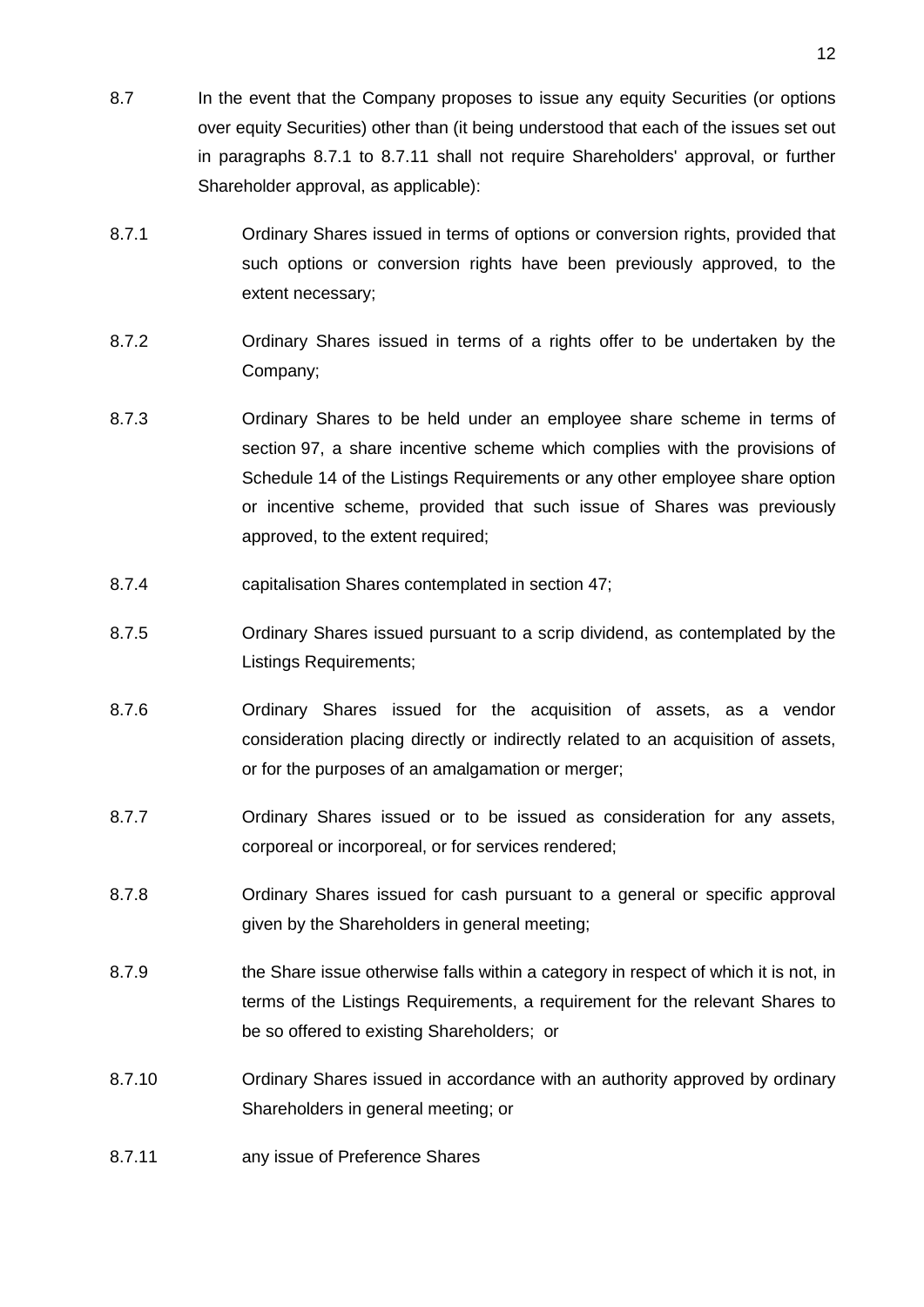8.7 In the event that the Company proposes to issue any equity Securities (or options over equity Securities) other than (it being understood that each of the issues set out in paragraphs 8.7.1 to 8.7.11 shall not require Shareholders' approval, or further Shareholder approval, as applicable):

8.7.1 Ordinary Shares issued in terms of options or conversion rights, provided that such options or conversion rights have been previously approved, to the extent necessary;

8.7.2 Ordinary Shares issued in terms of a rights offer to be undertaken by the Company;

8.7.3 Ordinary Shares to be held under an employee share scheme in terms of section 97, a share incentive scheme which complies with the provisions of Schedule 14 of the Listings Requirements or any other employee share option or incentive scheme, provided that such issue of Shares was previously approved, to the extent required;

8.7.4 capitalisation Shares contemplated in section 47;

8.7.5 Ordinary Shares issued pursuant to a scrip dividend, as contemplated by the Listings Requirements;

8.7.6 Ordinary Shares issued for the acquisition of assets, as a vendor consideration placing directly or indirectly related to an acquisition of assets, or for the purposes of an amalgamation or merger;

8.7.7 Ordinary Shares issued or to be issued as consideration for any assets, corporeal or incorporeal, or for services rendered;

8.7.8 Ordinary Shares issued for cash pursuant to a general or specific approval given by the Shareholders in general meeting;

8.7.9 the Share issue otherwise falls within a category in respect of which it is not, in terms of the Listings Requirements, a requirement for the relevant Shares to be so offered to existing Shareholders; or

8.7.10 Ordinary Shares issued in accordance with an authority approved by ordinary Shareholders in general meeting; or

8.7.11 any issue of Preference Shares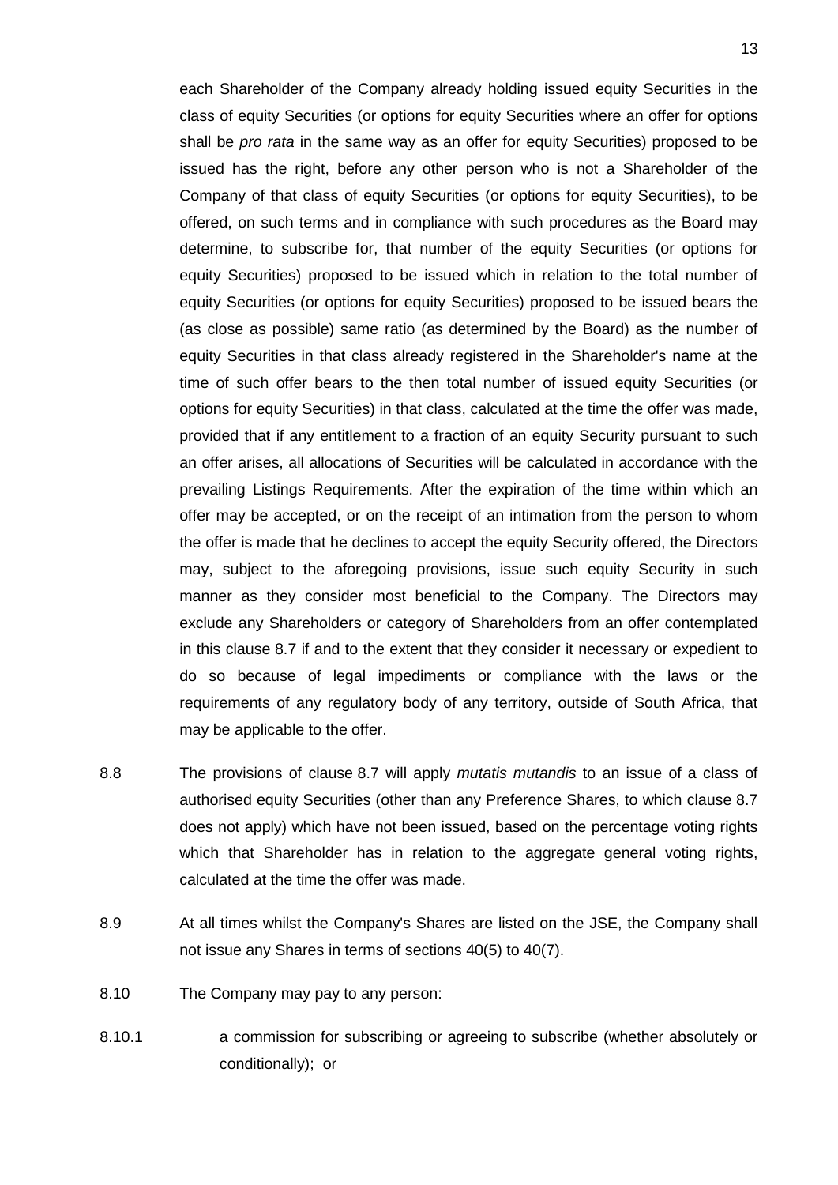each Shareholder of the Company already holding issued equity Securities in the class of equity Securities (or options for equity Securities where an offer for options shall be *pro rata* in the same way as an offer for equity Securities) proposed to be issued has the right, before any other person who is not a Shareholder of the Company of that class of equity Securities (or options for equity Securities), to be offered, on such terms and in compliance with such procedures as the Board may determine, to subscribe for, that number of the equity Securities (or options for equity Securities) proposed to be issued which in relation to the total number of equity Securities (or options for equity Securities) proposed to be issued bears the (as close as possible) same ratio (as determined by the Board) as the number of equity Securities in that class already registered in the Shareholder's name at the time of such offer bears to the then total number of issued equity Securities (or options for equity Securities) in that class, calculated at the time the offer was made, provided that if any entitlement to a fraction of an equity Security pursuant to such an offer arises, all allocations of Securities will be calculated in accordance with the prevailing Listings Requirements. After the expiration of the time within which an offer may be accepted, or on the receipt of an intimation from the person to whom the offer is made that he declines to accept the equity Security offered, the Directors may, subject to the aforegoing provisions, issue such equity Security in such manner as they consider most beneficial to the Company. The Directors may exclude any Shareholders or category of Shareholders from an offer contemplated in this clause 8.7 if and to the extent that they consider it necessary or expedient to do so because of legal impediments or compliance with the laws or the requirements of any regulatory body of any territory, outside of South Africa, that may be applicable to the offer.

8.8 The provisions of clause 8.7 will apply *mutatis mutandis* to an issue of a class of authorised equity Securities (other than any Preference Shares, to which clause 8.7 does not apply) which have not been issued, based on the percentage voting rights which that Shareholder has in relation to the aggregate general voting rights, calculated at the time the offer was made.

8.9 At all times whilst the Company's Shares are listed on the JSE, the Company shall not issue any Shares in terms of sections 40(5) to 40(7).

8.10 The Company may pay to any person:

8.10.1 a commission for subscribing or agreeing to subscribe (whether absolutely or conditionally); or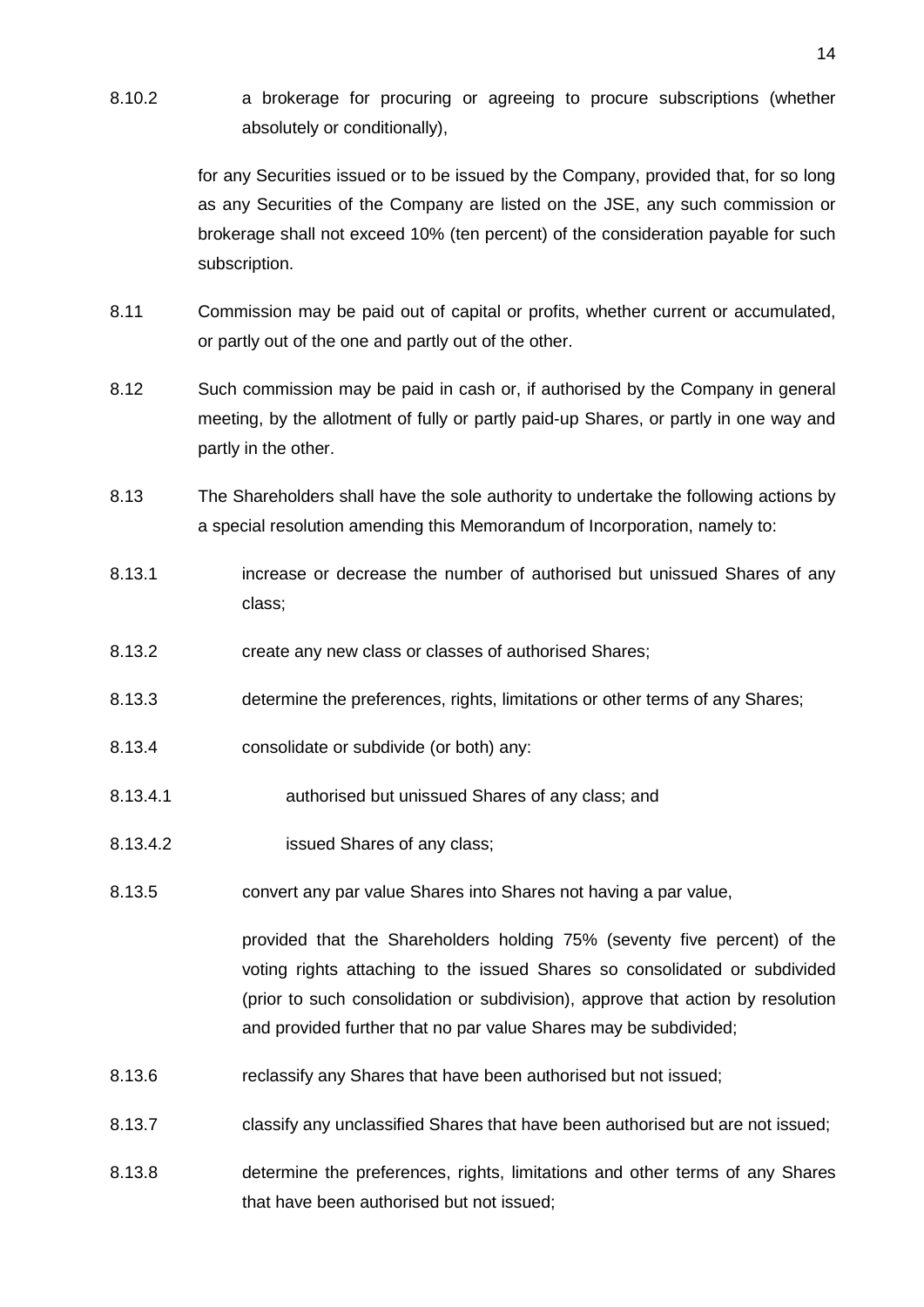8.10.2 a brokerage for procuring or agreeing to procure subscriptions (whether absolutely or conditionally),

for any Securities issued or to be issued by the Company, provided that, for so long as any Securities of the Company are listed on the JSE, any such commission or brokerage shall not exceed 10% (ten percent) of the consideration payable for such subscription.

8.11 Commission may be paid out of capital or profits, whether current or accumulated, or partly out of the one and partly out of the other.

8.12 Such commission may be paid in cash or, if authorised by the Company in general meeting, by the allotment of fully or partly paid-up Shares, or partly in one way and partly in the other.

8.13 The Shareholders shall have the sole authority to undertake the following actions by a special resolution amending this Memorandum of Incorporation, namely to:

8.13.1 increase or decrease the number of authorised but unissued Shares of any class;

8.13.2 create any new class or classes of authorised Shares;

8.13.3 determine the preferences, rights, limitations or other terms of any Shares;

8.13.4 consolidate or subdivide (or both) any:

8.13.4.1 authorised but unissued Shares of any class; and

8.13.4.2 issued Shares of any class;

8.13.5 convert any par value Shares into Shares not having a par value,

provided that the Shareholders holding 75% (seventy five percent) of the voting rights attaching to the issued Shares so consolidated or subdivided (prior to such consolidation or subdivision), approve that action by resolution and provided further that no par value Shares may be subdivided;

8.13.6 reclassify any Shares that have been authorised but not issued;

8.13.7 classify any unclassified Shares that have been authorised but are not issued;

8.13.8 determine the preferences, rights, limitations and other terms of any Shares that have been authorised but not issued;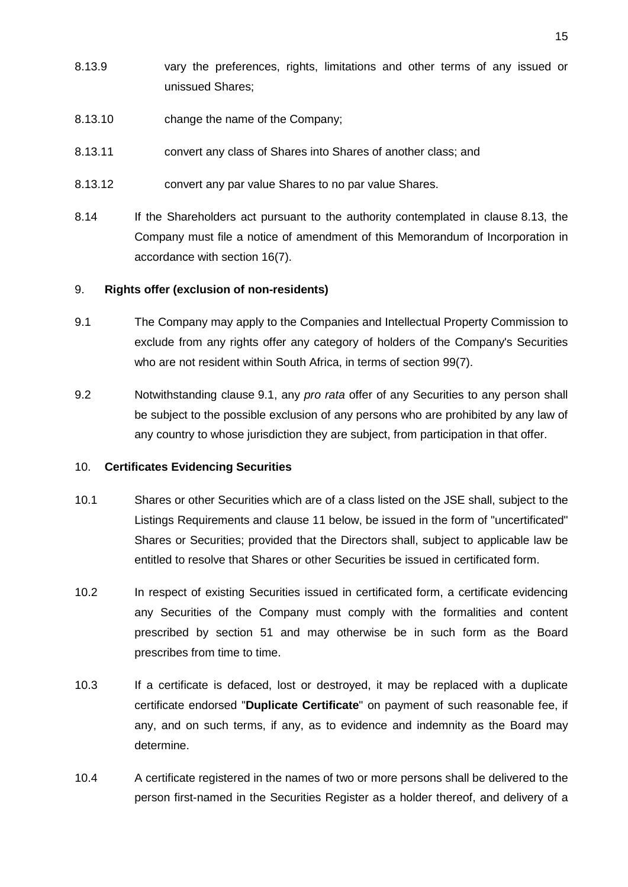8.13.9 vary the preferences, rights, limitations and other terms of any issued or unissued Shares;

8.13.10 change the name of the Company;

8.13.11 convert any class of Shares into Shares of another class; and

8.13.12 convert any par value Shares to no par value Shares.

8.14 If the Shareholders act pursuant to the authority contemplated in clause 8.13, the Company must file a notice of amendment of this Memorandum of Incorporation in accordance with section 16(7).

## 9. **Rights offer (exclusion of non-residents)**

9.1 The Company may apply to the Companies and Intellectual Property Commission to exclude from any rights offer any category of holders of the Company's Securities who are not resident within South Africa, in terms of section 99(7).

9.2 Notwithstanding clause 9.1, any *pro rata* offer of any Securities to any person shall be subject to the possible exclusion of any persons who are prohibited by any law of any country to whose jurisdiction they are subject, from participation in that offer.

## 10. **Certificates Evidencing Securities**

10.1 Shares or other Securities which are of a class listed on the JSE shall, subject to the Listings Requirements and clause 11 below, be issued in the form of "uncertificated" Shares or Securities; provided that the Directors shall, subject to applicable law be entitled to resolve that Shares or other Securities be issued in certificated form.

10.2 In respect of existing Securities issued in certificated form, a certificate evidencing any Securities of the Company must comply with the formalities and content prescribed by section 51 and may otherwise be in such form as the Board prescribes from time to time.

10.3 If a certificate is defaced, lost or destroyed, it may be replaced with a duplicate certificate endorsed "**Duplicate Certificate**" on payment of such reasonable fee, if any, and on such terms, if any, as to evidence and indemnity as the Board may determine.

10.4 A certificate registered in the names of two or more persons shall be delivered to the person first-named in the Securities Register as a holder thereof, and delivery of a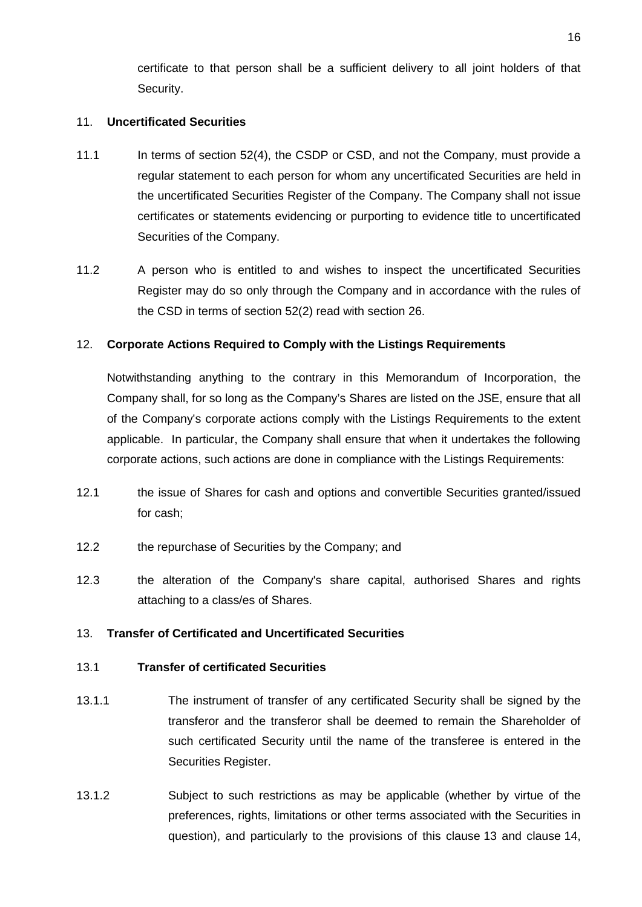certificate to that person shall be a sufficient delivery to all joint holders of that Security.

## 11. Uncertificated Securities

11.1 In terms of section 52(4), the CSDP or CSD, and not the Company, must provide a regular statement to each person for whom any uncertificated Securities are held in the uncertificated Securities Register of the Company. The Company shall not issue certificates or statements evidencing or purporting to evidence title to uncertificated Securities of the Company.

11.2 A person who is entitled to and wishes to inspect the uncertificated Securities Register may do so only through the Company and in accordance with the rules of the CSD in terms of section 52(2) read with section 26.

## 12. Corporate Actions Required to Comply with the Listings Requirements

Notwithstanding anything to the contrary in this Memorandum of Incorporation, the Company shall, for so long as the Company's Shares are listed on the JSE, ensure that all of the Company's corporate actions comply with the Listings Requirements to the extent applicable. In particular, the Company shall ensure that when it undertakes the following corporate actions, such actions are done in compliance with the Listings Requirements:

12.1 the issue of Shares for cash and options and convertible Securities granted/issued for cash;

12.2 the repurchase of Securities by the Company; and

12.3 the alteration of the Company's share capital, authorised Shares and rights attaching to a class/es of Shares.

## 13. Transfer of Certificated and Uncertificated Securities

### 13.1 Transfer of certificated Securities

13.1.1 The instrument of transfer of any certificated Security shall be signed by the transferor and the transferor shall be deemed to remain the Shareholder of such certificated Security until the name of the transferee is entered in the Securities Register.

13.1.2 Subject to such restrictions as may be applicable (whether by virtue of the preferences, rights, limitations or other terms associated with the Securities in question), and particularly to the provisions of this clause 13 and clause 14,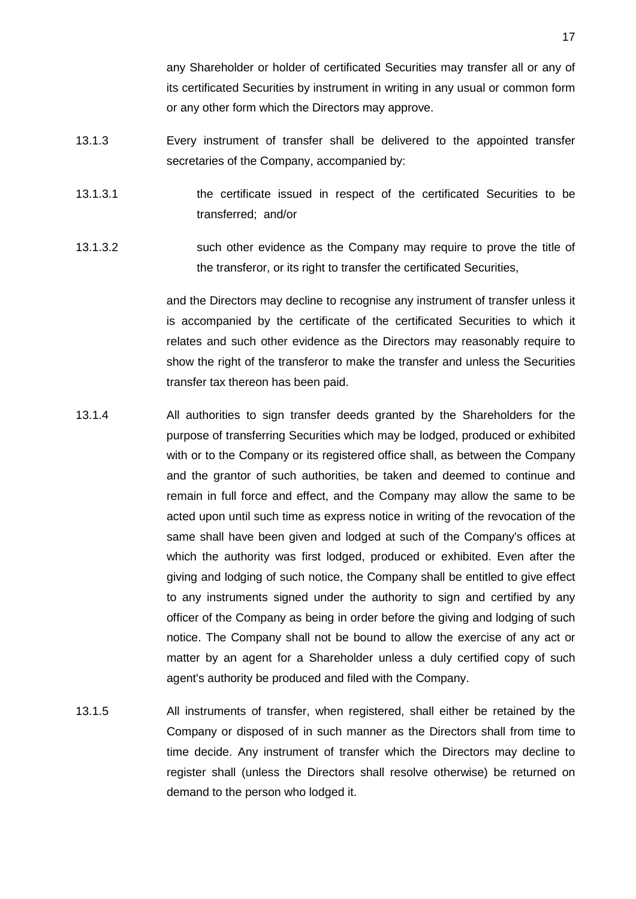any Shareholder or holder of certificated Securities may transfer all or any of its certificated Securities by instrument in writing in any usual or common form or any other form which the Directors may approve.

13.1.3 Every instrument of transfer shall be delivered to the appointed transfer secretaries of the Company, accompanied by:

13.1.3.1 the certificate issued in respect of the certificated Securities to be transferred; and/or

13.1.3.2 such other evidence as the Company may require to prove the title of the transferor, or its right to transfer the certificated Securities,

and the Directors may decline to recognise any instrument of transfer unless it is accompanied by the certificate of the certificated Securities to which it relates and such other evidence as the Directors may reasonably require to show the right of the transferor to make the transfer and unless the Securities transfer tax thereon has been paid.

13.1.4 All authorities to sign transfer deeds granted by the Shareholders for the purpose of transferring Securities which may be lodged, produced or exhibited with or to the Company or its registered office shall, as between the Company and the grantor of such authorities, be taken and deemed to continue and remain in full force and effect, and the Company may allow the same to be acted upon until such time as express notice in writing of the revocation of the same shall have been given and lodged at such of the Company's offices at which the authority was first lodged, produced or exhibited. Even after the giving and lodging of such notice, the Company shall be entitled to give effect to any instruments signed under the authority to sign and certified by any officer of the Company as being in order before the giving and lodging of such notice. The Company shall not be bound to allow the exercise of any act or matter by an agent for a Shareholder unless a duly certified copy of such agent's authority be produced and filed with the Company.

13.1.5 All instruments of transfer, when registered, shall either be retained by the Company or disposed of in such manner as the Directors shall from time to time decide. Any instrument of transfer which the Directors may decline to register shall (unless the Directors shall resolve otherwise) be returned on demand to the person who lodged it.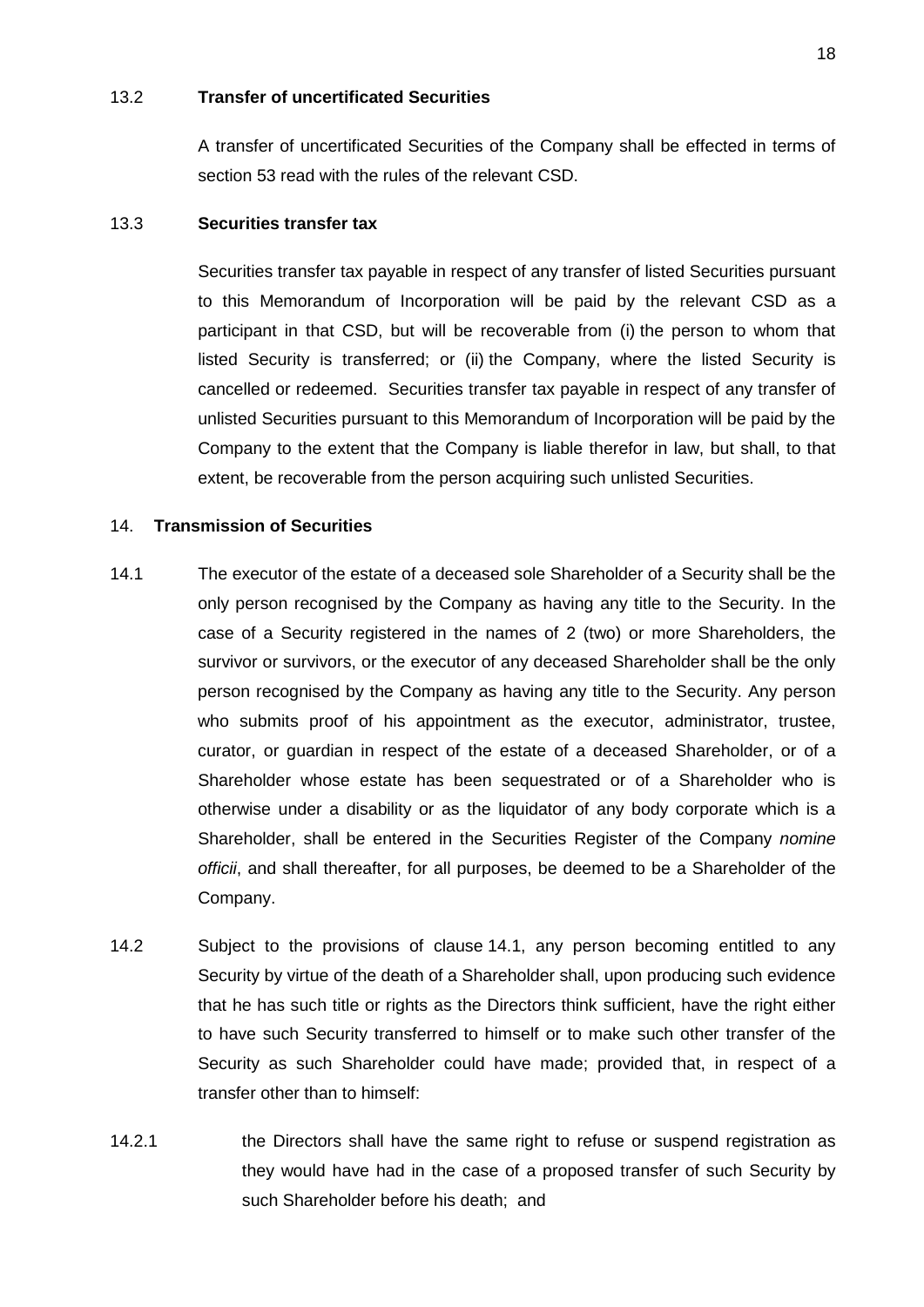13.2 **Transfer of uncertificated Securities**

A transfer of uncertificated Securities of the Company shall be effected in terms of section 53 read with the rules of the relevant CSD.

13.3 **Securities transfer tax**

Securities transfer tax payable in respect of any transfer of listed Securities pursuant to this Memorandum of Incorporation will be paid by the relevant CSD as a participant in that CSD, but will be recoverable from (i) the person to whom that listed Security is transferred; or (ii) the Company, where the listed Security is cancelled or redeemed. Securities transfer tax payable in respect of any transfer of unlisted Securities pursuant to this Memorandum of Incorporation will be paid by the Company to the extent that the Company is liable therefor in law, but shall, to that extent, be recoverable from the person acquiring such unlisted Securities.

14. **Transmission of Securities**

14.1 The executor of the estate of a deceased sole Shareholder of a Security shall be the only person recognised by the Company as having any title to the Security. In the case of a Security registered in the names of 2 (two) or more Shareholders, the survivor or survivors, or the executor of any deceased Shareholder shall be the only person recognised by the Company as having any title to the Security. Any person who submits proof of his appointment as the executor, administrator, trustee, curator, or guardian in respect of the estate of a deceased Shareholder, or of a Shareholder whose estate has been sequestrated or of a Shareholder who is otherwise under a disability or as the liquidator of any body corporate which is a Shareholder, shall be entered in the Securities Register of the Company *nomine officii*, and shall thereafter, for all purposes, be deemed to be a Shareholder of the Company.

14.2 Subject to the provisions of clause 14.1, any person becoming entitled to any Security by virtue of the death of a Shareholder shall, upon producing such evidence that he has such title or rights as the Directors think sufficient, have the right either to have such Security transferred to himself or to make such other transfer of the Security as such Shareholder could have made; provided that, in respect of a transfer other than to himself:

14.2.1 the Directors shall have the same right to refuse or suspend registration as they would have had in the case of a proposed transfer of such Security by such Shareholder before his death; and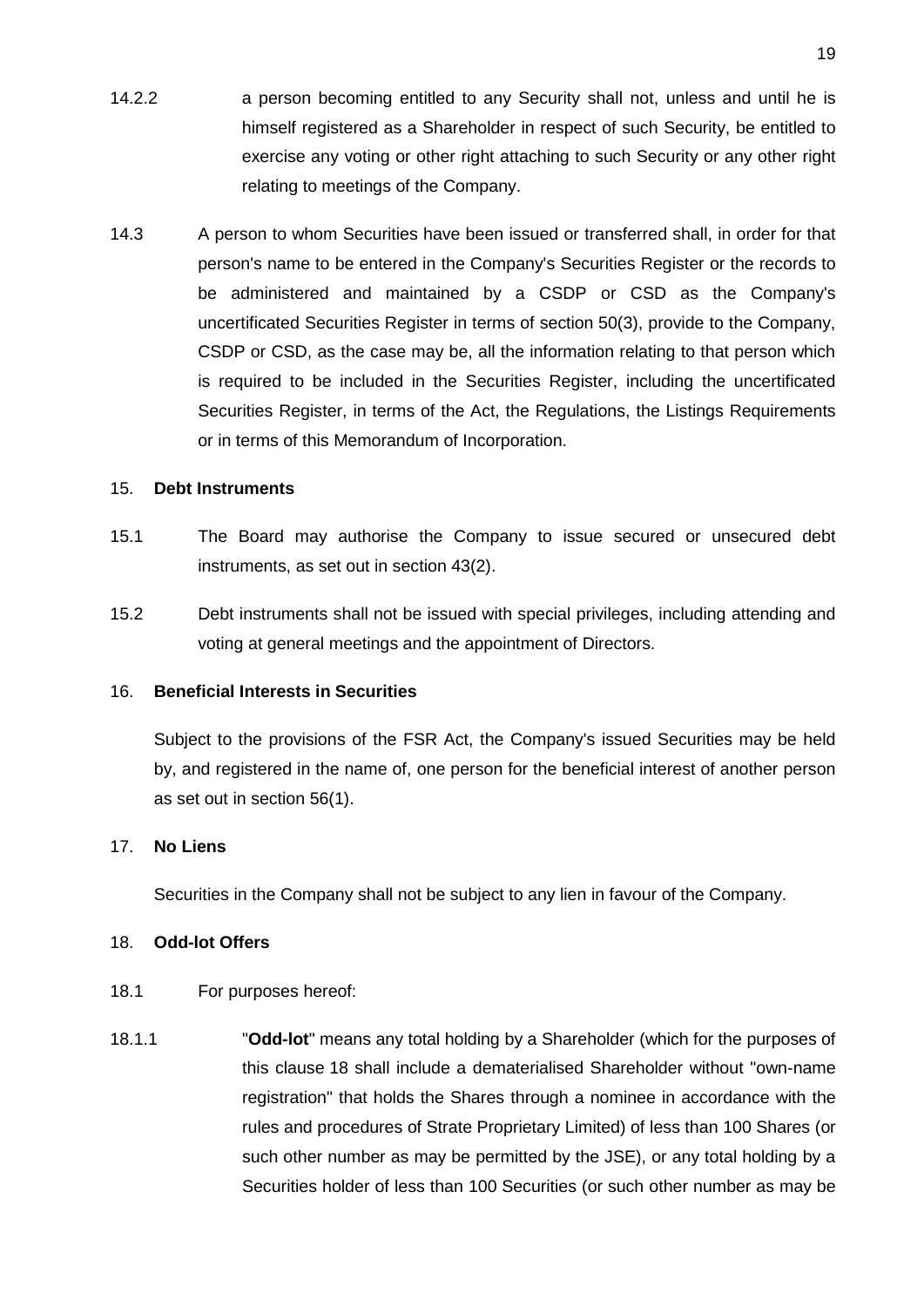14.2.2 a person becoming entitled to any Security shall not, unless and until he is himself registered as a Shareholder in respect of such Security, be entitled to exercise any voting or other right attaching to such Security or any other right relating to meetings of the Company.

14.3 A person to whom Securities have been issued or transferred shall, in order for that person's name to be entered in the Company's Securities Register or the records to be administered and maintained by a CSDP or CSD as the Company's uncertificated Securities Register in terms of section 50(3), provide to the Company, CSDP or CSD, as the case may be, all the information relating to that person which is required to be included in the Securities Register, including the uncertificated Securities Register, in terms of the Act, the Regulations, the Listings Requirements or in terms of this Memorandum of Incorporation.

15. **Debt Instruments**

15.1 The Board may authorise the Company to issue secured or unsecured debt instruments, as set out in section 43(2).

15.2 Debt instruments shall not be issued with special privileges, including attending and voting at general meetings and the appointment of Directors.

16. **Beneficial Interests in Securities**

Subject to the provisions of the FSR Act, the Company's issued Securities may be held by, and registered in the name of, one person for the beneficial interest of another person as set out in section 56(1).

17. **No Liens**

Securities in the Company shall not be subject to any lien in favour of the Company.

18. **Odd-lot Offers**

18.1 For purposes hereof:

18.1.1 "**Odd-lot**" means any total holding by a Shareholder (which for the purposes of this clause 18 shall include a dematerialised Shareholder without "own-name registration" that holds the Shares through a nominee in accordance with the rules and procedures of Strate Proprietary Limited) of less than 100 Shares (or such other number as may be permitted by the JSE), or any total holding by a Securities holder of less than 100 Securities (or such other number as may be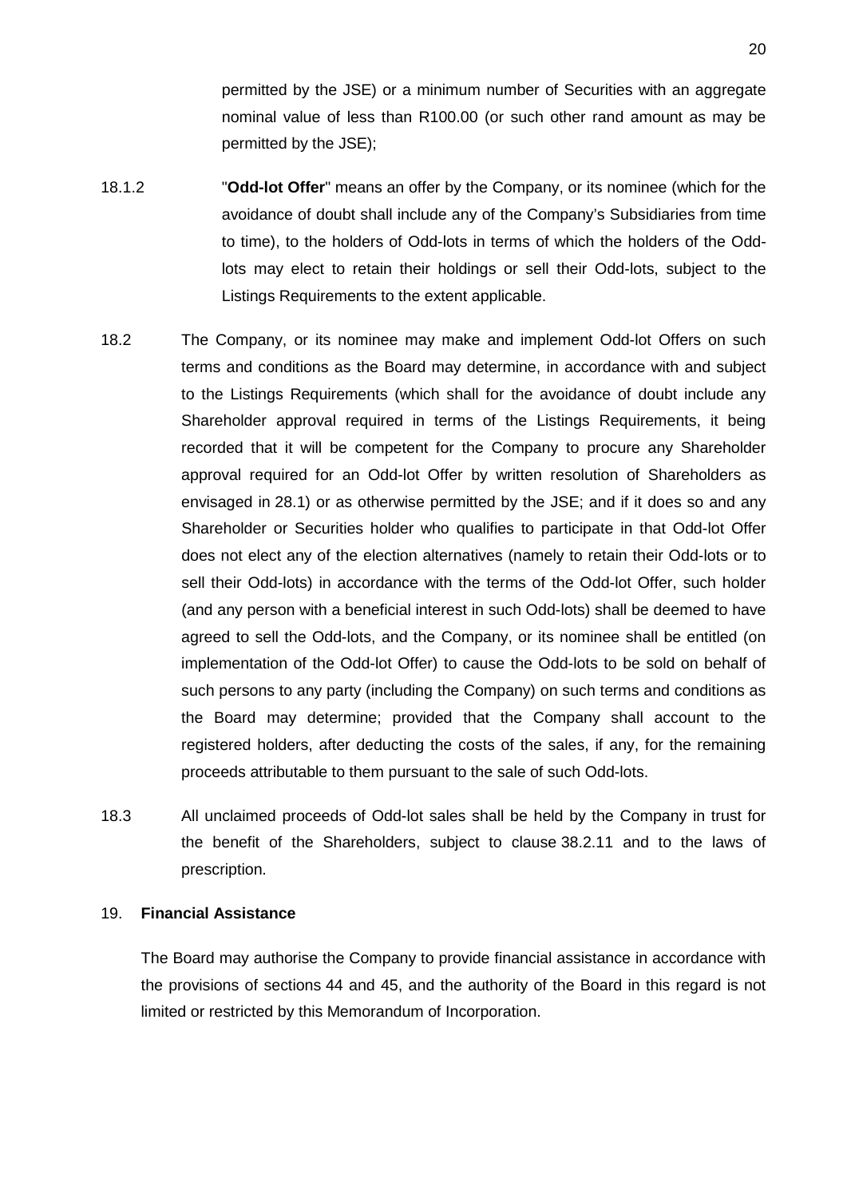permitted by the JSE) or a minimum number of Securities with an aggregate nominal value of less than R100.00 (or such other rand amount as may be permitted by the JSE);

18.1.2 "**Odd-lot Offer**" means an offer by the Company, or its nominee (which for the avoidance of doubt shall include any of the Company's Subsidiaries from time to time), to the holders of Odd-lots in terms of which the holders of the Odd-lots may elect to retain their holdings or sell their Odd-lots, subject to the Listings Requirements to the extent applicable.

18.2 The Company, or its nominee may make and implement Odd-lot Offers on such terms and conditions as the Board may determine, in accordance with and subject to the Listings Requirements (which shall for the avoidance of doubt include any Shareholder approval required in terms of the Listings Requirements, it being recorded that it will be competent for the Company to procure any Shareholder approval required for an Odd-lot Offer by written resolution of Shareholders as envisaged in 28.1) or as otherwise permitted by the JSE; and if it does so and any Shareholder or Securities holder who qualifies to participate in that Odd-lot Offer does not elect any of the election alternatives (namely to retain their Odd-lots or to sell their Odd-lots) in accordance with the terms of the Odd-lot Offer, such holder (and any person with a beneficial interest in such Odd-lots) shall be deemed to have agreed to sell the Odd-lots, and the Company, or its nominee shall be entitled (on implementation of the Odd-lot Offer) to cause the Odd-lots to be sold on behalf of such persons to any party (including the Company) on such terms and conditions as the Board may determine; provided that the Company shall account to the registered holders, after deducting the costs of the sales, if any, for the remaining proceeds attributable to them pursuant to the sale of such Odd-lots.

18.3 All unclaimed proceeds of Odd-lot sales shall be held by the Company in trust for the benefit of the Shareholders, subject to clause 38.2.11 and to the laws of prescription.

19. **Financial Assistance**

The Board may authorise the Company to provide financial assistance in accordance with the provisions of sections 44 and 45, and the authority of the Board in this regard is not limited or restricted by this Memorandum of Incorporation.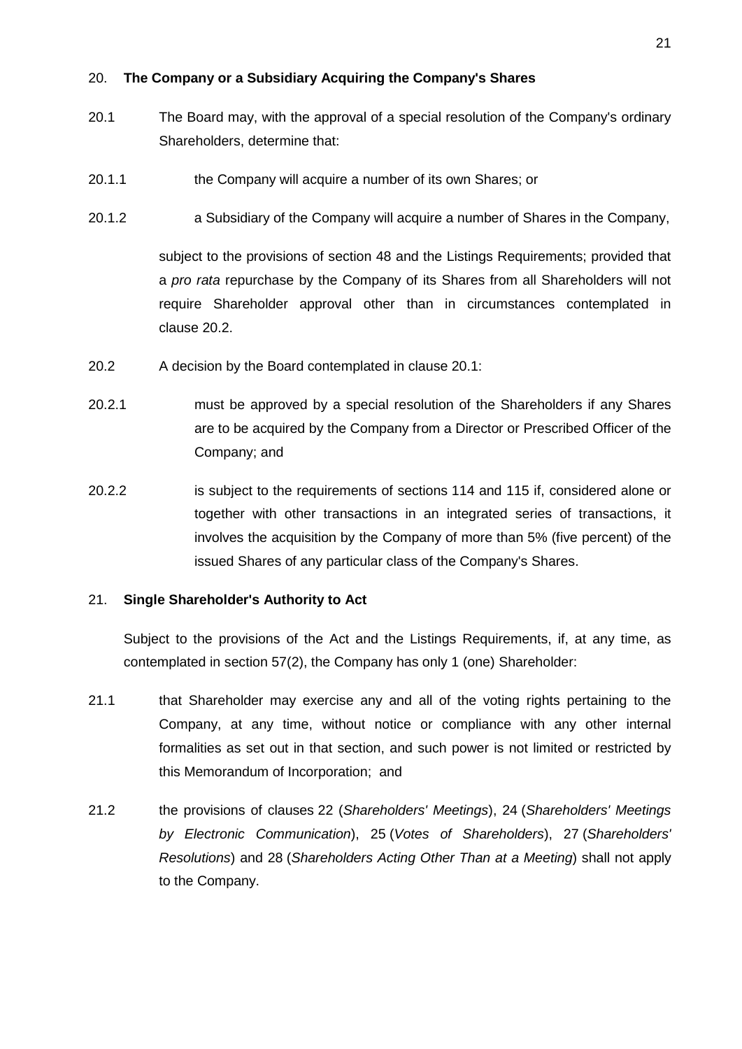## 20. **The Company or a Subsidiary Acquiring the Company's Shares**

20.1 The Board may, with the approval of a special resolution of the Company's ordinary Shareholders, determine that:

20.1.1 the Company will acquire a number of its own Shares; or

20.1.2 a Subsidiary of the Company will acquire a number of Shares in the Company,

subject to the provisions of section 48 and the Listings Requirements; provided that a *pro rata* repurchase by the Company of its Shares from all Shareholders will not require Shareholder approval other than in circumstances contemplated in clause 20.2.

20.2 A decision by the Board contemplated in clause 20.1:

20.2.1 must be approved by a special resolution of the Shareholders if any Shares are to be acquired by the Company from a Director or Prescribed Officer of the Company; and

20.2.2 is subject to the requirements of sections 114 and 115 if, considered alone or together with other transactions in an integrated series of transactions, it involves the acquisition by the Company of more than 5% (five percent) of the issued Shares of any particular class of the Company's Shares.

## 21. **Single Shareholder's Authority to Act**

Subject to the provisions of the Act and the Listings Requirements, if, at any time, as contemplated in section 57(2), the Company has only 1 (one) Shareholder:

21.1 that Shareholder may exercise any and all of the voting rights pertaining to the Company, at any time, without notice or compliance with any other internal formalities as set out in that section, and such power is not limited or restricted by this Memorandum of Incorporation; and

21.2 the provisions of clauses 22 (*Shareholders' Meetings*), 24 (*Shareholders' Meetings by Electronic Communication*), 25 (*Votes of Shareholders*), 27 (*Shareholders' Resolutions*) and 28 (*Shareholders Acting Other Than at a Meeting*) shall not apply to the Company.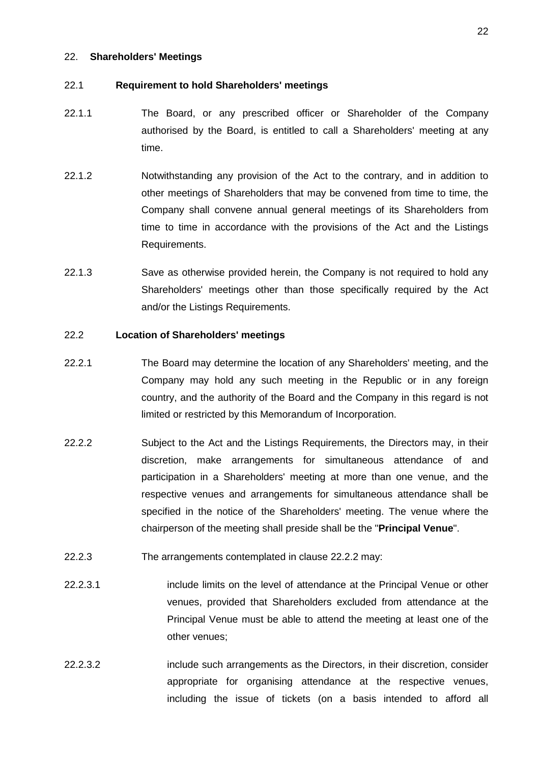## 22. **Shareholders' Meetings**

### 22.1 **Requirement to hold Shareholders' meetings**

22.1.1 The Board, or any prescribed officer or Shareholder of the Company authorised by the Board, is entitled to call a Shareholders' meeting at any time.

22.1.2 Notwithstanding any provision of the Act to the contrary, and in addition to other meetings of Shareholders that may be convened from time to time, the Company shall convene annual general meetings of its Shareholders from time to time in accordance with the provisions of the Act and the Listings Requirements.

22.1.3 Save as otherwise provided herein, the Company is not required to hold any Shareholders' meetings other than those specifically required by the Act and/or the Listings Requirements.

### 22.2 **Location of Shareholders' meetings**

22.2.1 The Board may determine the location of any Shareholders' meeting, and the Company may hold any such meeting in the Republic or in any foreign country, and the authority of the Board and the Company in this regard is not limited or restricted by this Memorandum of Incorporation.

22.2.2 Subject to the Act and the Listings Requirements, the Directors may, in their discretion, make arrangements for simultaneous attendance of and participation in a Shareholders' meeting at more than one venue, and the respective venues and arrangements for simultaneous attendance shall be specified in the notice of the Shareholders' meeting. The venue where the chairperson of the meeting shall preside shall be the "**Principal Venue**".

22.2.3 The arrangements contemplated in clause 22.2.2 may:

22.2.3.1 include limits on the level of attendance at the Principal Venue or other venues, provided that Shareholders excluded from attendance at the Principal Venue must be able to attend the meeting at least one of the other venues;

22.2.3.2 include such arrangements as the Directors, in their discretion, consider appropriate for organising attendance at the respective venues, including the issue of tickets (on a basis intended to afford all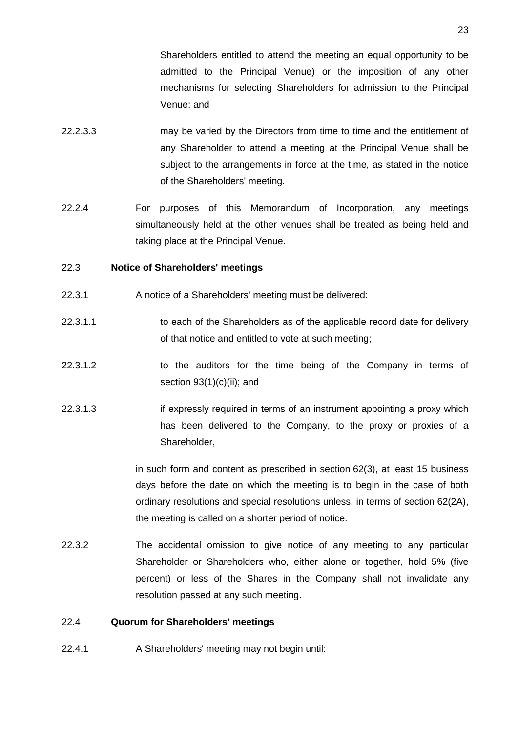Shareholders entitled to attend the meeting an equal opportunity to be admitted to the Principal Venue) or the imposition of any other mechanisms for selecting Shareholders for admission to the Principal Venue; and

22.2.3.3 may be varied by the Directors from time to time and the entitlement of any Shareholder to attend a meeting at the Principal Venue shall be subject to the arrangements in force at the time, as stated in the notice of the Shareholders' meeting.

22.2.4 For purposes of this Memorandum of Incorporation, any meetings simultaneously held at the other venues shall be treated as being held and taking place at the Principal Venue.

22.3 **Notice of Shareholders' meetings**

22.3.1 A notice of a Shareholders' meeting must be delivered:

22.3.1.1 to each of the Shareholders as of the applicable record date for delivery of that notice and entitled to vote at such meeting;

22.3.1.2 to the auditors for the time being of the Company in terms of section 93(1)(c)(ii); and

22.3.1.3 if expressly required in terms of an instrument appointing a proxy which has been delivered to the Company, to the proxy or proxies of a Shareholder,

in such form and content as prescribed in section 62(3), at least 15 business days before the date on which the meeting is to begin in the case of both ordinary resolutions and special resolutions unless, in terms of section 62(2A), the meeting is called on a shorter period of notice.

22.3.2 The accidental omission to give notice of any meeting to any particular Shareholder or Shareholders who, either alone or together, hold 5% (five percent) or less of the Shares in the Company shall not invalidate any resolution passed at any such meeting.

22.4 **Quorum for Shareholders' meetings**

22.4.1 A Shareholders' meeting may not begin until: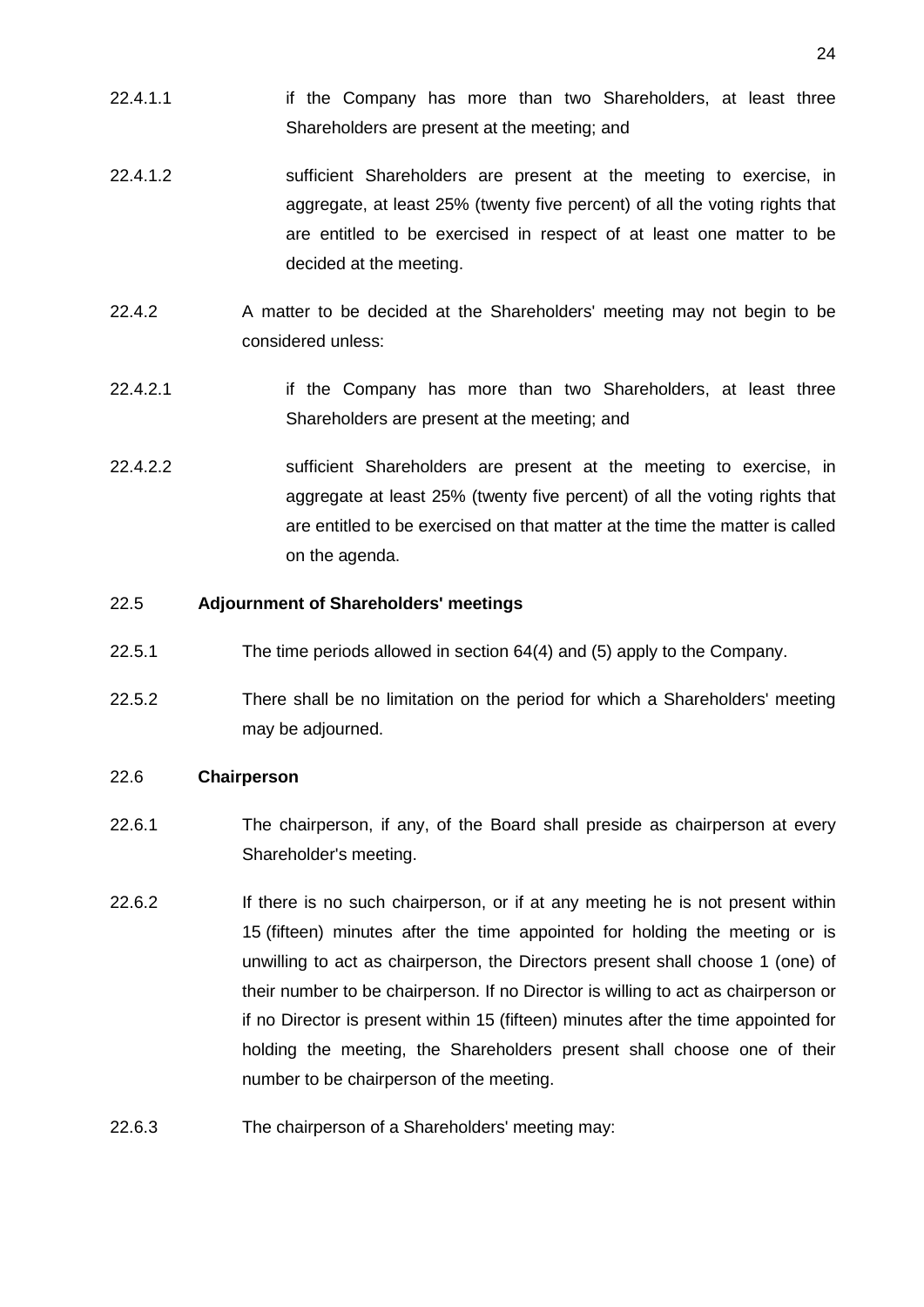22.4.1.1 if the Company has more than two Shareholders, at least three Shareholders are present at the meeting; and

22.4.1.2 sufficient Shareholders are present at the meeting to exercise, in aggregate, at least 25% (twenty five percent) of all the voting rights that are entitled to be exercised in respect of at least one matter to be decided at the meeting.

22.4.2 A matter to be decided at the Shareholders' meeting may not begin to be considered unless:

22.4.2.1 if the Company has more than two Shareholders, at least three Shareholders are present at the meeting; and

22.4.2.2 sufficient Shareholders are present at the meeting to exercise, in aggregate at least 25% (twenty five percent) of all the voting rights that are entitled to be exercised on that matter at the time the matter is called on the agenda.

22.5 **Adjournment of Shareholders' meetings**

22.5.1 The time periods allowed in section 64(4) and (5) apply to the Company.

22.5.2 There shall be no limitation on the period for which a Shareholders' meeting may be adjourned.

22.6 **Chairperson**

22.6.1 The chairperson, if any, of the Board shall preside as chairperson at every Shareholder's meeting.

22.6.2 If there is no such chairperson, or if at any meeting he is not present within 15 (fifteen) minutes after the time appointed for holding the meeting or is unwilling to act as chairperson, the Directors present shall choose 1 (one) of their number to be chairperson. If no Director is willing to act as chairperson or if no Director is present within 15 (fifteen) minutes after the time appointed for holding the meeting, the Shareholders present shall choose one of their number to be chairperson of the meeting.

22.6.3 The chairperson of a Shareholders' meeting may: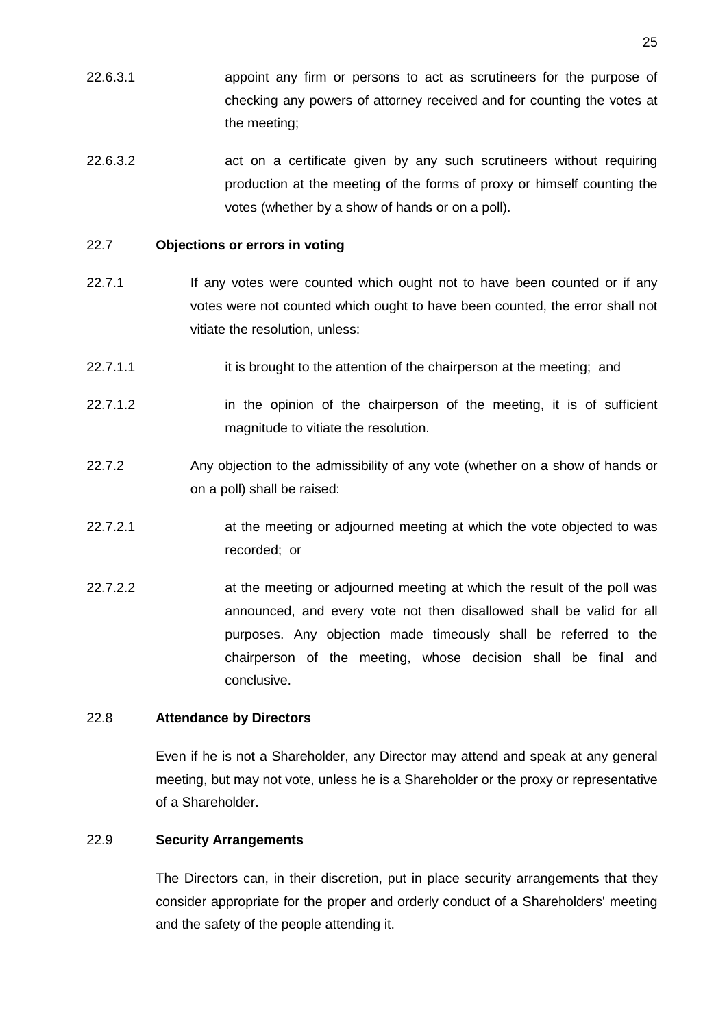22.6.3.1 appoint any firm or persons to act as scrutineers for the purpose of checking any powers of attorney received and for counting the votes at the meeting;

22.6.3.2 act on a certificate given by any such scrutineers without requiring production at the meeting of the forms of proxy or himself counting the votes (whether by a show of hands or on a poll).

22.7 **Objections or errors in voting**

22.7.1 If any votes were counted which ought not to have been counted or if any votes were not counted which ought to have been counted, the error shall not vitiate the resolution, unless:

22.7.1.1 it is brought to the attention of the chairperson at the meeting; and

22.7.1.2 in the opinion of the chairperson of the meeting, it is of sufficient magnitude to vitiate the resolution.

22.7.2 Any objection to the admissibility of any vote (whether on a show of hands or on a poll) shall be raised:

22.7.2.1 at the meeting or adjourned meeting at which the vote objected to was recorded; or

22.7.2.2 at the meeting or adjourned meeting at which the result of the poll was announced, and every vote not then disallowed shall be valid for all purposes. Any objection made timeously shall be referred to the chairperson of the meeting, whose decision shall be final and conclusive.

22.8 **Attendance by Directors**

Even if he is not a Shareholder, any Director may attend and speak at any general meeting, but may not vote, unless he is a Shareholder or the proxy or representative of a Shareholder.

22.9 **Security Arrangements**

The Directors can, in their discretion, put in place security arrangements that they consider appropriate for the proper and orderly conduct of a Shareholders' meeting and the safety of the people attending it.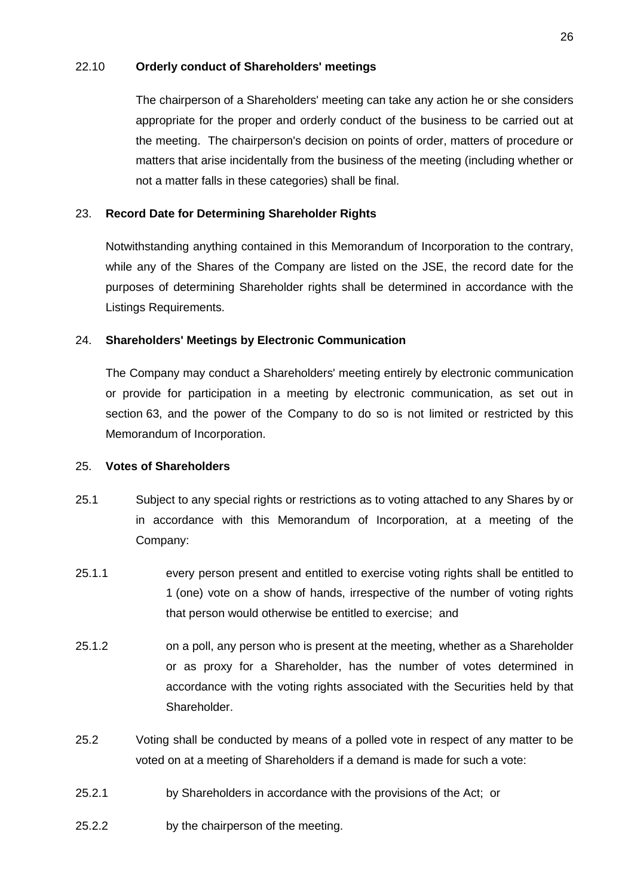22.10 **Orderly conduct of Shareholders' meetings**

The chairperson of a Shareholders' meeting can take any action he or she considers appropriate for the proper and orderly conduct of the business to be carried out at the meeting. The chairperson's decision on points of order, matters of procedure or matters that arise incidentally from the business of the meeting (including whether or not a matter falls in these categories) shall be final.

23. **Record Date for Determining Shareholder Rights**

Notwithstanding anything contained in this Memorandum of Incorporation to the contrary, while any of the Shares of the Company are listed on the JSE, the record date for the purposes of determining Shareholder rights shall be determined in accordance with the Listings Requirements.

24. **Shareholders' Meetings by Electronic Communication**

The Company may conduct a Shareholders' meeting entirely by electronic communication or provide for participation in a meeting by electronic communication, as set out in section 63, and the power of the Company to do so is not limited or restricted by this Memorandum of Incorporation.

25. **Votes of Shareholders**

25.1 Subject to any special rights or restrictions as to voting attached to any Shares by or in accordance with this Memorandum of Incorporation, at a meeting of the Company:

25.1.1 every person present and entitled to exercise voting rights shall be entitled to 1 (one) vote on a show of hands, irrespective of the number of voting rights that person would otherwise be entitled to exercise; and

25.1.2 on a poll, any person who is present at the meeting, whether as a Shareholder or as proxy for a Shareholder, has the number of votes determined in accordance with the voting rights associated with the Securities held by that Shareholder.

25.2 Voting shall be conducted by means of a polled vote in respect of any matter to be voted on at a meeting of Shareholders if a demand is made for such a vote:

25.2.1 by Shareholders in accordance with the provisions of the Act; or

25.2.2 by the chairperson of the meeting.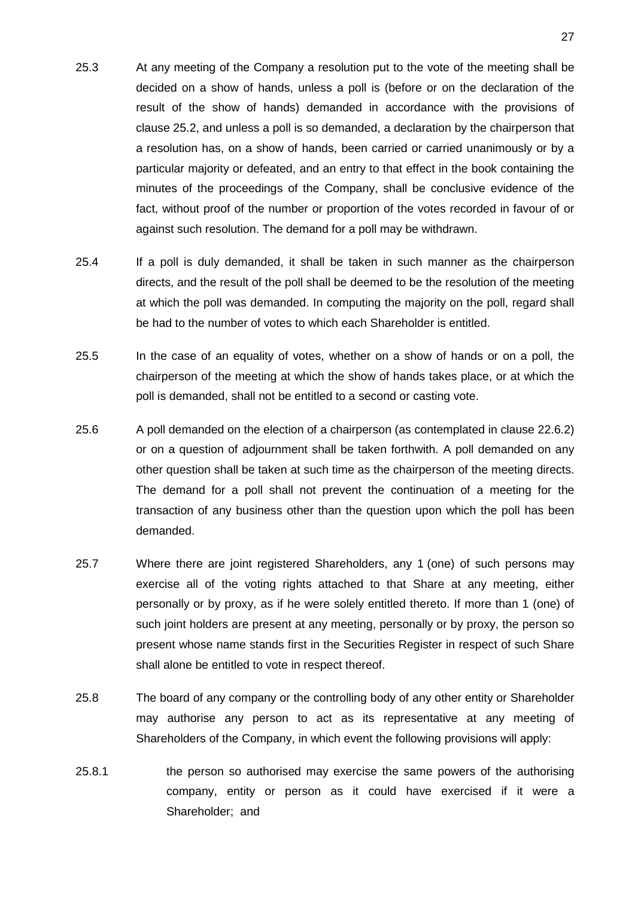25.3 At any meeting of the Company a resolution put to the vote of the meeting shall be decided on a show of hands, unless a poll is (before or on the declaration of the result of the show of hands) demanded in accordance with the provisions of clause 25.2, and unless a poll is so demanded, a declaration by the chairperson that a resolution has, on a show of hands, been carried or carried unanimously or by a particular majority or defeated, and an entry to that effect in the book containing the minutes of the proceedings of the Company, shall be conclusive evidence of the fact, without proof of the number or proportion of the votes recorded in favour of or against such resolution. The demand for a poll may be withdrawn.

25.4 If a poll is duly demanded, it shall be taken in such manner as the chairperson directs, and the result of the poll shall be deemed to be the resolution of the meeting at which the poll was demanded. In computing the majority on the poll, regard shall be had to the number of votes to which each Shareholder is entitled.

25.5 In the case of an equality of votes, whether on a show of hands or on a poll, the chairperson of the meeting at which the show of hands takes place, or at which the poll is demanded, shall not be entitled to a second or casting vote.

25.6 A poll demanded on the election of a chairperson (as contemplated in clause 22.6.2) or on a question of adjournment shall be taken forthwith. A poll demanded on any other question shall be taken at such time as the chairperson of the meeting directs. The demand for a poll shall not prevent the continuation of a meeting for the transaction of any business other than the question upon which the poll has been demanded.

25.7 Where there are joint registered Shareholders, any 1 (one) of such persons may exercise all of the voting rights attached to that Share at any meeting, either personally or by proxy, as if he were solely entitled thereto. If more than 1 (one) of such joint holders are present at any meeting, personally or by proxy, the person so present whose name stands first in the Securities Register in respect of such Share shall alone be entitled to vote in respect thereof.

25.8 The board of any company or the controlling body of any other entity or Shareholder may authorise any person to act as its representative at any meeting of Shareholders of the Company, in which event the following provisions will apply:

25.8.1 the person so authorised may exercise the same powers of the authorising company, entity or person as it could have exercised if it were a Shareholder; and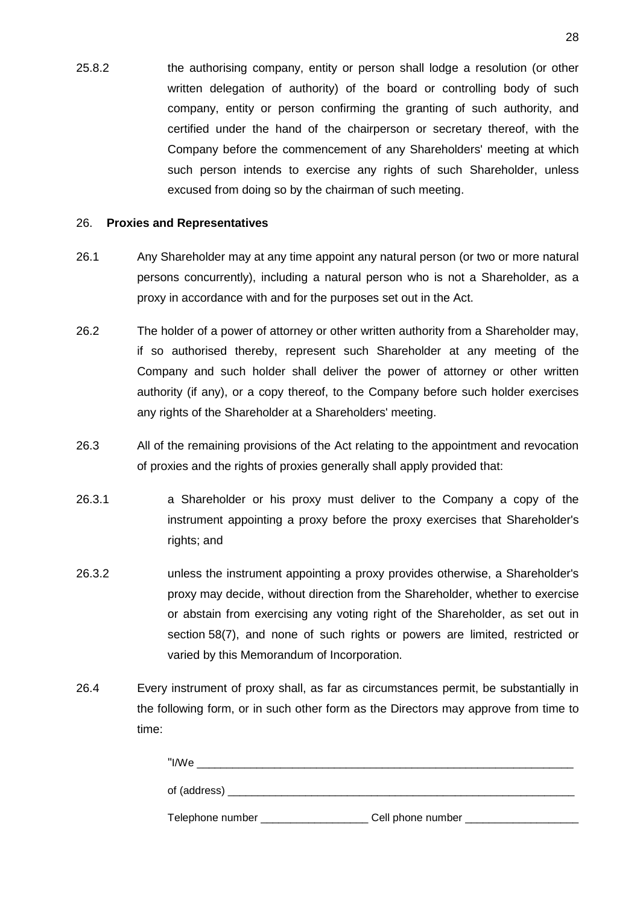25.8.2 the authorising company, entity or person shall lodge a resolution (or other written delegation of authority) of the board or controlling body of such company, entity or person confirming the granting of such authority, and certified under the hand of the chairperson or secretary thereof, with the Company before the commencement of any Shareholders' meeting at which such person intends to exercise any rights of such Shareholder, unless excused from doing so by the chairman of such meeting.

## 26. **Proxies and Representatives**

26.1 Any Shareholder may at any time appoint any natural person (or two or more natural persons concurrently), including a natural person who is not a Shareholder, as a proxy in accordance with and for the purposes set out in the Act.

26.2 The holder of a power of attorney or other written authority from a Shareholder may, if so authorised thereby, represent such Shareholder at any meeting of the Company and such holder shall deliver the power of attorney or other written authority (if any), or a copy thereof, to the Company before such holder exercises any rights of the Shareholder at a Shareholders' meeting.

26.3 All of the remaining provisions of the Act relating to the appointment and revocation of proxies and the rights of proxies generally shall apply provided that:

26.3.1 a Shareholder or his proxy must deliver to the Company a copy of the instrument appointing a proxy before the proxy exercises that Shareholder's rights; and

26.3.2 unless the instrument appointing a proxy provides otherwise, a Shareholder's proxy may decide, without direction from the Shareholder, whether to exercise or abstain from exercising any voting right of the Shareholder, as set out in section 58(7), and none of such rights or powers are limited, restricted or varied by this Memorandum of Incorporation.

26.4 Every instrument of proxy shall, as far as circumstances permit, be substantially in the following form, or in such other form as the Directors may approve from time to time:

"I/We ________________________________________________________________

of (address) ____________________________________________________________

Telephone number __________________ Cell phone number ___________________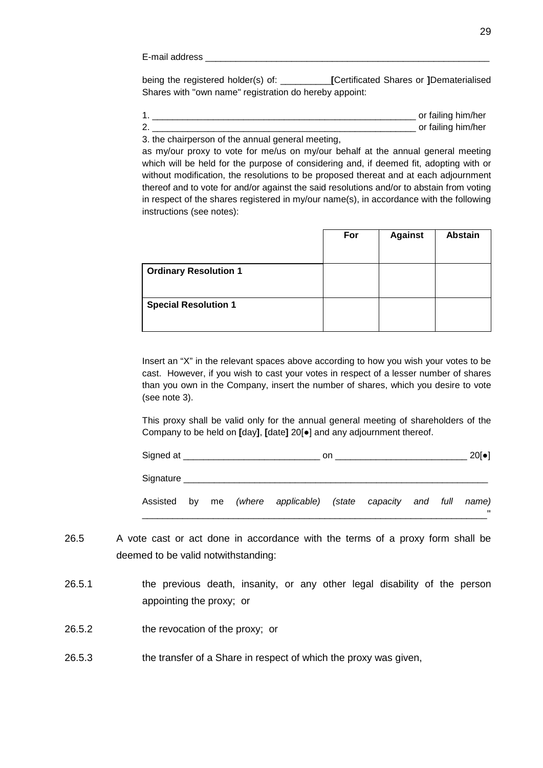E-mail address ___________________________________________________________

being the registered holder(s) of: __________**[**Certificated Shares or **]**Dematerialised Shares with "own name" registration do hereby appoint:

1. ______________________________________________________ or failing him/her
2. ______________________________________________________ or failing him/her
3. the chairperson of the annual general meeting,

as my/our proxy to vote for me/us on my/our behalf at the annual general meeting which will be held for the purpose of considering and, if deemed fit, adopting with or without modification, the resolutions to be proposed thereat and at each adjournment thereof and to vote for and/or against the said resolutions and/or to abstain from voting in respect of the shares registered in my/our name(s), in accordance with the following instructions (see notes):

| | For | Against | Abstain |
|---|---|---|---|
| **Ordinary Resolution 1** | | | |
| **Special Resolution 1** | | | |

Insert an "X" in the relevant spaces above according to how you wish your votes to be cast. However, if you wish to cast your votes in respect of a lesser number of shares than you own in the Company, insert the number of shares, which you desire to vote (see note 3).

This proxy shall be valid only for the annual general meeting of shareholders of the Company to be held on **[**day**]**, **[**date**]** 20[●] and any adjournment thereof.

Signed at ___________________________ on __________________________ 20[●]

Signature ______________________________________________________________

Assisted by me *(where applicable) (state capacity and full name)* ___________________________________________________________________"

26.5 A vote cast or act done in accordance with the terms of a proxy form shall be deemed to be valid notwithstanding:

26.5.1 the previous death, insanity, or any other legal disability of the person appointing the proxy; or

26.5.2 the revocation of the proxy; or

26.5.3 the transfer of a Share in respect of which the proxy was given,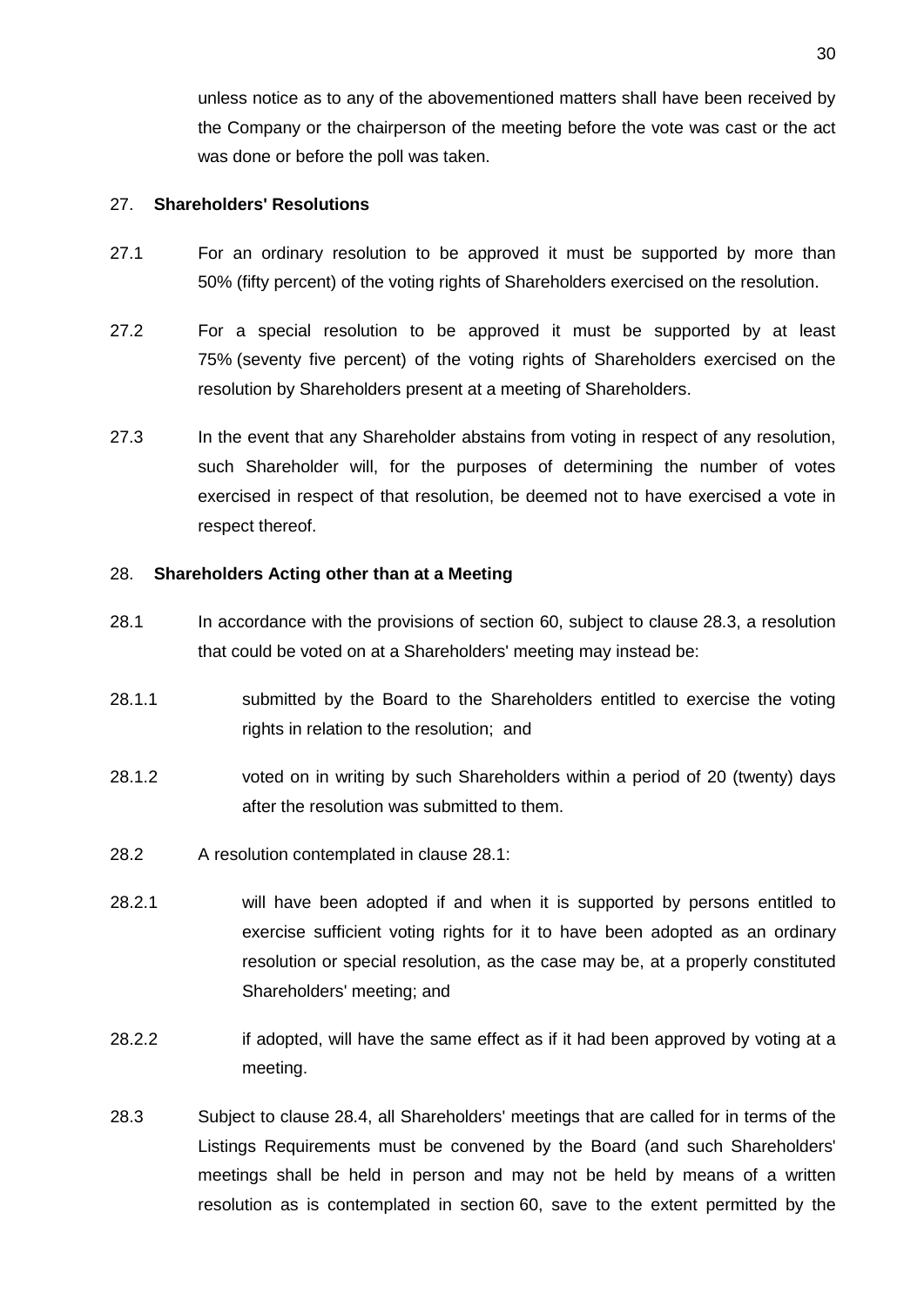unless notice as to any of the abovementioned matters shall have been received by the Company or the chairperson of the meeting before the vote was cast or the act was done or before the poll was taken.

27. **Shareholders' Resolutions**

27.1 For an ordinary resolution to be approved it must be supported by more than 50% (fifty percent) of the voting rights of Shareholders exercised on the resolution.

27.2 For a special resolution to be approved it must be supported by at least 75% (seventy five percent) of the voting rights of Shareholders exercised on the resolution by Shareholders present at a meeting of Shareholders.

27.3 In the event that any Shareholder abstains from voting in respect of any resolution, such Shareholder will, for the purposes of determining the number of votes exercised in respect of that resolution, be deemed not to have exercised a vote in respect thereof.

28. **Shareholders Acting other than at a Meeting**

28.1 In accordance with the provisions of section 60, subject to clause 28.3, a resolution that could be voted on at a Shareholders' meeting may instead be:

28.1.1 submitted by the Board to the Shareholders entitled to exercise the voting rights in relation to the resolution; and

28.1.2 voted on in writing by such Shareholders within a period of 20 (twenty) days after the resolution was submitted to them.

28.2 A resolution contemplated in clause 28.1:

28.2.1 will have been adopted if and when it is supported by persons entitled to exercise sufficient voting rights for it to have been adopted as an ordinary resolution or special resolution, as the case may be, at a properly constituted Shareholders' meeting; and

28.2.2 if adopted, will have the same effect as if it had been approved by voting at a meeting.

28.3 Subject to clause 28.4, all Shareholders' meetings that are called for in terms of the Listings Requirements must be convened by the Board (and such Shareholders' meetings shall be held in person and may not be held by means of a written resolution as is contemplated in section 60, save to the extent permitted by the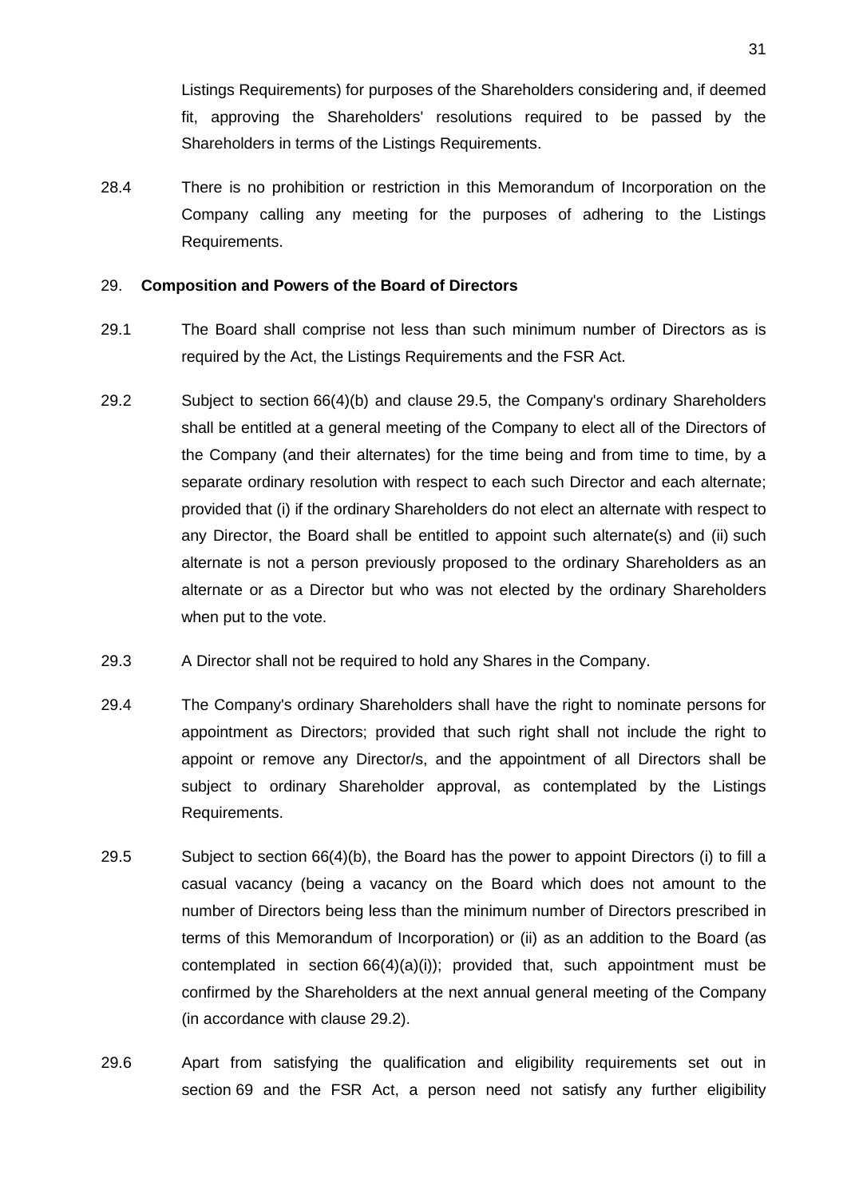Listings Requirements) for purposes of the Shareholders considering and, if deemed fit, approving the Shareholders' resolutions required to be passed by the Shareholders in terms of the Listings Requirements.

28.4 There is no prohibition or restriction in this Memorandum of Incorporation on the Company calling any meeting for the purposes of adhering to the Listings Requirements.

## 29. **Composition and Powers of the Board of Directors**

29.1 The Board shall comprise not less than such minimum number of Directors as is required by the Act, the Listings Requirements and the FSR Act.

29.2 Subject to section 66(4)(b) and clause 29.5, the Company's ordinary Shareholders shall be entitled at a general meeting of the Company to elect all of the Directors of the Company (and their alternates) for the time being and from time to time, by a separate ordinary resolution with respect to each such Director and each alternate; provided that (i) if the ordinary Shareholders do not elect an alternate with respect to any Director, the Board shall be entitled to appoint such alternate(s) and (ii) such alternate is not a person previously proposed to the ordinary Shareholders as an alternate or as a Director but who was not elected by the ordinary Shareholders when put to the vote.

29.3 A Director shall not be required to hold any Shares in the Company.

29.4 The Company's ordinary Shareholders shall have the right to nominate persons for appointment as Directors; provided that such right shall not include the right to appoint or remove any Director/s, and the appointment of all Directors shall be subject to ordinary Shareholder approval, as contemplated by the Listings Requirements.

29.5 Subject to section 66(4)(b), the Board has the power to appoint Directors (i) to fill a casual vacancy (being a vacancy on the Board which does not amount to the number of Directors being less than the minimum number of Directors prescribed in terms of this Memorandum of Incorporation) or (ii) as an addition to the Board (as contemplated in section 66(4)(a)(i)); provided that, such appointment must be confirmed by the Shareholders at the next annual general meeting of the Company (in accordance with clause 29.2).

29.6 Apart from satisfying the qualification and eligibility requirements set out in section 69 and the FSR Act, a person need not satisfy any further eligibility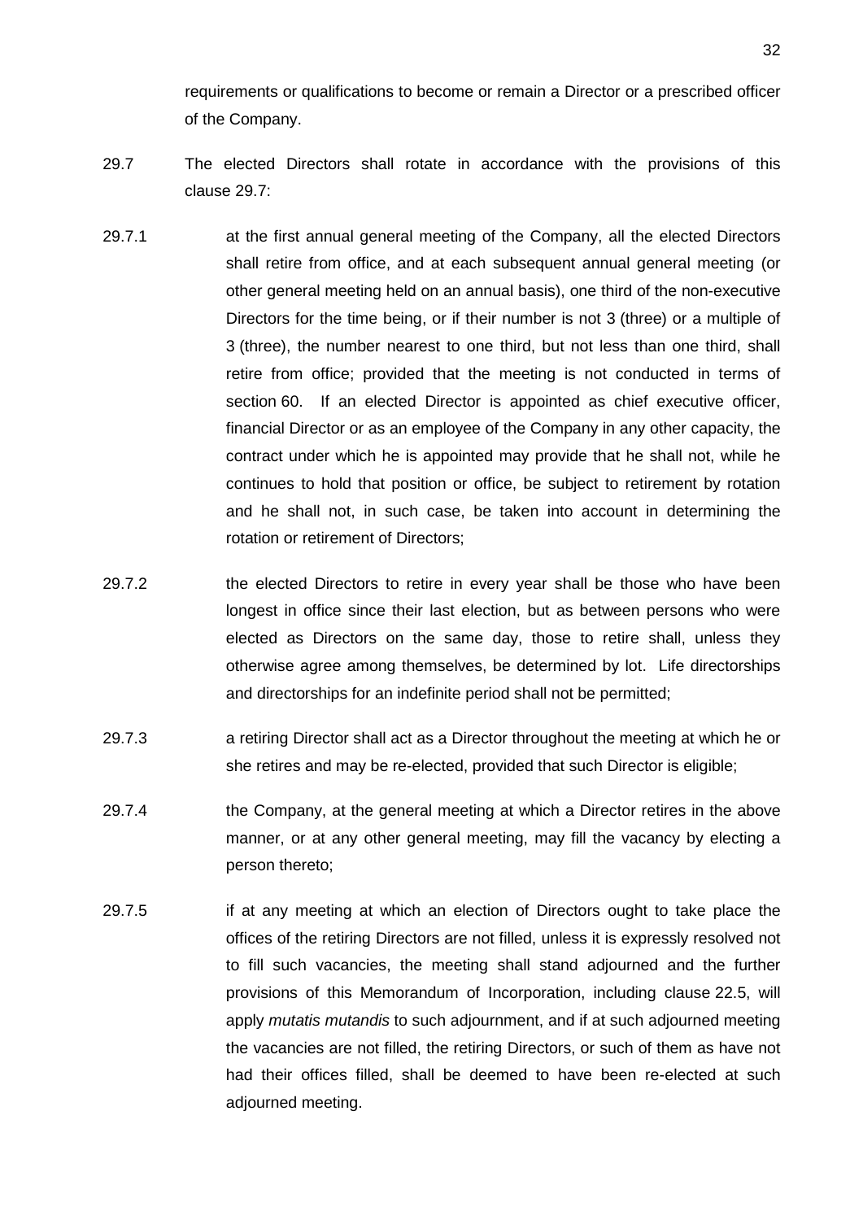requirements or qualifications to become or remain a Director or a prescribed officer of the Company.

29.7 The elected Directors shall rotate in accordance with the provisions of this clause 29.7:

29.7.1 at the first annual general meeting of the Company, all the elected Directors shall retire from office, and at each subsequent annual general meeting (or other general meeting held on an annual basis), one third of the non-executive Directors for the time being, or if their number is not 3 (three) or a multiple of 3 (three), the number nearest to one third, but not less than one third, shall retire from office; provided that the meeting is not conducted in terms of section 60. If an elected Director is appointed as chief executive officer, financial Director or as an employee of the Company in any other capacity, the contract under which he is appointed may provide that he shall not, while he continues to hold that position or office, be subject to retirement by rotation and he shall not, in such case, be taken into account in determining the rotation or retirement of Directors;

29.7.2 the elected Directors to retire in every year shall be those who have been longest in office since their last election, but as between persons who were elected as Directors on the same day, those to retire shall, unless they otherwise agree among themselves, be determined by lot. Life directorships and directorships for an indefinite period shall not be permitted;

29.7.3 a retiring Director shall act as a Director throughout the meeting at which he or she retires and may be re-elected, provided that such Director is eligible;

29.7.4 the Company, at the general meeting at which a Director retires in the above manner, or at any other general meeting, may fill the vacancy by electing a person thereto;

29.7.5 if at any meeting at which an election of Directors ought to take place the offices of the retiring Directors are not filled, unless it is expressly resolved not to fill such vacancies, the meeting shall stand adjourned and the further provisions of this Memorandum of Incorporation, including clause 22.5, will apply *mutatis mutandis* to such adjournment, and if at such adjourned meeting the vacancies are not filled, the retiring Directors, or such of them as have not had their offices filled, shall be deemed to have been re-elected at such adjourned meeting.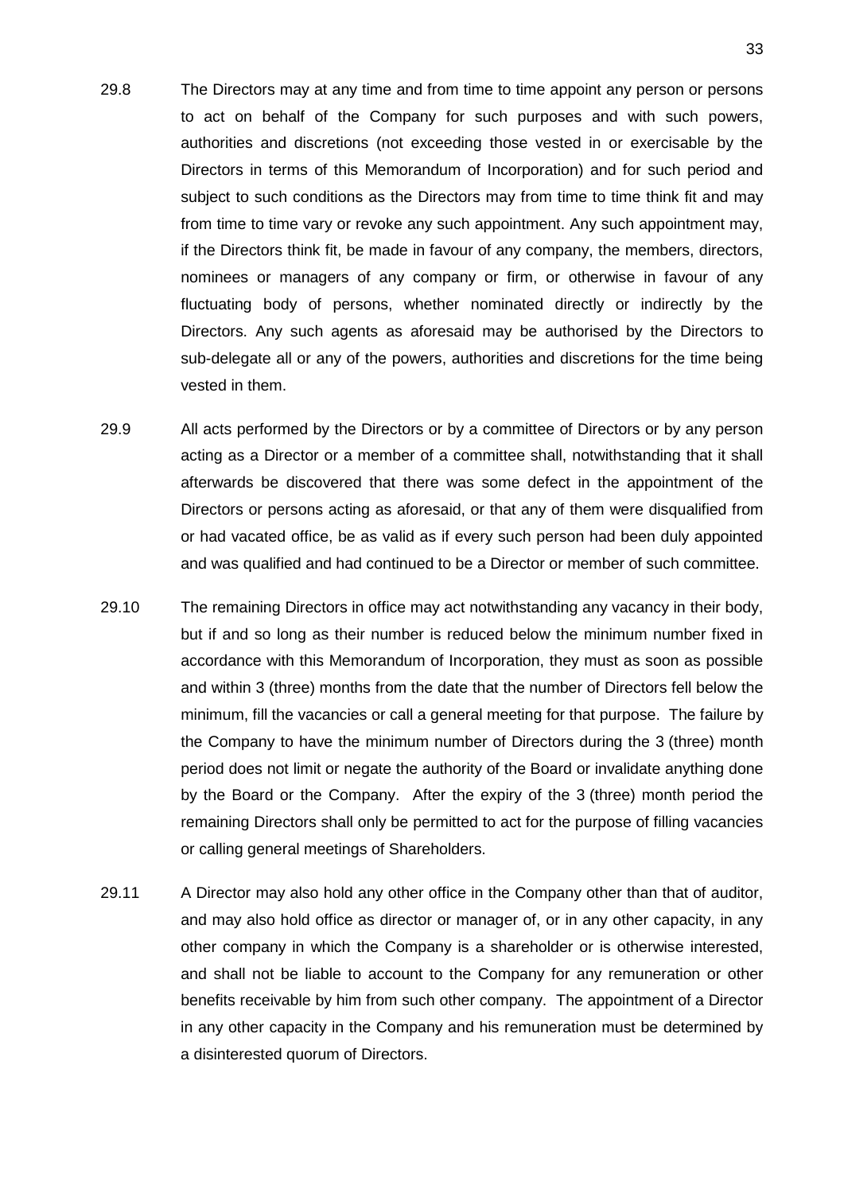29.8 The Directors may at any time and from time to time appoint any person or persons to act on behalf of the Company for such purposes and with such powers, authorities and discretions (not exceeding those vested in or exercisable by the Directors in terms of this Memorandum of Incorporation) and for such period and subject to such conditions as the Directors may from time to time think fit and may from time to time vary or revoke any such appointment. Any such appointment may, if the Directors think fit, be made in favour of any company, the members, directors, nominees or managers of any company or firm, or otherwise in favour of any fluctuating body of persons, whether nominated directly or indirectly by the Directors. Any such agents as aforesaid may be authorised by the Directors to sub-delegate all or any of the powers, authorities and discretions for the time being vested in them.

29.9 All acts performed by the Directors or by a committee of Directors or by any person acting as a Director or a member of a committee shall, notwithstanding that it shall afterwards be discovered that there was some defect in the appointment of the Directors or persons acting as aforesaid, or that any of them were disqualified from or had vacated office, be as valid as if every such person had been duly appointed and was qualified and had continued to be a Director or member of such committee.

29.10 The remaining Directors in office may act notwithstanding any vacancy in their body, but if and so long as their number is reduced below the minimum number fixed in accordance with this Memorandum of Incorporation, they must as soon as possible and within 3 (three) months from the date that the number of Directors fell below the minimum, fill the vacancies or call a general meeting for that purpose. The failure by the Company to have the minimum number of Directors during the 3 (three) month period does not limit or negate the authority of the Board or invalidate anything done by the Board or the Company. After the expiry of the 3 (three) month period the remaining Directors shall only be permitted to act for the purpose of filling vacancies or calling general meetings of Shareholders.

29.11 A Director may also hold any other office in the Company other than that of auditor, and may also hold office as director or manager of, or in any other capacity, in any other company in which the Company is a shareholder or is otherwise interested, and shall not be liable to account to the Company for any remuneration or other benefits receivable by him from such other company. The appointment of a Director in any other capacity in the Company and his remuneration must be determined by a disinterested quorum of Directors.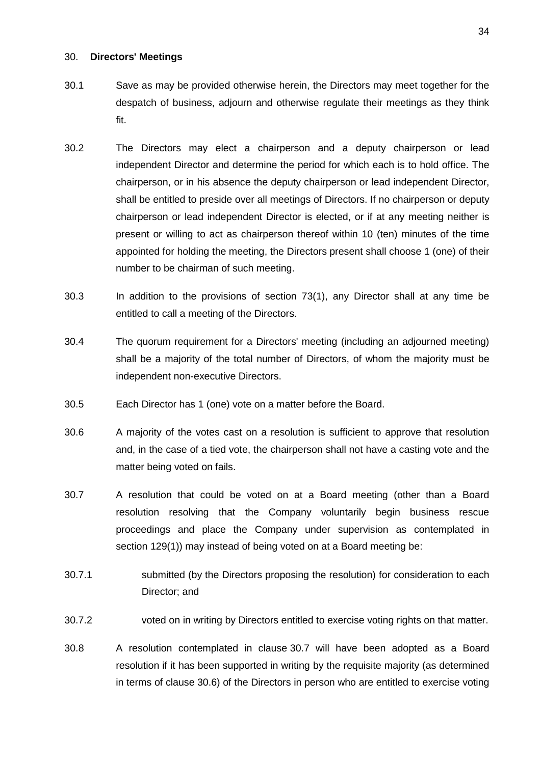## 30. **Directors' Meetings**

30.1 Save as may be provided otherwise herein, the Directors may meet together for the despatch of business, adjourn and otherwise regulate their meetings as they think fit.

30.2 The Directors may elect a chairperson and a deputy chairperson or lead independent Director and determine the period for which each is to hold office. The chairperson, or in his absence the deputy chairperson or lead independent Director, shall be entitled to preside over all meetings of Directors. If no chairperson or deputy chairperson or lead independent Director is elected, or if at any meeting neither is present or willing to act as chairperson thereof within 10 (ten) minutes of the time appointed for holding the meeting, the Directors present shall choose 1 (one) of their number to be chairman of such meeting.

30.3 In addition to the provisions of section 73(1), any Director shall at any time be entitled to call a meeting of the Directors.

30.4 The quorum requirement for a Directors' meeting (including an adjourned meeting) shall be a majority of the total number of Directors, of whom the majority must be independent non-executive Directors.

30.5 Each Director has 1 (one) vote on a matter before the Board.

30.6 A majority of the votes cast on a resolution is sufficient to approve that resolution and, in the case of a tied vote, the chairperson shall not have a casting vote and the matter being voted on fails.

30.7 A resolution that could be voted on at a Board meeting (other than a Board resolution resolving that the Company voluntarily begin business rescue proceedings and place the Company under supervision as contemplated in section 129(1)) may instead of being voted on at a Board meeting be:

30.7.1 submitted (by the Directors proposing the resolution) for consideration to each Director; and

30.7.2 voted on in writing by Directors entitled to exercise voting rights on that matter.

30.8 A resolution contemplated in clause 30.7 will have been adopted as a Board resolution if it has been supported in writing by the requisite majority (as determined in terms of clause 30.6) of the Directors in person who are entitled to exercise voting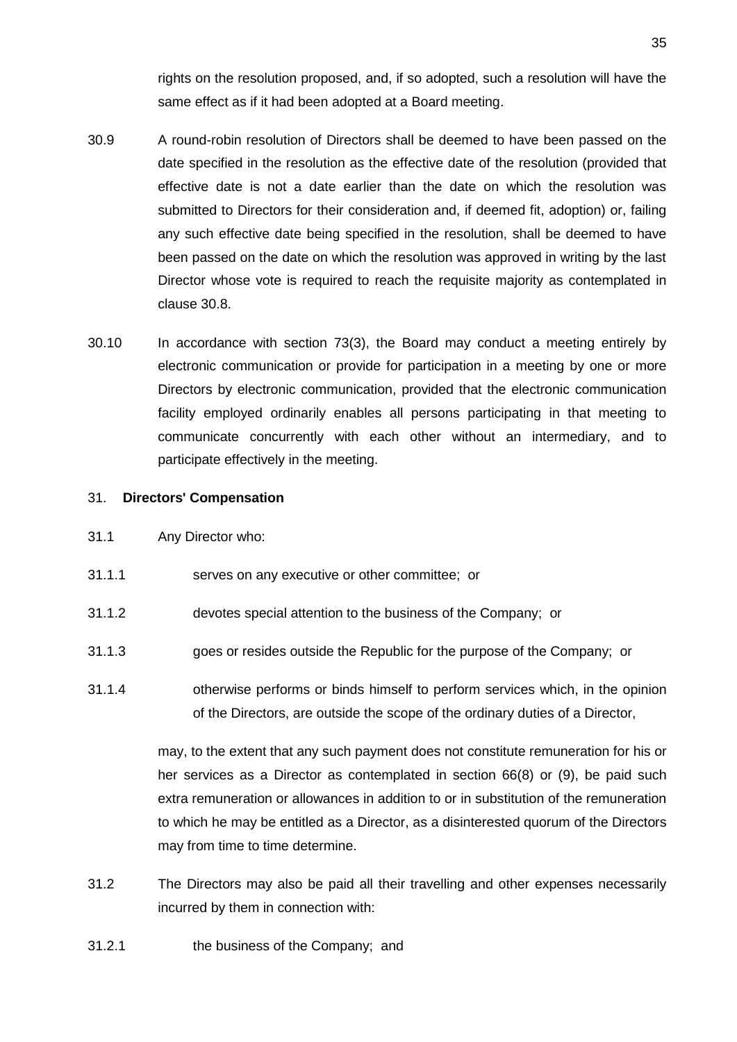rights on the resolution proposed, and, if so adopted, such a resolution will have the same effect as if it had been adopted at a Board meeting.

30.9 A round-robin resolution of Directors shall be deemed to have been passed on the date specified in the resolution as the effective date of the resolution (provided that effective date is not a date earlier than the date on which the resolution was submitted to Directors for their consideration and, if deemed fit, adoption) or, failing any such effective date being specified in the resolution, shall be deemed to have been passed on the date on which the resolution was approved in writing by the last Director whose vote is required to reach the requisite majority as contemplated in clause 30.8.

30.10 In accordance with section 73(3), the Board may conduct a meeting entirely by electronic communication or provide for participation in a meeting by one or more Directors by electronic communication, provided that the electronic communication facility employed ordinarily enables all persons participating in that meeting to communicate concurrently with each other without an intermediary, and to participate effectively in the meeting.

31. **Directors' Compensation**

31.1 Any Director who:

31.1.1 serves on any executive or other committee; or

31.1.2 devotes special attention to the business of the Company; or

31.1.3 goes or resides outside the Republic for the purpose of the Company; or

31.1.4 otherwise performs or binds himself to perform services which, in the opinion of the Directors, are outside the scope of the ordinary duties of a Director,

may, to the extent that any such payment does not constitute remuneration for his or her services as a Director as contemplated in section 66(8) or (9), be paid such extra remuneration or allowances in addition to or in substitution of the remuneration to which he may be entitled as a Director, as a disinterested quorum of the Directors may from time to time determine.

31.2 The Directors may also be paid all their travelling and other expenses necessarily incurred by them in connection with:

31.2.1 the business of the Company; and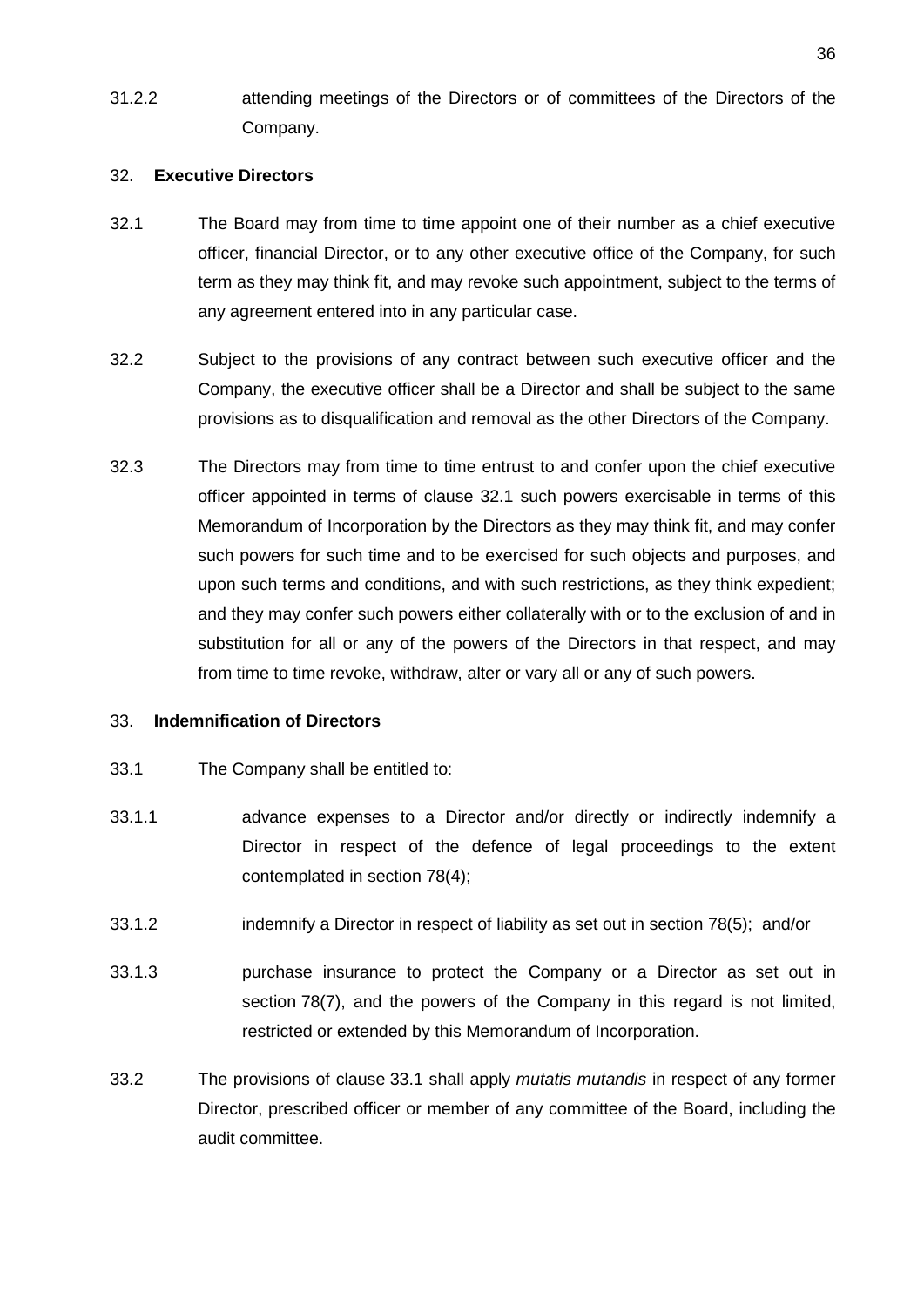31.2.2 attending meetings of the Directors or of committees of the Directors of the Company.

## 32. **Executive Directors**

32.1 The Board may from time to time appoint one of their number as a chief executive officer, financial Director, or to any other executive office of the Company, for such term as they may think fit, and may revoke such appointment, subject to the terms of any agreement entered into in any particular case.

32.2 Subject to the provisions of any contract between such executive officer and the Company, the executive officer shall be a Director and shall be subject to the same provisions as to disqualification and removal as the other Directors of the Company.

32.3 The Directors may from time to time entrust to and confer upon the chief executive officer appointed in terms of clause 32.1 such powers exercisable in terms of this Memorandum of Incorporation by the Directors as they may think fit, and may confer such powers for such time and to be exercised for such objects and purposes, and upon such terms and conditions, and with such restrictions, as they think expedient; and they may confer such powers either collaterally with or to the exclusion of and in substitution for all or any of the powers of the Directors in that respect, and may from time to time revoke, withdraw, alter or vary all or any of such powers.

## 33. **Indemnification of Directors**

33.1 The Company shall be entitled to:

33.1.1 advance expenses to a Director and/or directly or indirectly indemnify a Director in respect of the defence of legal proceedings to the extent contemplated in section 78(4);

33.1.2 indemnify a Director in respect of liability as set out in section 78(5); and/or

33.1.3 purchase insurance to protect the Company or a Director as set out in section 78(7), and the powers of the Company in this regard is not limited, restricted or extended by this Memorandum of Incorporation.

33.2 The provisions of clause 33.1 shall apply *mutatis mutandis* in respect of any former Director, prescribed officer or member of any committee of the Board, including the audit committee.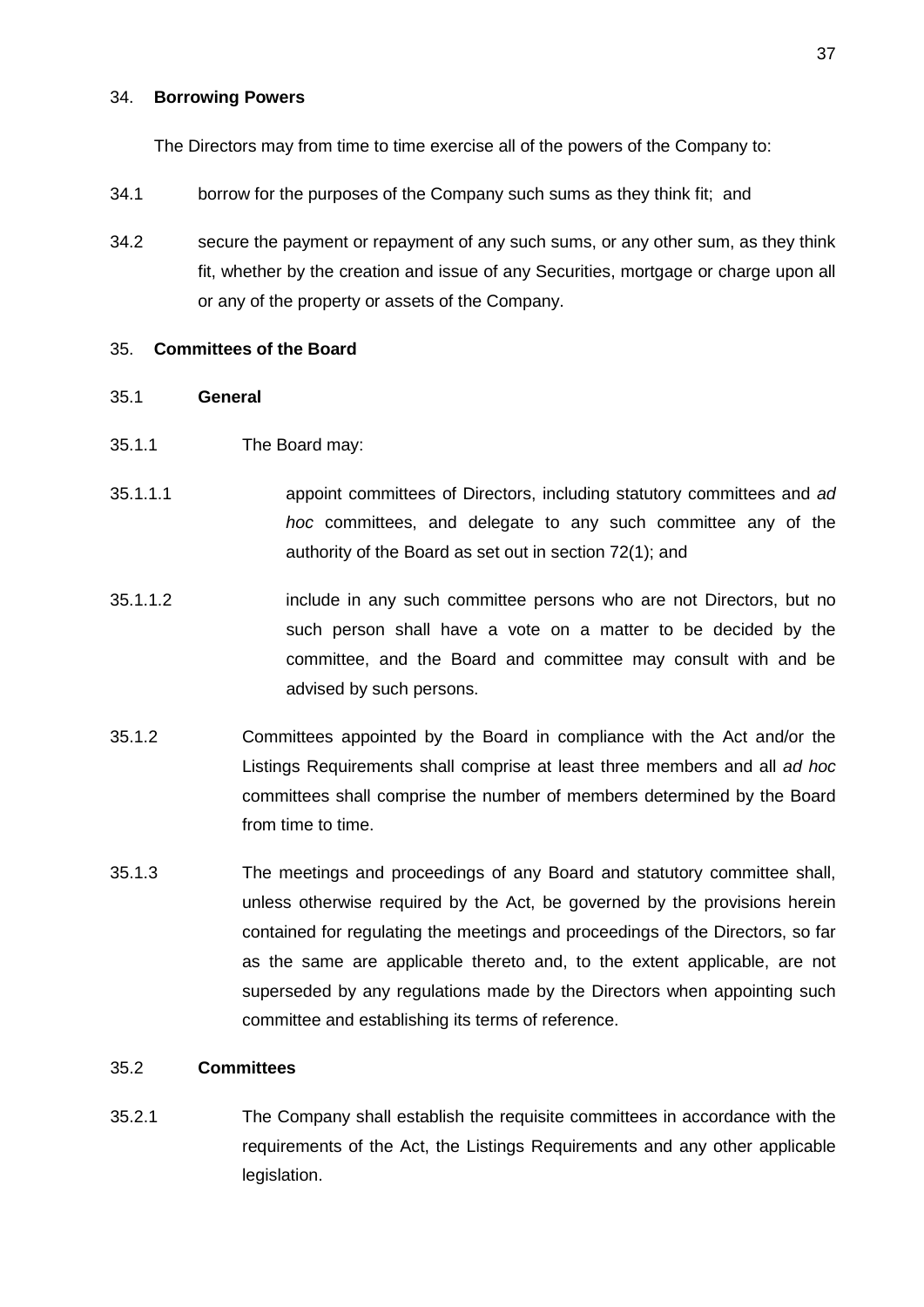## 34. **Borrowing Powers**

The Directors may from time to time exercise all of the powers of the Company to:

34.1 borrow for the purposes of the Company such sums as they think fit; and

34.2 secure the payment or repayment of any such sums, or any other sum, as they think fit, whether by the creation and issue of any Securities, mortgage or charge upon all or any of the property or assets of the Company.

## 35. **Committees of the Board**

### 35.1 **General**

35.1.1 The Board may:

35.1.1.1 appoint committees of Directors, including statutory committees and *ad hoc* committees, and delegate to any such committee any of the authority of the Board as set out in section 72(1); and

35.1.1.2 include in any such committee persons who are not Directors, but no such person shall have a vote on a matter to be decided by the committee, and the Board and committee may consult with and be advised by such persons.

35.1.2 Committees appointed by the Board in compliance with the Act and/or the Listings Requirements shall comprise at least three members and all *ad hoc* committees shall comprise the number of members determined by the Board from time to time.

35.1.3 The meetings and proceedings of any Board and statutory committee shall, unless otherwise required by the Act, be governed by the provisions herein contained for regulating the meetings and proceedings of the Directors, so far as the same are applicable thereto and, to the extent applicable, are not superseded by any regulations made by the Directors when appointing such committee and establishing its terms of reference.

### 35.2 **Committees**

35.2.1 The Company shall establish the requisite committees in accordance with the requirements of the Act, the Listings Requirements and any other applicable legislation.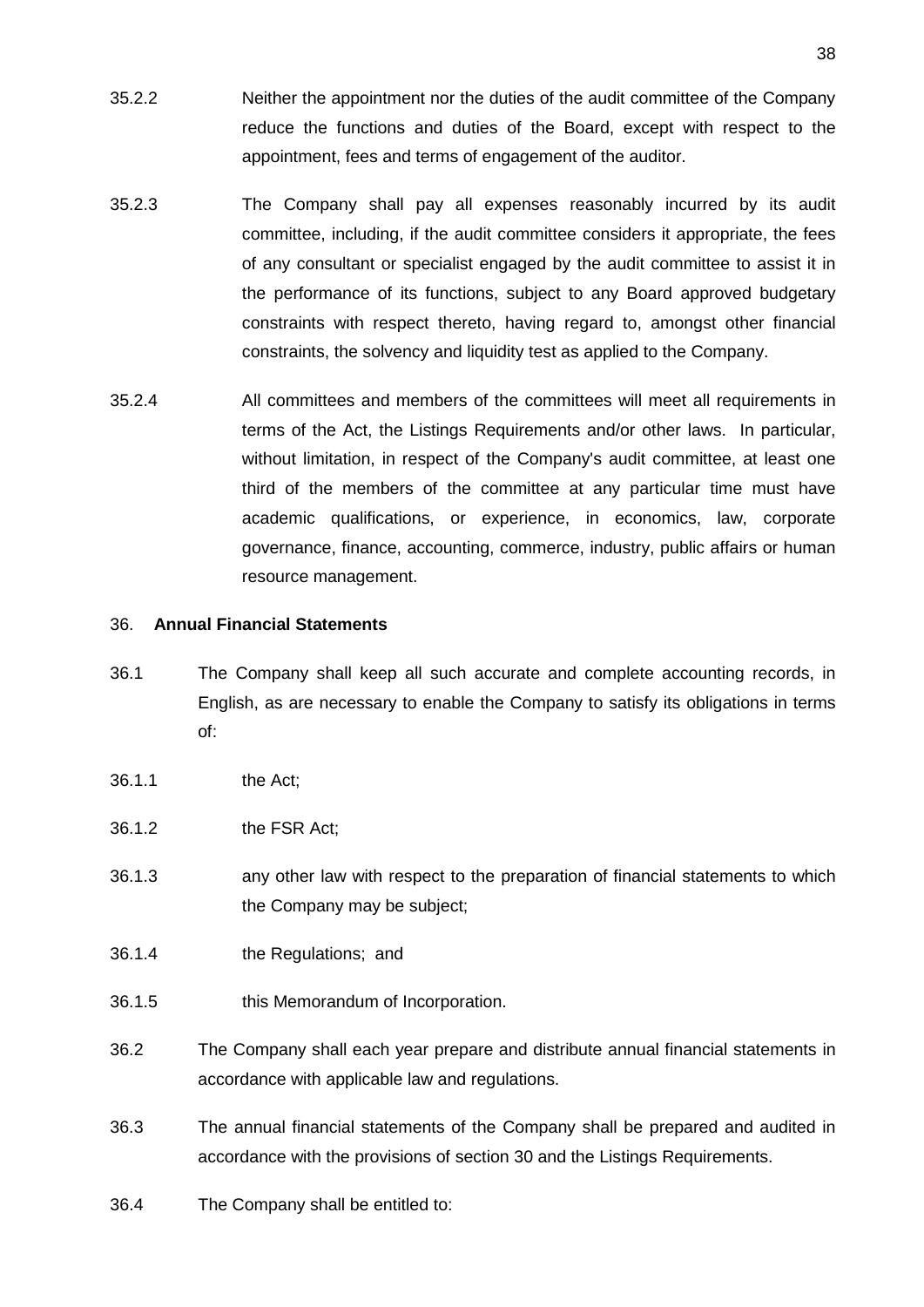35.2.2 Neither the appointment nor the duties of the audit committee of the Company reduce the functions and duties of the Board, except with respect to the appointment, fees and terms of engagement of the auditor.

35.2.3 The Company shall pay all expenses reasonably incurred by its audit committee, including, if the audit committee considers it appropriate, the fees of any consultant or specialist engaged by the audit committee to assist it in the performance of its functions, subject to any Board approved budgetary constraints with respect thereto, having regard to, amongst other financial constraints, the solvency and liquidity test as applied to the Company.

35.2.4 All committees and members of the committees will meet all requirements in terms of the Act, the Listings Requirements and/or other laws. In particular, without limitation, in respect of the Company's audit committee, at least one third of the members of the committee at any particular time must have academic qualifications, or experience, in economics, law, corporate governance, finance, accounting, commerce, industry, public affairs or human resource management.

## 36. Annual Financial Statements

36.1 The Company shall keep all such accurate and complete accounting records, in English, as are necessary to enable the Company to satisfy its obligations in terms of:

36.1.1 the Act;

36.1.2 the FSR Act;

36.1.3 any other law with respect to the preparation of financial statements to which the Company may be subject;

36.1.4 the Regulations; and

36.1.5 this Memorandum of Incorporation.

36.2 The Company shall each year prepare and distribute annual financial statements in accordance with applicable law and regulations.

36.3 The annual financial statements of the Company shall be prepared and audited in accordance with the provisions of section 30 and the Listings Requirements.

36.4 The Company shall be entitled to: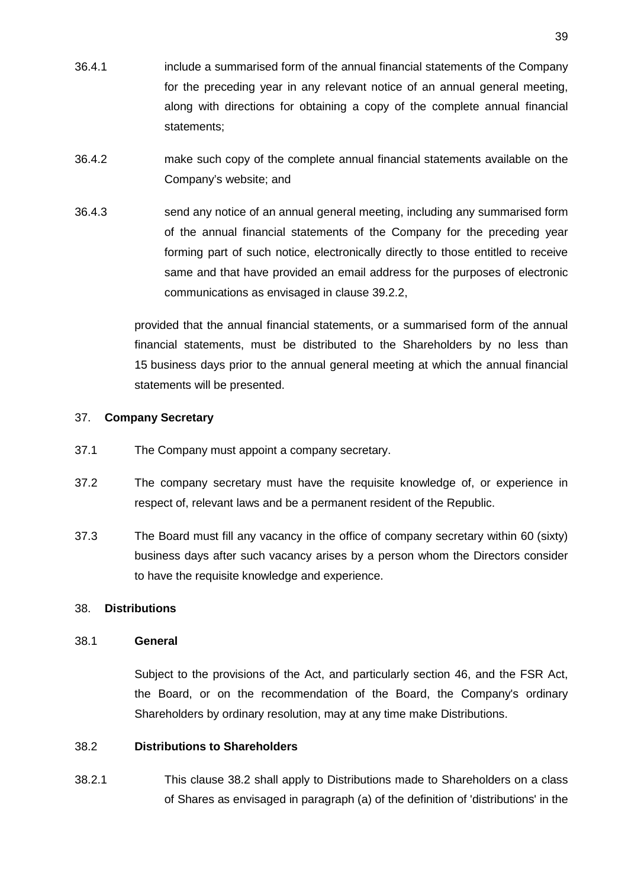36.4.1 include a summarised form of the annual financial statements of the Company for the preceding year in any relevant notice of an annual general meeting, along with directions for obtaining a copy of the complete annual financial statements;

36.4.2 make such copy of the complete annual financial statements available on the Company's website; and

36.4.3 send any notice of an annual general meeting, including any summarised form of the annual financial statements of the Company for the preceding year forming part of such notice, electronically directly to those entitled to receive same and that have provided an email address for the purposes of electronic communications as envisaged in clause 39.2.2,

provided that the annual financial statements, or a summarised form of the annual financial statements, must be distributed to the Shareholders by no less than 15 business days prior to the annual general meeting at which the annual financial statements will be presented.

37. **Company Secretary**

37.1 The Company must appoint a company secretary.

37.2 The company secretary must have the requisite knowledge of, or experience in respect of, relevant laws and be a permanent resident of the Republic.

37.3 The Board must fill any vacancy in the office of company secretary within 60 (sixty) business days after such vacancy arises by a person whom the Directors consider to have the requisite knowledge and experience.

38. **Distributions**

38.1 **General**

Subject to the provisions of the Act, and particularly section 46, and the FSR Act, the Board, or on the recommendation of the Board, the Company's ordinary Shareholders by ordinary resolution, may at any time make Distributions.

38.2 **Distributions to Shareholders**

38.2.1 This clause 38.2 shall apply to Distributions made to Shareholders on a class of Shares as envisaged in paragraph (a) of the definition of 'distributions' in the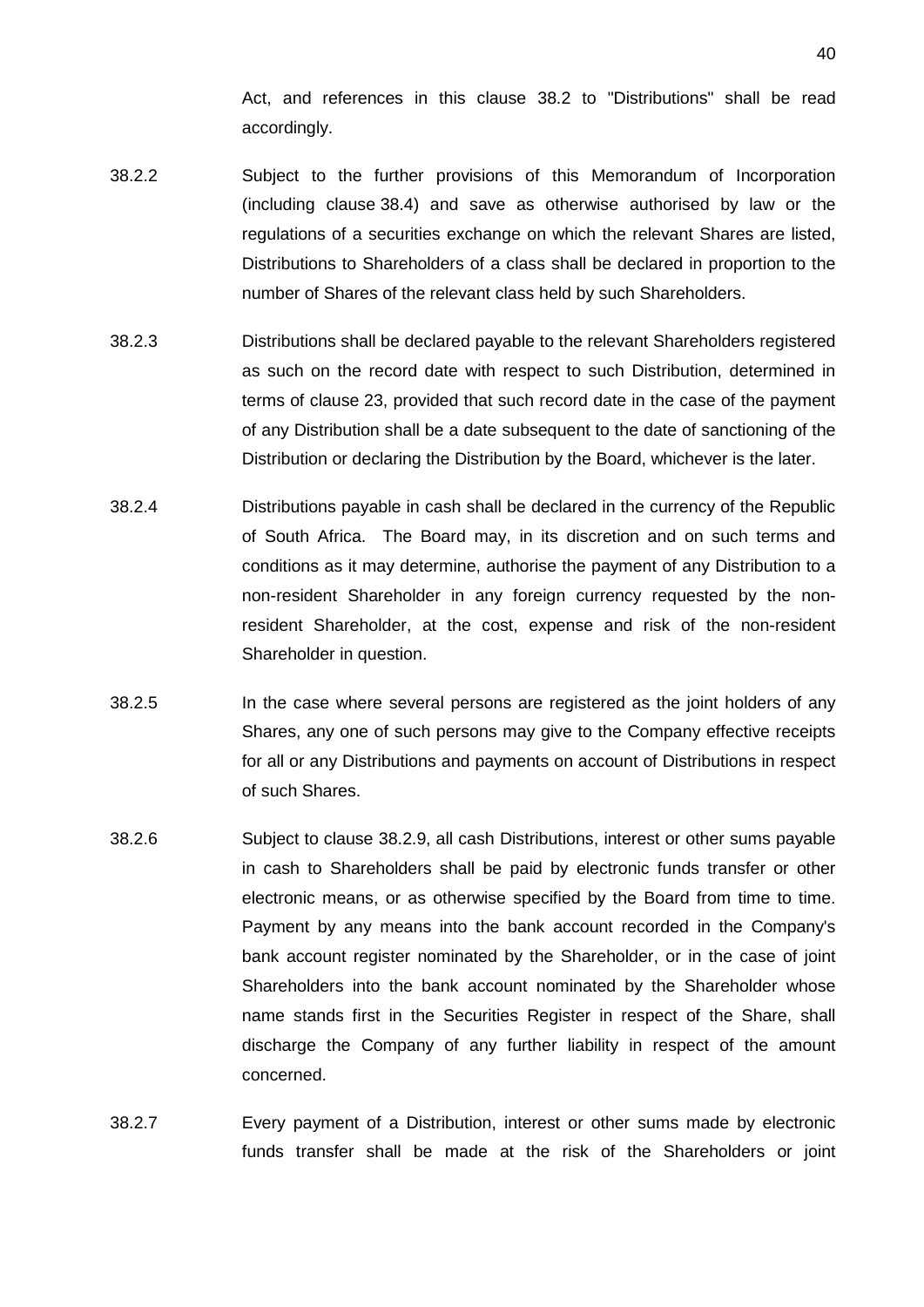Act, and references in this clause 38.2 to "Distributions" shall be read accordingly.

38.2.2 Subject to the further provisions of this Memorandum of Incorporation (including clause 38.4) and save as otherwise authorised by law or the regulations of a securities exchange on which the relevant Shares are listed, Distributions to Shareholders of a class shall be declared in proportion to the number of Shares of the relevant class held by such Shareholders.

38.2.3 Distributions shall be declared payable to the relevant Shareholders registered as such on the record date with respect to such Distribution, determined in terms of clause 23, provided that such record date in the case of the payment of any Distribution shall be a date subsequent to the date of sanctioning of the Distribution or declaring the Distribution by the Board, whichever is the later.

38.2.4 Distributions payable in cash shall be declared in the currency of the Republic of South Africa. The Board may, in its discretion and on such terms and conditions as it may determine, authorise the payment of any Distribution to a non-resident Shareholder in any foreign currency requested by the non-resident Shareholder, at the cost, expense and risk of the non-resident Shareholder in question.

38.2.5 In the case where several persons are registered as the joint holders of any Shares, any one of such persons may give to the Company effective receipts for all or any Distributions and payments on account of Distributions in respect of such Shares.

38.2.6 Subject to clause 38.2.9, all cash Distributions, interest or other sums payable in cash to Shareholders shall be paid by electronic funds transfer or other electronic means, or as otherwise specified by the Board from time to time. Payment by any means into the bank account recorded in the Company's bank account register nominated by the Shareholder, or in the case of joint Shareholders into the bank account nominated by the Shareholder whose name stands first in the Securities Register in respect of the Share, shall discharge the Company of any further liability in respect of the amount concerned.

38.2.7 Every payment of a Distribution, interest or other sums made by electronic funds transfer shall be made at the risk of the Shareholders or joint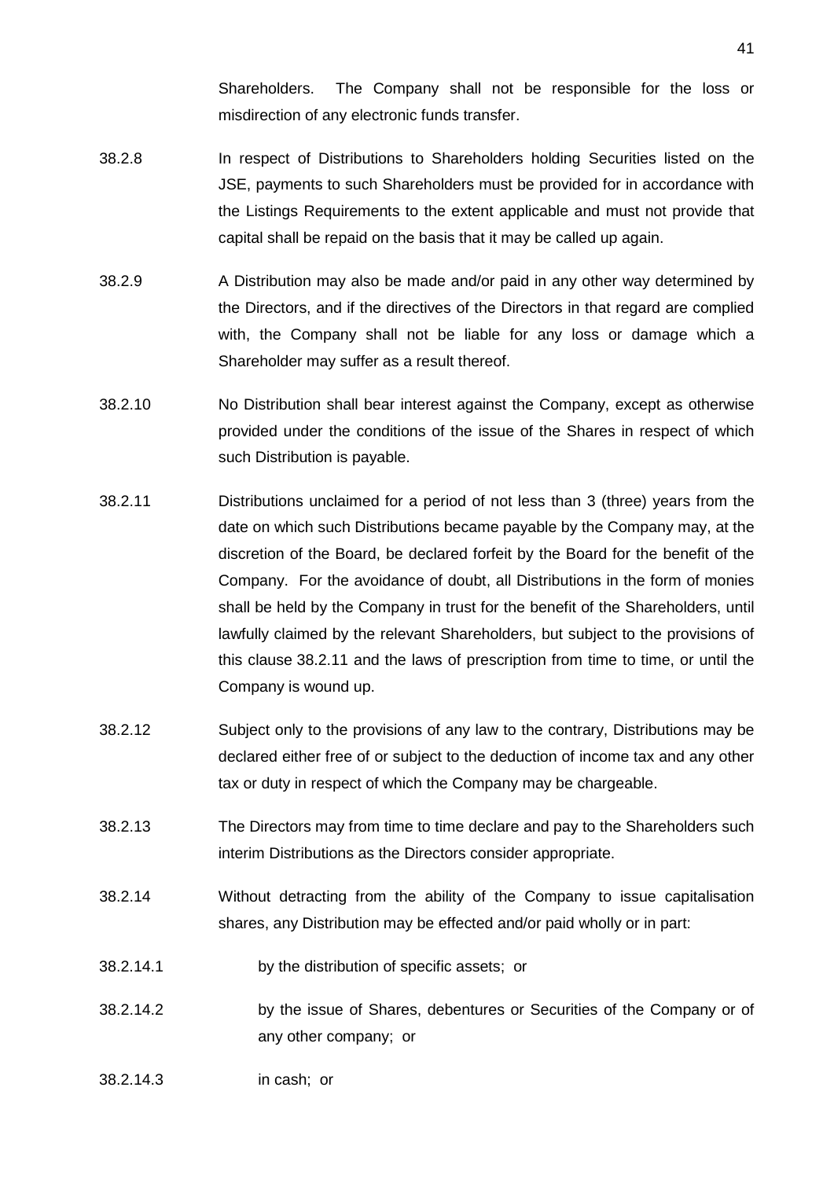Shareholders. The Company shall not be responsible for the loss or misdirection of any electronic funds transfer.

38.2.8 In respect of Distributions to Shareholders holding Securities listed on the JSE, payments to such Shareholders must be provided for in accordance with the Listings Requirements to the extent applicable and must not provide that capital shall be repaid on the basis that it may be called up again.

38.2.9 A Distribution may also be made and/or paid in any other way determined by the Directors, and if the directives of the Directors in that regard are complied with, the Company shall not be liable for any loss or damage which a Shareholder may suffer as a result thereof.

38.2.10 No Distribution shall bear interest against the Company, except as otherwise provided under the conditions of the issue of the Shares in respect of which such Distribution is payable.

38.2.11 Distributions unclaimed for a period of not less than 3 (three) years from the date on which such Distributions became payable by the Company may, at the discretion of the Board, be declared forfeit by the Board for the benefit of the Company. For the avoidance of doubt, all Distributions in the form of monies shall be held by the Company in trust for the benefit of the Shareholders, until lawfully claimed by the relevant Shareholders, but subject to the provisions of this clause 38.2.11 and the laws of prescription from time to time, or until the Company is wound up.

38.2.12 Subject only to the provisions of any law to the contrary, Distributions may be declared either free of or subject to the deduction of income tax and any other tax or duty in respect of which the Company may be chargeable.

38.2.13 The Directors may from time to time declare and pay to the Shareholders such interim Distributions as the Directors consider appropriate.

38.2.14 Without detracting from the ability of the Company to issue capitalisation shares, any Distribution may be effected and/or paid wholly or in part:

38.2.14.1 by the distribution of specific assets; or

38.2.14.2 by the issue of Shares, debentures or Securities of the Company or of any other company; or

38.2.14.3 in cash; or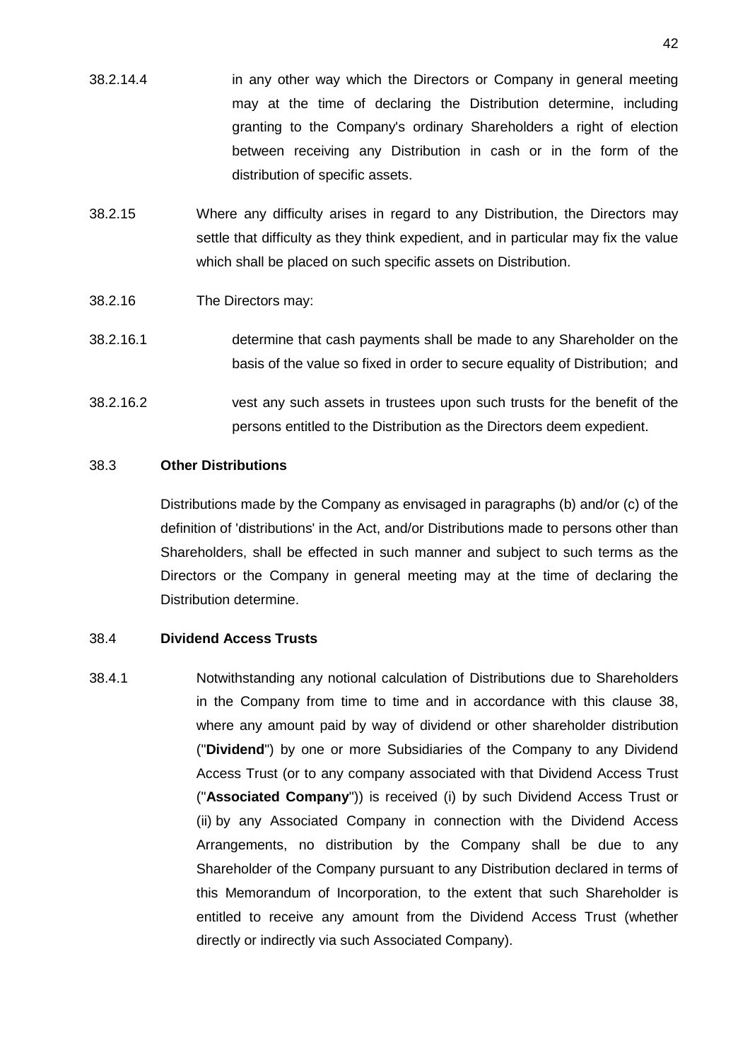38.2.14.4 in any other way which the Directors or Company in general meeting may at the time of declaring the Distribution determine, including granting to the Company's ordinary Shareholders a right of election between receiving any Distribution in cash or in the form of the distribution of specific assets.

38.2.15 Where any difficulty arises in regard to any Distribution, the Directors may settle that difficulty as they think expedient, and in particular may fix the value which shall be placed on such specific assets on Distribution.

38.2.16 The Directors may:

38.2.16.1 determine that cash payments shall be made to any Shareholder on the basis of the value so fixed in order to secure equality of Distribution; and

38.2.16.2 vest any such assets in trustees upon such trusts for the benefit of the persons entitled to the Distribution as the Directors deem expedient.

38.3 **Other Distributions**

Distributions made by the Company as envisaged in paragraphs (b) and/or (c) of the definition of 'distributions' in the Act, and/or Distributions made to persons other than Shareholders, shall be effected in such manner and subject to such terms as the Directors or the Company in general meeting may at the time of declaring the Distribution determine.

38.4 **Dividend Access Trusts**

38.4.1 Notwithstanding any notional calculation of Distributions due to Shareholders in the Company from time to time and in accordance with this clause 38, where any amount paid by way of dividend or other shareholder distribution ("**Dividend**") by one or more Subsidiaries of the Company to any Dividend Access Trust (or to any company associated with that Dividend Access Trust ("**Associated Company**")) is received (i) by such Dividend Access Trust or (ii) by any Associated Company in connection with the Dividend Access Arrangements, no distribution by the Company shall be due to any Shareholder of the Company pursuant to any Distribution declared in terms of this Memorandum of Incorporation, to the extent that such Shareholder is entitled to receive any amount from the Dividend Access Trust (whether directly or indirectly via such Associated Company).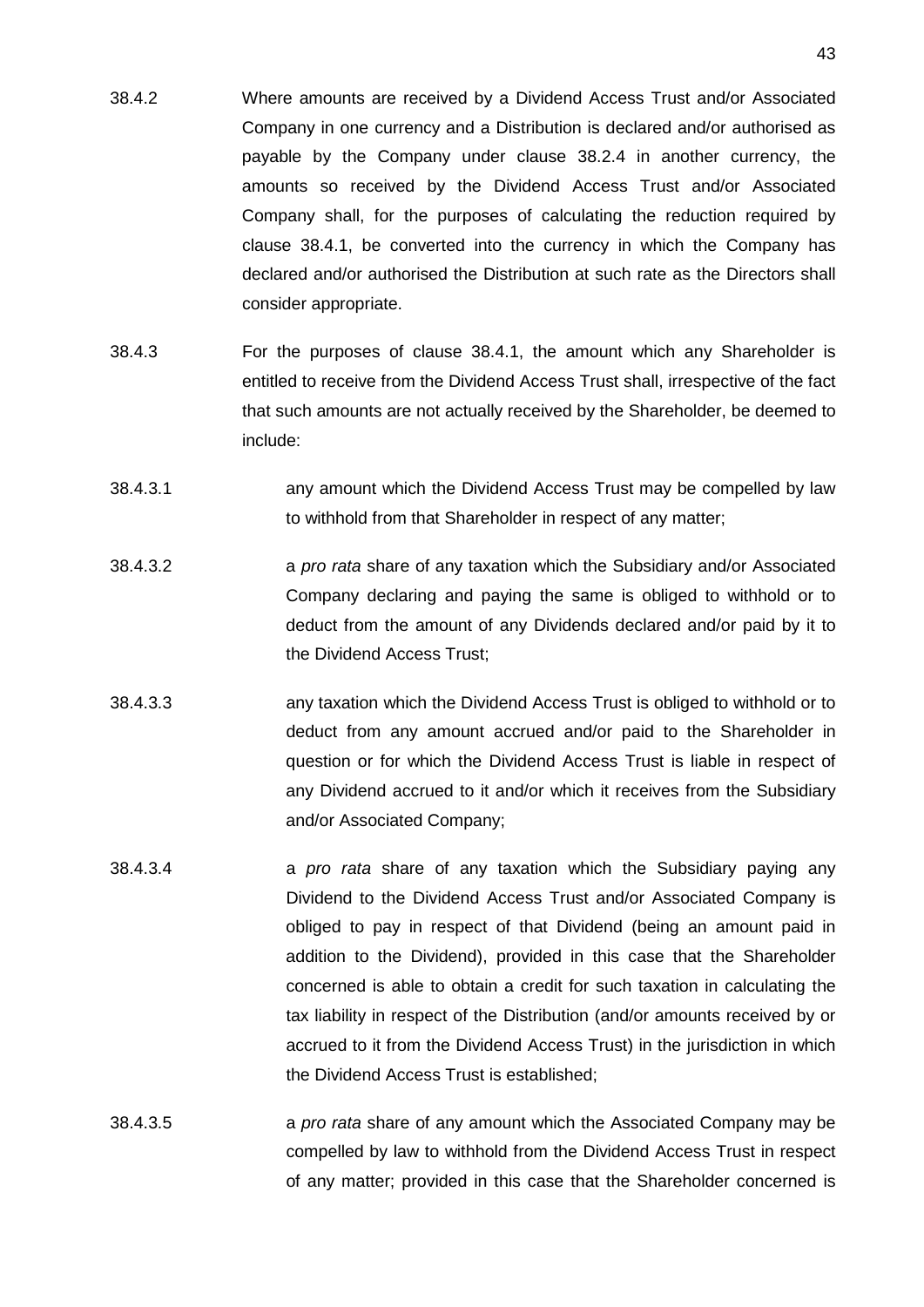38.4.2 Where amounts are received by a Dividend Access Trust and/or Associated Company in one currency and a Distribution is declared and/or authorised as payable by the Company under clause 38.2.4 in another currency, the amounts so received by the Dividend Access Trust and/or Associated Company shall, for the purposes of calculating the reduction required by clause 38.4.1, be converted into the currency in which the Company has declared and/or authorised the Distribution at such rate as the Directors shall consider appropriate.

38.4.3 For the purposes of clause 38.4.1, the amount which any Shareholder is entitled to receive from the Dividend Access Trust shall, irrespective of the fact that such amounts are not actually received by the Shareholder, be deemed to include:

38.4.3.1 any amount which the Dividend Access Trust may be compelled by law to withhold from that Shareholder in respect of any matter;

38.4.3.2 a *pro rata* share of any taxation which the Subsidiary and/or Associated Company declaring and paying the same is obliged to withhold or to deduct from the amount of any Dividends declared and/or paid by it to the Dividend Access Trust;

38.4.3.3 any taxation which the Dividend Access Trust is obliged to withhold or to deduct from any amount accrued and/or paid to the Shareholder in question or for which the Dividend Access Trust is liable in respect of any Dividend accrued to it and/or which it receives from the Subsidiary and/or Associated Company;

38.4.3.4 a *pro rata* share of any taxation which the Subsidiary paying any Dividend to the Dividend Access Trust and/or Associated Company is obliged to pay in respect of that Dividend (being an amount paid in addition to the Dividend), provided in this case that the Shareholder concerned is able to obtain a credit for such taxation in calculating the tax liability in respect of the Distribution (and/or amounts received by or accrued to it from the Dividend Access Trust) in the jurisdiction in which the Dividend Access Trust is established;

38.4.3.5 a *pro rata* share of any amount which the Associated Company may be compelled by law to withhold from the Dividend Access Trust in respect of any matter; provided in this case that the Shareholder concerned is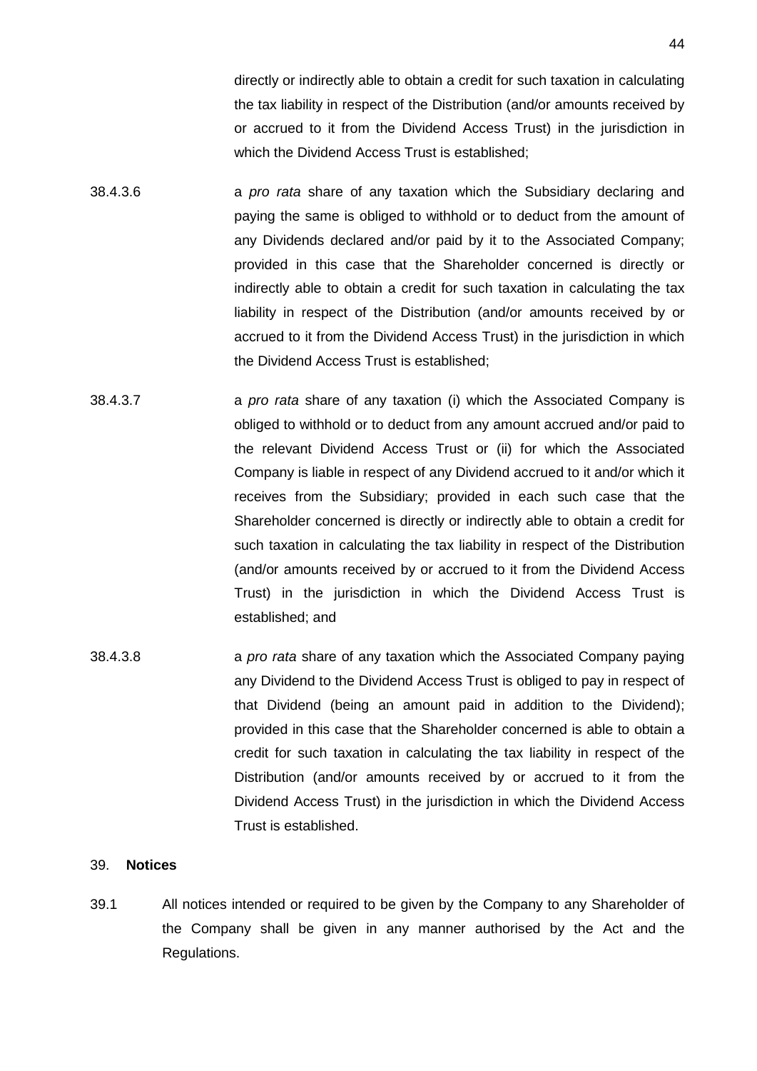directly or indirectly able to obtain a credit for such taxation in calculating the tax liability in respect of the Distribution (and/or amounts received by or accrued to it from the Dividend Access Trust) in the jurisdiction in which the Dividend Access Trust is established;

38.4.3.6 a *pro rata* share of any taxation which the Subsidiary declaring and paying the same is obliged to withhold or to deduct from the amount of any Dividends declared and/or paid by it to the Associated Company; provided in this case that the Shareholder concerned is directly or indirectly able to obtain a credit for such taxation in calculating the tax liability in respect of the Distribution (and/or amounts received by or accrued to it from the Dividend Access Trust) in the jurisdiction in which the Dividend Access Trust is established;

38.4.3.7 a *pro rata* share of any taxation (i) which the Associated Company is obliged to withhold or to deduct from any amount accrued and/or paid to the relevant Dividend Access Trust or (ii) for which the Associated Company is liable in respect of any Dividend accrued to it and/or which it receives from the Subsidiary; provided in each such case that the Shareholder concerned is directly or indirectly able to obtain a credit for such taxation in calculating the tax liability in respect of the Distribution (and/or amounts received by or accrued to it from the Dividend Access Trust) in the jurisdiction in which the Dividend Access Trust is established; and

38.4.3.8 a *pro rata* share of any taxation which the Associated Company paying any Dividend to the Dividend Access Trust is obliged to pay in respect of that Dividend (being an amount paid in addition to the Dividend); provided in this case that the Shareholder concerned is able to obtain a credit for such taxation in calculating the tax liability in respect of the Distribution (and/or amounts received by or accrued to it from the Dividend Access Trust) in the jurisdiction in which the Dividend Access Trust is established.

## 39. **Notices**

39.1 All notices intended or required to be given by the Company to any Shareholder of the Company shall be given in any manner authorised by the Act and the Regulations.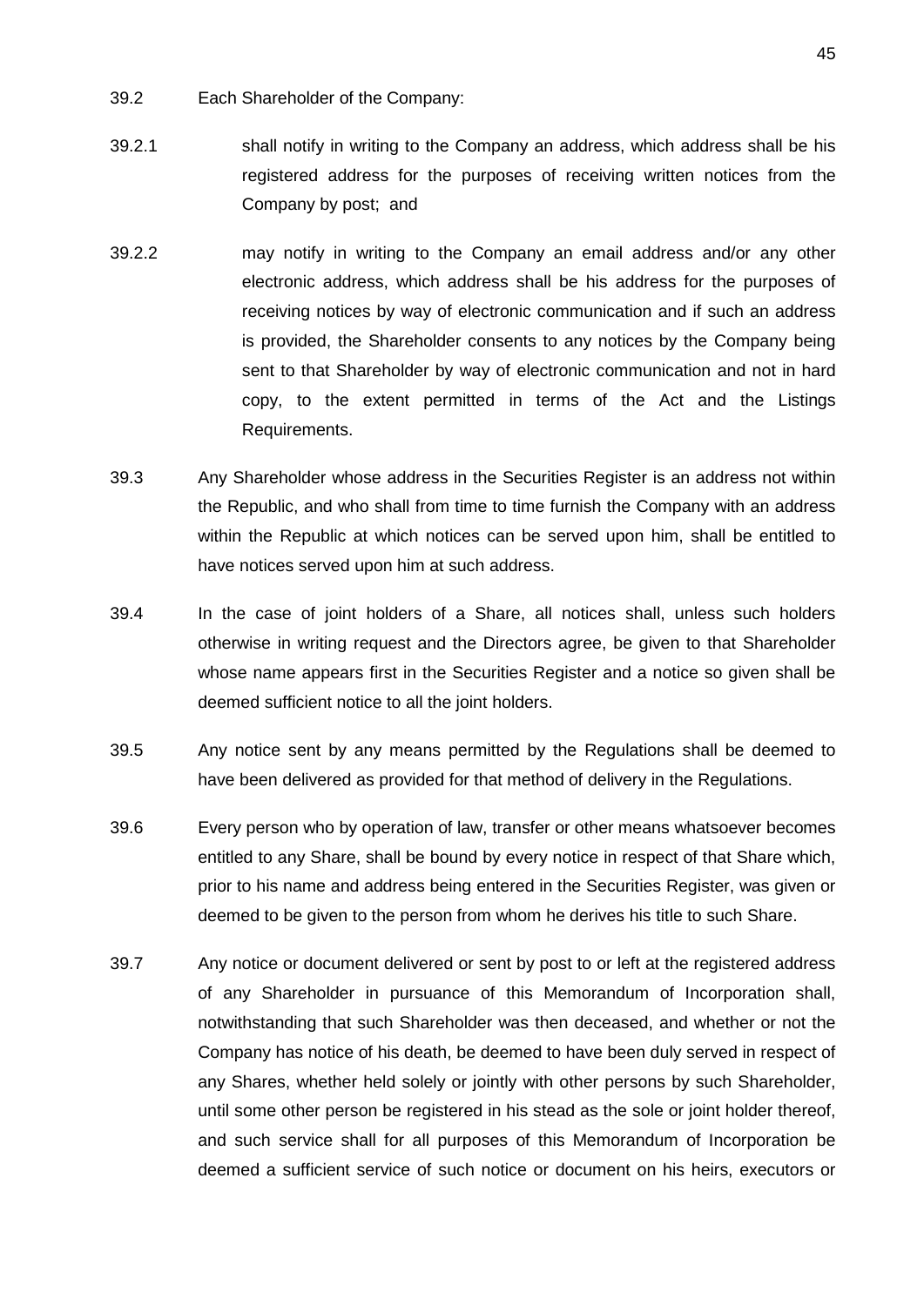39.2 Each Shareholder of the Company:

39.2.1 shall notify in writing to the Company an address, which address shall be his registered address for the purposes of receiving written notices from the Company by post; and

39.2.2 may notify in writing to the Company an email address and/or any other electronic address, which address shall be his address for the purposes of receiving notices by way of electronic communication and if such an address is provided, the Shareholder consents to any notices by the Company being sent to that Shareholder by way of electronic communication and not in hard copy, to the extent permitted in terms of the Act and the Listings Requirements.

39.3 Any Shareholder whose address in the Securities Register is an address not within the Republic, and who shall from time to time furnish the Company with an address within the Republic at which notices can be served upon him, shall be entitled to have notices served upon him at such address.

39.4 In the case of joint holders of a Share, all notices shall, unless such holders otherwise in writing request and the Directors agree, be given to that Shareholder whose name appears first in the Securities Register and a notice so given shall be deemed sufficient notice to all the joint holders.

39.5 Any notice sent by any means permitted by the Regulations shall be deemed to have been delivered as provided for that method of delivery in the Regulations.

39.6 Every person who by operation of law, transfer or other means whatsoever becomes entitled to any Share, shall be bound by every notice in respect of that Share which, prior to his name and address being entered in the Securities Register, was given or deemed to be given to the person from whom he derives his title to such Share.

39.7 Any notice or document delivered or sent by post to or left at the registered address of any Shareholder in pursuance of this Memorandum of Incorporation shall, notwithstanding that such Shareholder was then deceased, and whether or not the Company has notice of his death, be deemed to have been duly served in respect of any Shares, whether held solely or jointly with other persons by such Shareholder, until some other person be registered in his stead as the sole or joint holder thereof, and such service shall for all purposes of this Memorandum of Incorporation be deemed a sufficient service of such notice or document on his heirs, executors or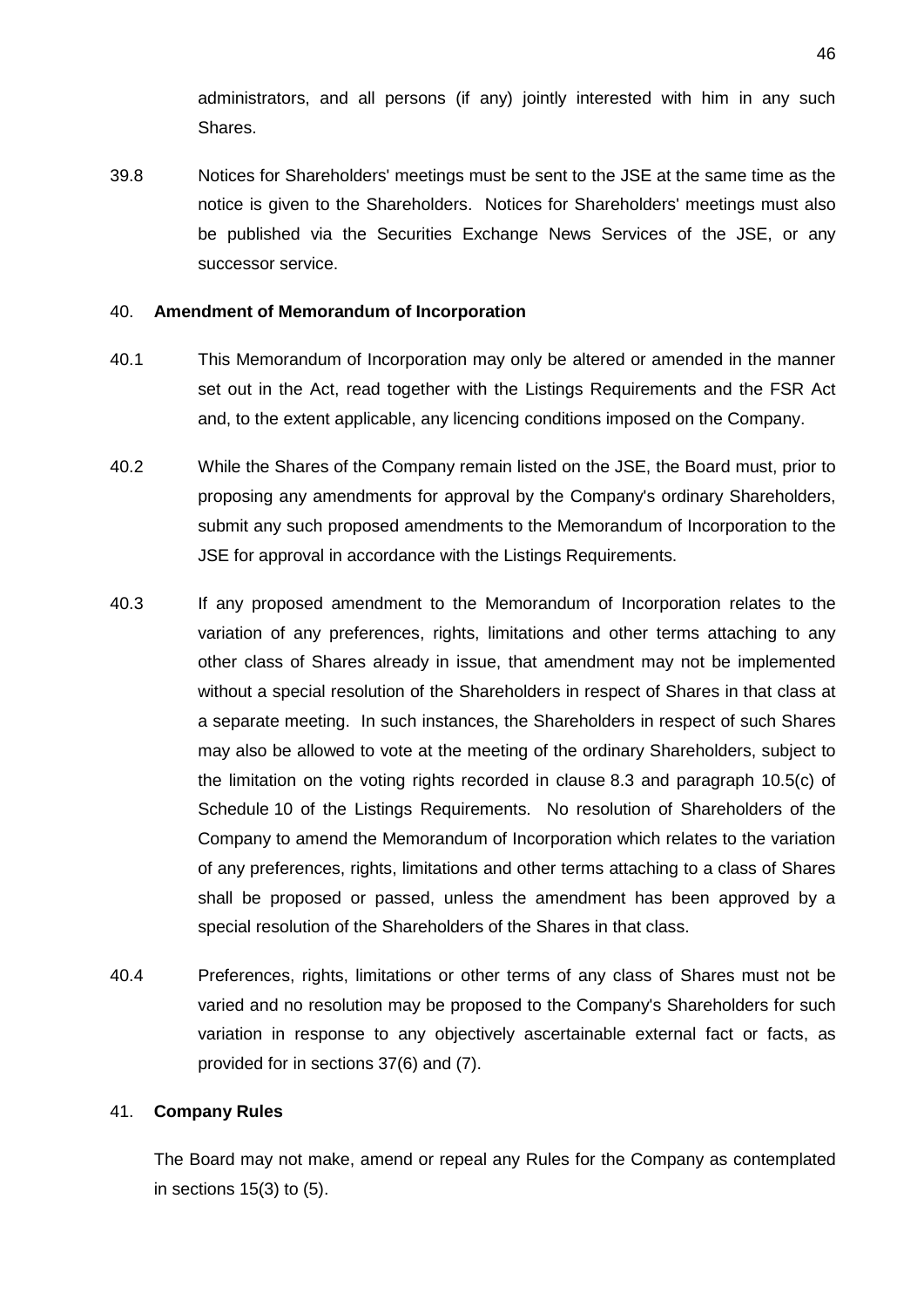administrators, and all persons (if any) jointly interested with him in any such Shares.

39.8 Notices for Shareholders' meetings must be sent to the JSE at the same time as the notice is given to the Shareholders. Notices for Shareholders' meetings must also be published via the Securities Exchange News Services of the JSE, or any successor service.

## 40. **Amendment of Memorandum of Incorporation**

40.1 This Memorandum of Incorporation may only be altered or amended in the manner set out in the Act, read together with the Listings Requirements and the FSR Act and, to the extent applicable, any licencing conditions imposed on the Company.

40.2 While the Shares of the Company remain listed on the JSE, the Board must, prior to proposing any amendments for approval by the Company's ordinary Shareholders, submit any such proposed amendments to the Memorandum of Incorporation to the JSE for approval in accordance with the Listings Requirements.

40.3 If any proposed amendment to the Memorandum of Incorporation relates to the variation of any preferences, rights, limitations and other terms attaching to any other class of Shares already in issue, that amendment may not be implemented without a special resolution of the Shareholders in respect of Shares in that class at a separate meeting. In such instances, the Shareholders in respect of such Shares may also be allowed to vote at the meeting of the ordinary Shareholders, subject to the limitation on the voting rights recorded in clause 8.3 and paragraph 10.5(c) of Schedule 10 of the Listings Requirements. No resolution of Shareholders of the Company to amend the Memorandum of Incorporation which relates to the variation of any preferences, rights, limitations and other terms attaching to a class of Shares shall be proposed or passed, unless the amendment has been approved by a special resolution of the Shareholders of the Shares in that class.

40.4 Preferences, rights, limitations or other terms of any class of Shares must not be varied and no resolution may be proposed to the Company's Shareholders for such variation in response to any objectively ascertainable external fact or facts, as provided for in sections 37(6) and (7).

## 41. **Company Rules**

The Board may not make, amend or repeal any Rules for the Company as contemplated in sections 15(3) to (5).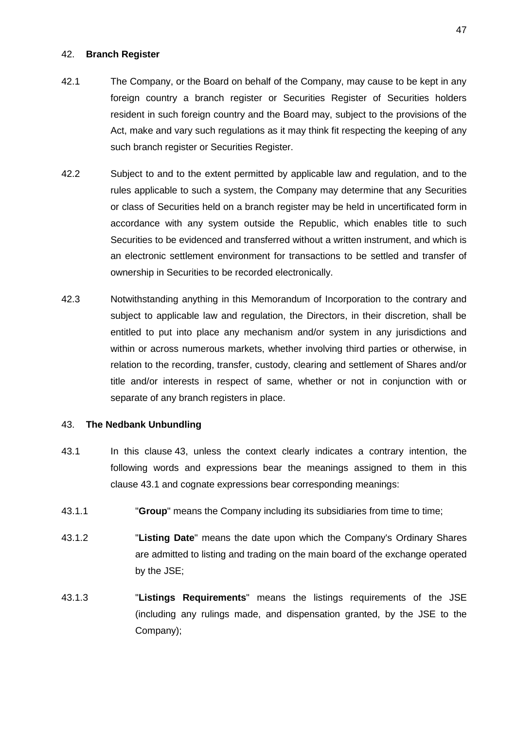42. **Branch Register**

42.1 The Company, or the Board on behalf of the Company, may cause to be kept in any foreign country a branch register or Securities Register of Securities holders resident in such foreign country and the Board may, subject to the provisions of the Act, make and vary such regulations as it may think fit respecting the keeping of any such branch register or Securities Register.

42.2 Subject to and to the extent permitted by applicable law and regulation, and to the rules applicable to such a system, the Company may determine that any Securities or class of Securities held on a branch register may be held in uncertificated form in accordance with any system outside the Republic, which enables title to such Securities to be evidenced and transferred without a written instrument, and which is an electronic settlement environment for transactions to be settled and transfer of ownership in Securities to be recorded electronically.

42.3 Notwithstanding anything in this Memorandum of Incorporation to the contrary and subject to applicable law and regulation, the Directors, in their discretion, shall be entitled to put into place any mechanism and/or system in any jurisdictions and within or across numerous markets, whether involving third parties or otherwise, in relation to the recording, transfer, custody, clearing and settlement of Shares and/or title and/or interests in respect of same, whether or not in conjunction with or separate of any branch registers in place.

43. **The Nedbank Unbundling**

43.1 In this clause 43, unless the context clearly indicates a contrary intention, the following words and expressions bear the meanings assigned to them in this clause 43.1 and cognate expressions bear corresponding meanings:

43.1.1 "**Group**" means the Company including its subsidiaries from time to time;

43.1.2 "**Listing Date**" means the date upon which the Company's Ordinary Shares are admitted to listing and trading on the main board of the exchange operated by the JSE;

43.1.3 "**Listings Requirements**" means the listings requirements of the JSE (including any rulings made, and dispensation granted, by the JSE to the Company);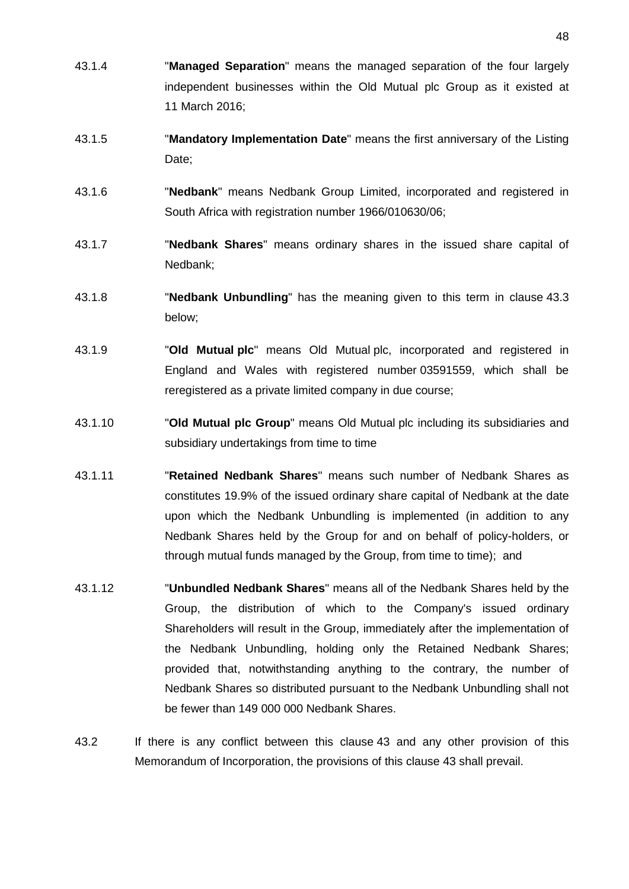43.1.4 "**Managed Separation**" means the managed separation of the four largely independent businesses within the Old Mutual plc Group as it existed at 11 March 2016;

43.1.5 "**Mandatory Implementation Date**" means the first anniversary of the Listing Date;

43.1.6 "**Nedbank**" means Nedbank Group Limited, incorporated and registered in South Africa with registration number 1966/010630/06;

43.1.7 "**Nedbank Shares**" means ordinary shares in the issued share capital of Nedbank;

43.1.8 "**Nedbank Unbundling**" has the meaning given to this term in clause 43.3 below;

43.1.9 "**Old Mutual plc**" means Old Mutual plc, incorporated and registered in England and Wales with registered number 03591559, which shall be reregistered as a private limited company in due course;

43.1.10 "**Old Mutual plc Group**" means Old Mutual plc including its subsidiaries and subsidiary undertakings from time to time

43.1.11 "**Retained Nedbank Shares**" means such number of Nedbank Shares as constitutes 19.9% of the issued ordinary share capital of Nedbank at the date upon which the Nedbank Unbundling is implemented (in addition to any Nedbank Shares held by the Group for and on behalf of policy-holders, or through mutual funds managed by the Group, from time to time); and

43.1.12 "**Unbundled Nedbank Shares**" means all of the Nedbank Shares held by the Group, the distribution of which to the Company's issued ordinary Shareholders will result in the Group, immediately after the implementation of the Nedbank Unbundling, holding only the Retained Nedbank Shares; provided that, notwithstanding anything to the contrary, the number of Nedbank Shares so distributed pursuant to the Nedbank Unbundling shall not be fewer than 149 000 000 Nedbank Shares.

43.2 If there is any conflict between this clause 43 and any other provision of this Memorandum of Incorporation, the provisions of this clause 43 shall prevail.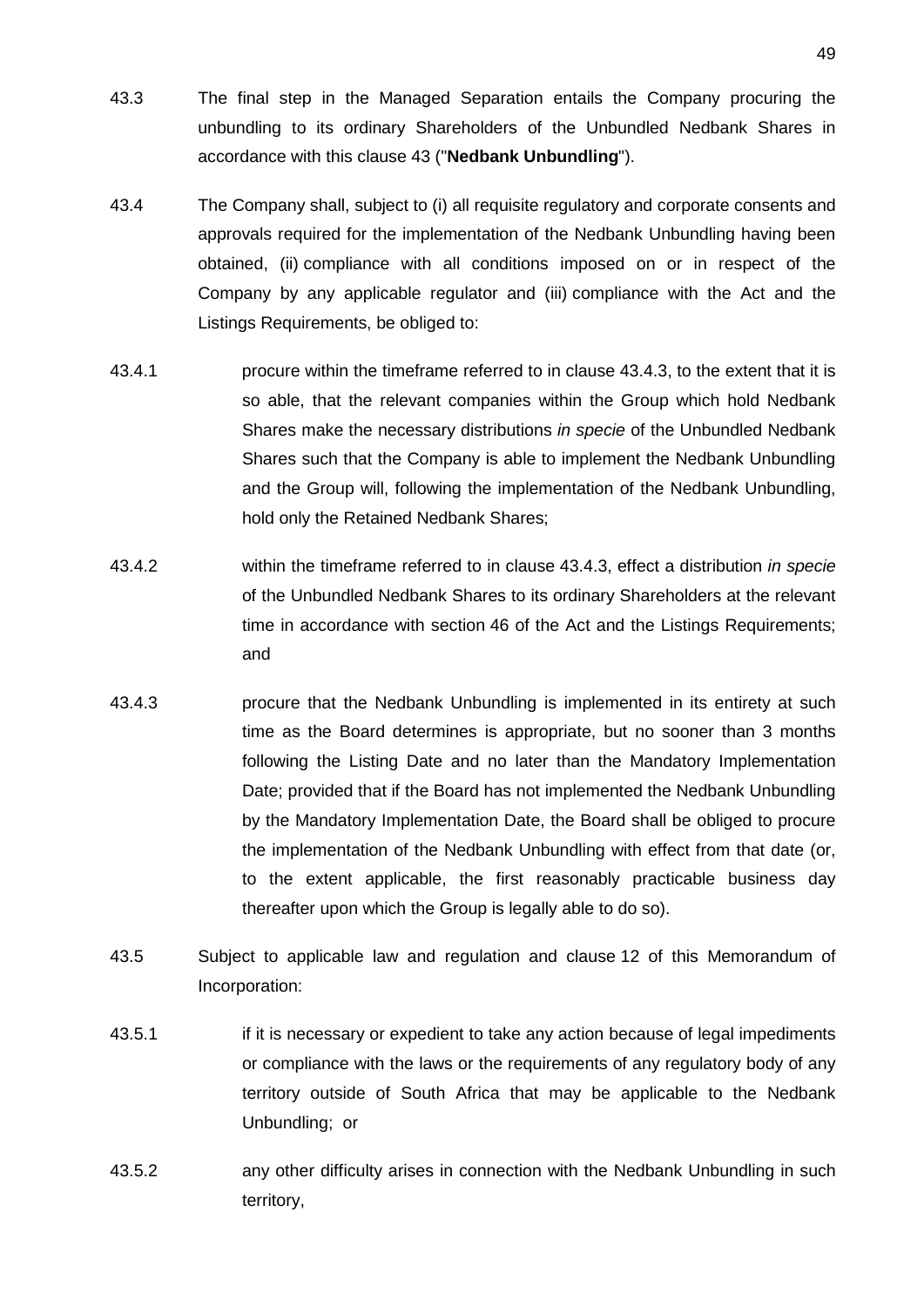43.3 The final step in the Managed Separation entails the Company procuring the unbundling to its ordinary Shareholders of the Unbundled Nedbank Shares in accordance with this clause 43 ("**Nedbank Unbundling**").

43.4 The Company shall, subject to (i) all requisite regulatory and corporate consents and approvals required for the implementation of the Nedbank Unbundling having been obtained, (ii) compliance with all conditions imposed on or in respect of the Company by any applicable regulator and (iii) compliance with the Act and the Listings Requirements, be obliged to:

43.4.1 procure within the timeframe referred to in clause 43.4.3, to the extent that it is so able, that the relevant companies within the Group which hold Nedbank Shares make the necessary distributions *in specie* of the Unbundled Nedbank Shares such that the Company is able to implement the Nedbank Unbundling and the Group will, following the implementation of the Nedbank Unbundling, hold only the Retained Nedbank Shares;

43.4.2 within the timeframe referred to in clause 43.4.3, effect a distribution *in specie* of the Unbundled Nedbank Shares to its ordinary Shareholders at the relevant time in accordance with section 46 of the Act and the Listings Requirements; and

43.4.3 procure that the Nedbank Unbundling is implemented in its entirety at such time as the Board determines is appropriate, but no sooner than 3 months following the Listing Date and no later than the Mandatory Implementation Date; provided that if the Board has not implemented the Nedbank Unbundling by the Mandatory Implementation Date, the Board shall be obliged to procure the implementation of the Nedbank Unbundling with effect from that date (or, to the extent applicable, the first reasonably practicable business day thereafter upon which the Group is legally able to do so).

43.5 Subject to applicable law and regulation and clause 12 of this Memorandum of Incorporation:

43.5.1 if it is necessary or expedient to take any action because of legal impediments or compliance with the laws or the requirements of any regulatory body of any territory outside of South Africa that may be applicable to the Nedbank Unbundling; or

43.5.2 any other difficulty arises in connection with the Nedbank Unbundling in such territory,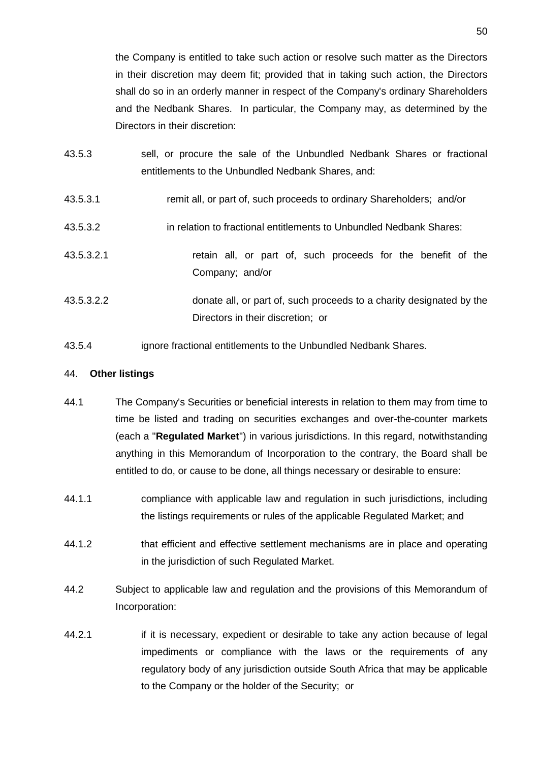the Company is entitled to take such action or resolve such matter as the Directors in their discretion may deem fit; provided that in taking such action, the Directors shall do so in an orderly manner in respect of the Company's ordinary Shareholders and the Nedbank Shares. In particular, the Company may, as determined by the Directors in their discretion:

43.5.3 sell, or procure the sale of the Unbundled Nedbank Shares or fractional entitlements to the Unbundled Nedbank Shares, and:

43.5.3.1 remit all, or part of, such proceeds to ordinary Shareholders; and/or

43.5.3.2 in relation to fractional entitlements to Unbundled Nedbank Shares:

43.5.3.2.1 retain all, or part of, such proceeds for the benefit of the Company; and/or

43.5.3.2.2 donate all, or part of, such proceeds to a charity designated by the Directors in their discretion; or

43.5.4 ignore fractional entitlements to the Unbundled Nedbank Shares.

## 44. **Other listings**

44.1 The Company's Securities or beneficial interests in relation to them may from time to time be listed and trading on securities exchanges and over-the-counter markets (each a "**Regulated Market**") in various jurisdictions. In this regard, notwithstanding anything in this Memorandum of Incorporation to the contrary, the Board shall be entitled to do, or cause to be done, all things necessary or desirable to ensure:

44.1.1 compliance with applicable law and regulation in such jurisdictions, including the listings requirements or rules of the applicable Regulated Market; and

44.1.2 that efficient and effective settlement mechanisms are in place and operating in the jurisdiction of such Regulated Market.

44.2 Subject to applicable law and regulation and the provisions of this Memorandum of Incorporation:

44.2.1 if it is necessary, expedient or desirable to take any action because of legal impediments or compliance with the laws or the requirements of any regulatory body of any jurisdiction outside South Africa that may be applicable to the Company or the holder of the Security; or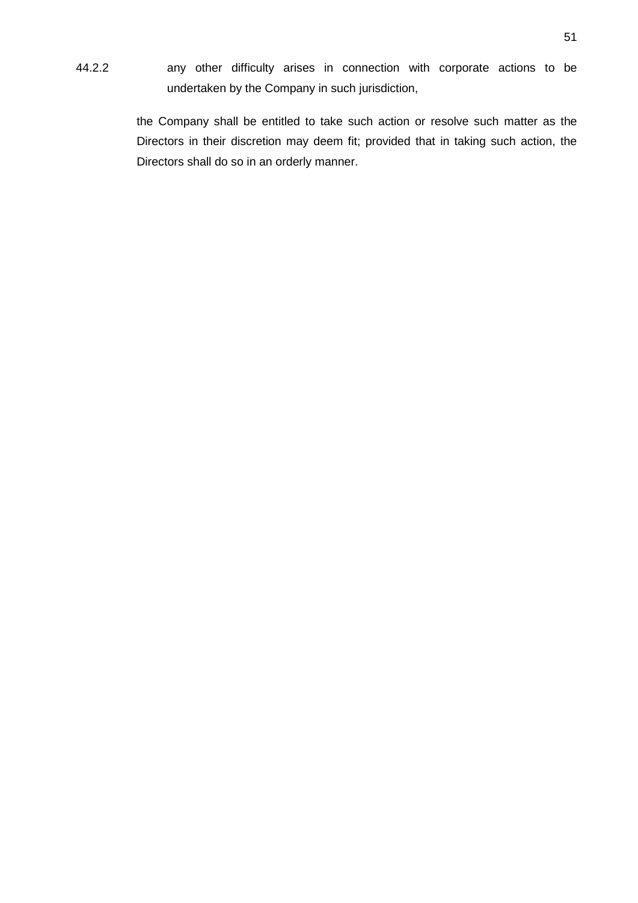44.2.2 any other difficulty arises in connection with corporate actions to be undertaken by the Company in such jurisdiction,

the Company shall be entitled to take such action or resolve such matter as the Directors in their discretion may deem fit; provided that in taking such action, the Directors shall do so in an orderly manner.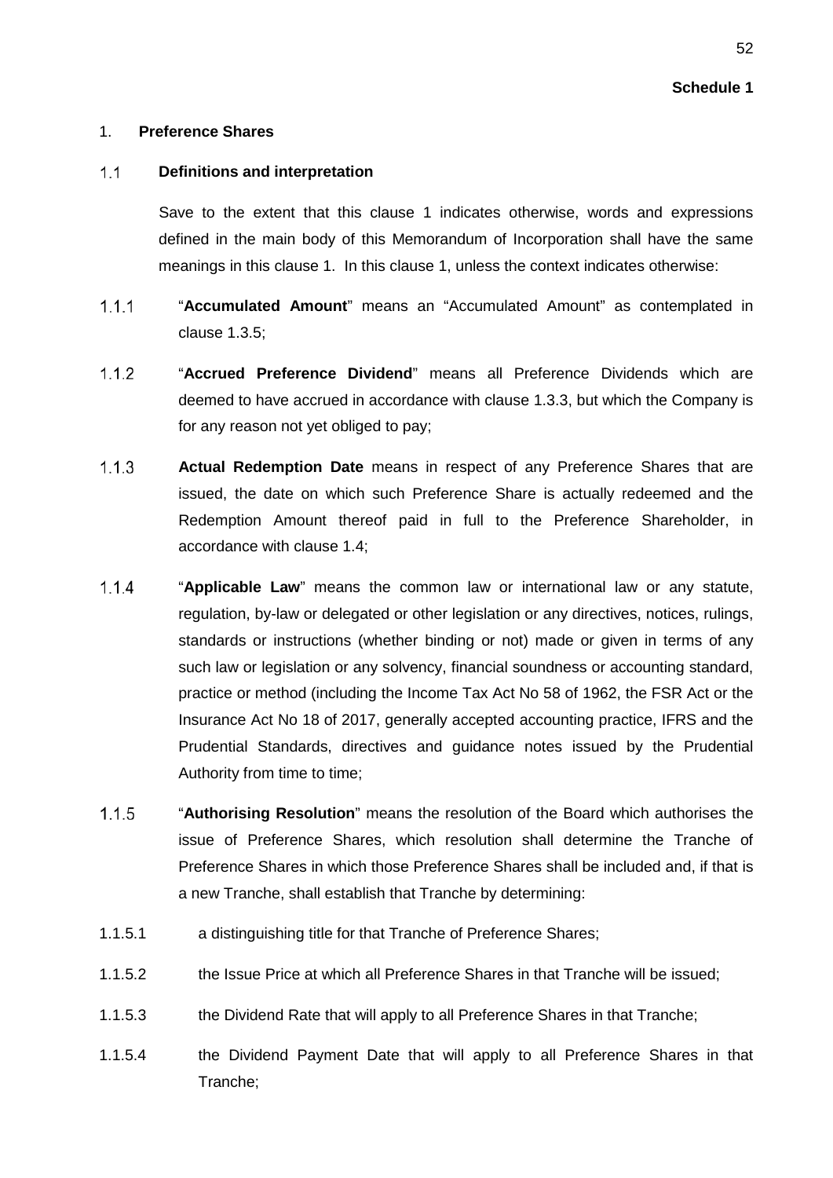**Schedule 1**

1. **Preference Shares**

1.1 **Definitions and interpretation**

Save to the extent that this clause 1 indicates otherwise, words and expressions defined in the main body of this Memorandum of Incorporation shall have the same meanings in this clause 1. In this clause 1, unless the context indicates otherwise:

1.1.1 "**Accumulated Amount**" means an "Accumulated Amount" as contemplated in clause 1.3.5;

1.1.2 "**Accrued Preference Dividend**" means all Preference Dividends which are deemed to have accrued in accordance with clause 1.3.3, but which the Company is for any reason not yet obliged to pay;

1.1.3 **Actual Redemption Date** means in respect of any Preference Shares that are issued, the date on which such Preference Share is actually redeemed and the Redemption Amount thereof paid in full to the Preference Shareholder, in accordance with clause 1.4;

1.1.4 "**Applicable Law**" means the common law or international law or any statute, regulation, by-law or delegated or other legislation or any directives, notices, rulings, standards or instructions (whether binding or not) made or given in terms of any such law or legislation or any solvency, financial soundness or accounting standard, practice or method (including the Income Tax Act No 58 of 1962, the FSR Act or the Insurance Act No 18 of 2017, generally accepted accounting practice, IFRS and the Prudential Standards, directives and guidance notes issued by the Prudential Authority from time to time;

1.1.5 "**Authorising Resolution**" means the resolution of the Board which authorises the issue of Preference Shares, which resolution shall determine the Tranche of Preference Shares in which those Preference Shares shall be included and, if that is a new Tranche, shall establish that Tranche by determining:

1.1.5.1 a distinguishing title for that Tranche of Preference Shares;

1.1.5.2 the Issue Price at which all Preference Shares in that Tranche will be issued;

1.1.5.3 the Dividend Rate that will apply to all Preference Shares in that Tranche;

1.1.5.4 the Dividend Payment Date that will apply to all Preference Shares in that Tranche;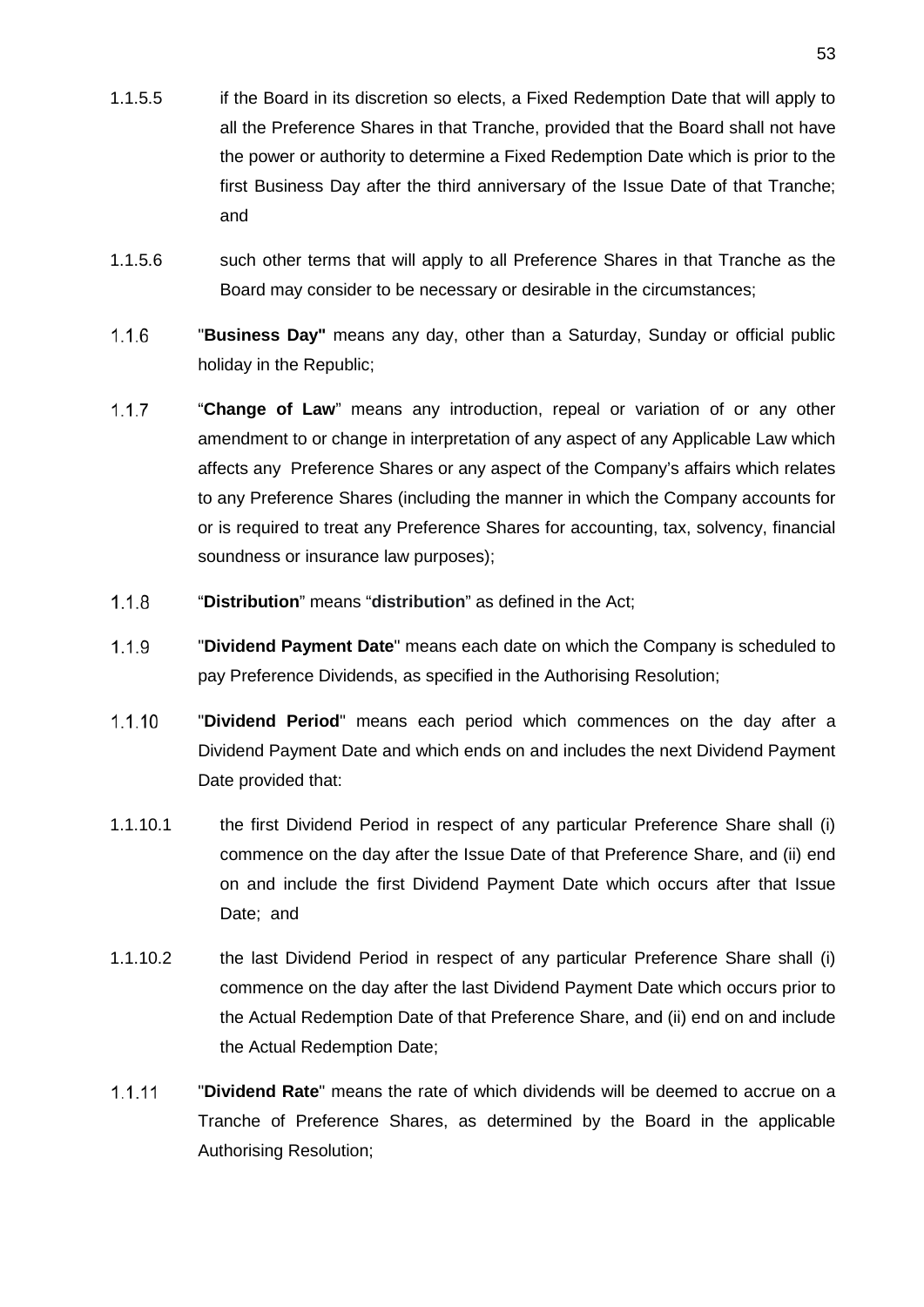1.1.5.5 if the Board in its discretion so elects, a Fixed Redemption Date that will apply to all the Preference Shares in that Tranche, provided that the Board shall not have the power or authority to determine a Fixed Redemption Date which is prior to the first Business Day after the third anniversary of the Issue Date of that Tranche; and

1.1.5.6 such other terms that will apply to all Preference Shares in that Tranche as the Board may consider to be necessary or desirable in the circumstances;

1.1.6 "**Business Day"** means any day, other than a Saturday, Sunday or official public holiday in the Republic;

1.1.7 "**Change of Law**" means any introduction, repeal or variation of or any other amendment to or change in interpretation of any aspect of any Applicable Law which affects any Preference Shares or any aspect of the Company's affairs which relates to any Preference Shares (including the manner in which the Company accounts for or is required to treat any Preference Shares for accounting, tax, solvency, financial soundness or insurance law purposes);

1.1.8 "**Distribution**" means "**distribution**" as defined in the Act;

1.1.9 "**Dividend Payment Date**" means each date on which the Company is scheduled to pay Preference Dividends, as specified in the Authorising Resolution;

1.1.10 "**Dividend Period**" means each period which commences on the day after a Dividend Payment Date and which ends on and includes the next Dividend Payment Date provided that:

1.1.10.1 the first Dividend Period in respect of any particular Preference Share shall (i) commence on the day after the Issue Date of that Preference Share, and (ii) end on and include the first Dividend Payment Date which occurs after that Issue Date; and

1.1.10.2 the last Dividend Period in respect of any particular Preference Share shall (i) commence on the day after the last Dividend Payment Date which occurs prior to the Actual Redemption Date of that Preference Share, and (ii) end on and include the Actual Redemption Date;

1.1.11 "**Dividend Rate**" means the rate of which dividends will be deemed to accrue on a Tranche of Preference Shares, as determined by the Board in the applicable Authorising Resolution;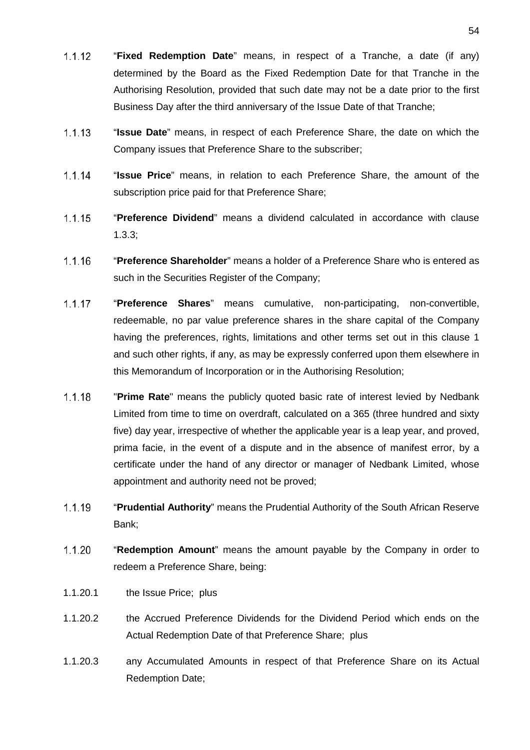1.1.12 "**Fixed Redemption Date**" means, in respect of a Tranche, a date (if any) determined by the Board as the Fixed Redemption Date for that Tranche in the Authorising Resolution, provided that such date may not be a date prior to the first Business Day after the third anniversary of the Issue Date of that Tranche;

1.1.13 "**Issue Date**" means, in respect of each Preference Share, the date on which the Company issues that Preference Share to the subscriber;

1.1.14 "**Issue Price**" means, in relation to each Preference Share, the amount of the subscription price paid for that Preference Share;

1.1.15 "**Preference Dividend**" means a dividend calculated in accordance with clause 1.3.3;

1.1.16 "**Preference Shareholder**" means a holder of a Preference Share who is entered as such in the Securities Register of the Company;

1.1.17 "**Preference Shares**" means cumulative, non-participating, non-convertible, redeemable, no par value preference shares in the share capital of the Company having the preferences, rights, limitations and other terms set out in this clause 1 and such other rights, if any, as may be expressly conferred upon them elsewhere in this Memorandum of Incorporation or in the Authorising Resolution;

1.1.18 "**Prime Rate**" means the publicly quoted basic rate of interest levied by Nedbank Limited from time to time on overdraft, calculated on a 365 (three hundred and sixty five) day year, irrespective of whether the applicable year is a leap year, and proved, prima facie, in the event of a dispute and in the absence of manifest error, by a certificate under the hand of any director or manager of Nedbank Limited, whose appointment and authority need not be proved;

1.1.19 "**Prudential Authority**" means the Prudential Authority of the South African Reserve Bank;

1.1.20 "**Redemption Amount**" means the amount payable by the Company in order to redeem a Preference Share, being:

1.1.20.1 the Issue Price; plus

1.1.20.2 the Accrued Preference Dividends for the Dividend Period which ends on the Actual Redemption Date of that Preference Share; plus

1.1.20.3 any Accumulated Amounts in respect of that Preference Share on its Actual Redemption Date;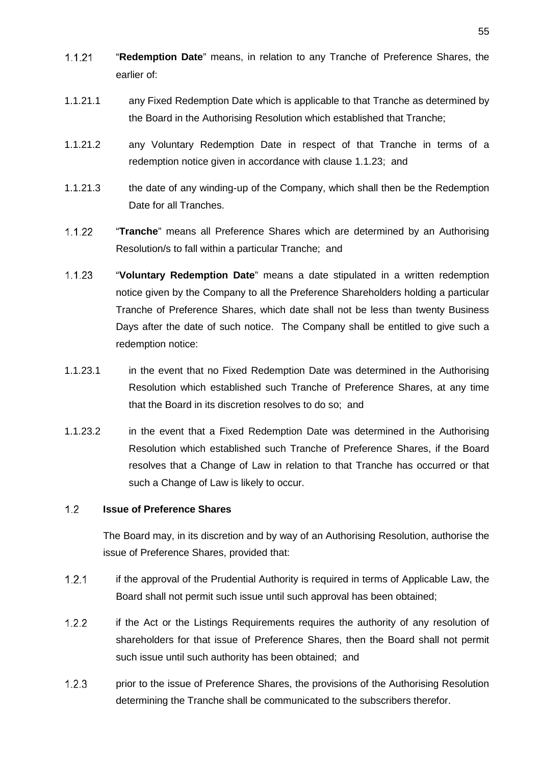1.1.21 "**Redemption Date**" means, in relation to any Tranche of Preference Shares, the earlier of:

1.1.21.1 any Fixed Redemption Date which is applicable to that Tranche as determined by the Board in the Authorising Resolution which established that Tranche;

1.1.21.2 any Voluntary Redemption Date in respect of that Tranche in terms of a redemption notice given in accordance with clause 1.1.23; and

1.1.21.3 the date of any winding-up of the Company, which shall then be the Redemption Date for all Tranches.

1.1.22 "**Tranche**" means all Preference Shares which are determined by an Authorising Resolution/s to fall within a particular Tranche; and

1.1.23 "**Voluntary Redemption Date**" means a date stipulated in a written redemption notice given by the Company to all the Preference Shareholders holding a particular Tranche of Preference Shares, which date shall not be less than twenty Business Days after the date of such notice. The Company shall be entitled to give such a redemption notice:

1.1.23.1 in the event that no Fixed Redemption Date was determined in the Authorising Resolution which established such Tranche of Preference Shares, at any time that the Board in its discretion resolves to do so; and

1.1.23.2 in the event that a Fixed Redemption Date was determined in the Authorising Resolution which established such Tranche of Preference Shares, if the Board resolves that a Change of Law in relation to that Tranche has occurred or that such a Change of Law is likely to occur.

## 1.2 Issue of Preference Shares

The Board may, in its discretion and by way of an Authorising Resolution, authorise the issue of Preference Shares, provided that:

1.2.1 if the approval of the Prudential Authority is required in terms of Applicable Law, the Board shall not permit such issue until such approval has been obtained;

1.2.2 if the Act or the Listings Requirements requires the authority of any resolution of shareholders for that issue of Preference Shares, then the Board shall not permit such issue until such authority has been obtained; and

1.2.3 prior to the issue of Preference Shares, the provisions of the Authorising Resolution determining the Tranche shall be communicated to the subscribers therefor.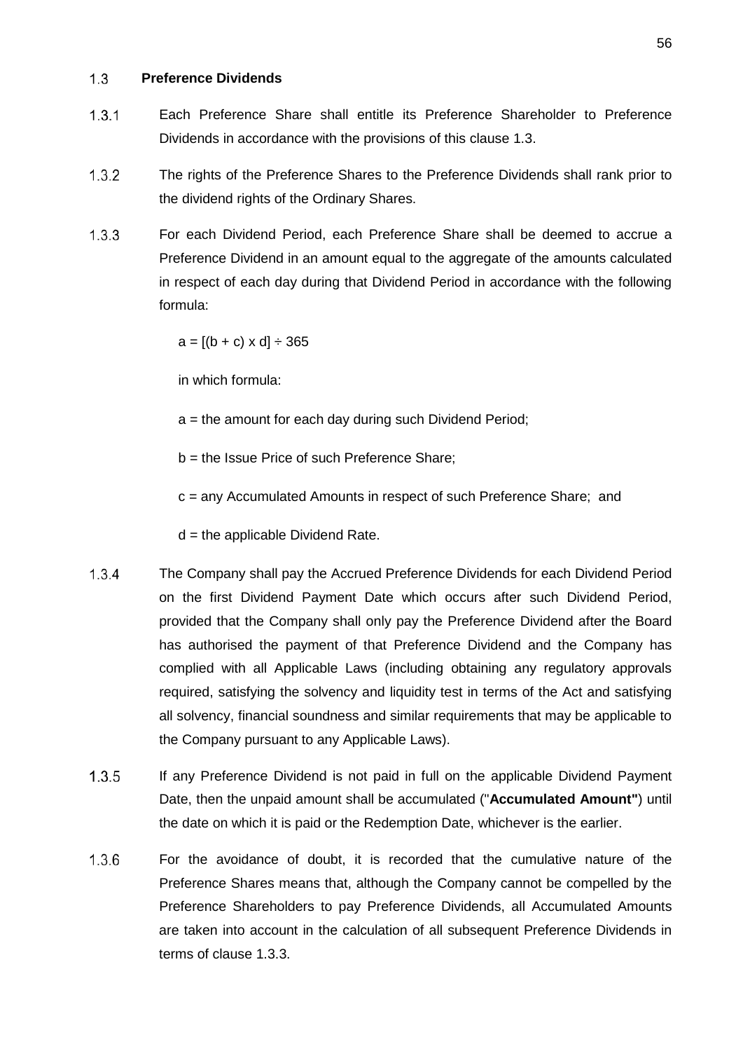### 1.3 Preference Dividends

1.3.1 Each Preference Share shall entitle its Preference Shareholder to Preference Dividends in accordance with the provisions of this clause 1.3.

1.3.2 The rights of the Preference Shares to the Preference Dividends shall rank prior to the dividend rights of the Ordinary Shares.

1.3.3 For each Dividend Period, each Preference Share shall be deemed to accrue a Preference Dividend in an amount equal to the aggregate of the amounts calculated in respect of each day during that Dividend Period in accordance with the following formula:

$$a = [(b + c) \times d] \div 365$$

in which formula:

$a$ = the amount for each day during such Dividend Period;

$b$ = the Issue Price of such Preference Share;

$c$ = any Accumulated Amounts in respect of such Preference Share; and

$d$ = the applicable Dividend Rate.

1.3.4 The Company shall pay the Accrued Preference Dividends for each Dividend Period on the first Dividend Payment Date which occurs after such Dividend Period, provided that the Company shall only pay the Preference Dividend after the Board has authorised the payment of that Preference Dividend and the Company has complied with all Applicable Laws (including obtaining any regulatory approvals required, satisfying the solvency and liquidity test in terms of the Act and satisfying all solvency, financial soundness and similar requirements that may be applicable to the Company pursuant to any Applicable Laws).

1.3.5 If any Preference Dividend is not paid in full on the applicable Dividend Payment Date, then the unpaid amount shall be accumulated ("**Accumulated Amount"**) until the date on which it is paid or the Redemption Date, whichever is the earlier.

1.3.6 For the avoidance of doubt, it is recorded that the cumulative nature of the Preference Shares means that, although the Company cannot be compelled by the Preference Shareholders to pay Preference Dividends, all Accumulated Amounts are taken into account in the calculation of all subsequent Preference Dividends in terms of clause 1.3.3.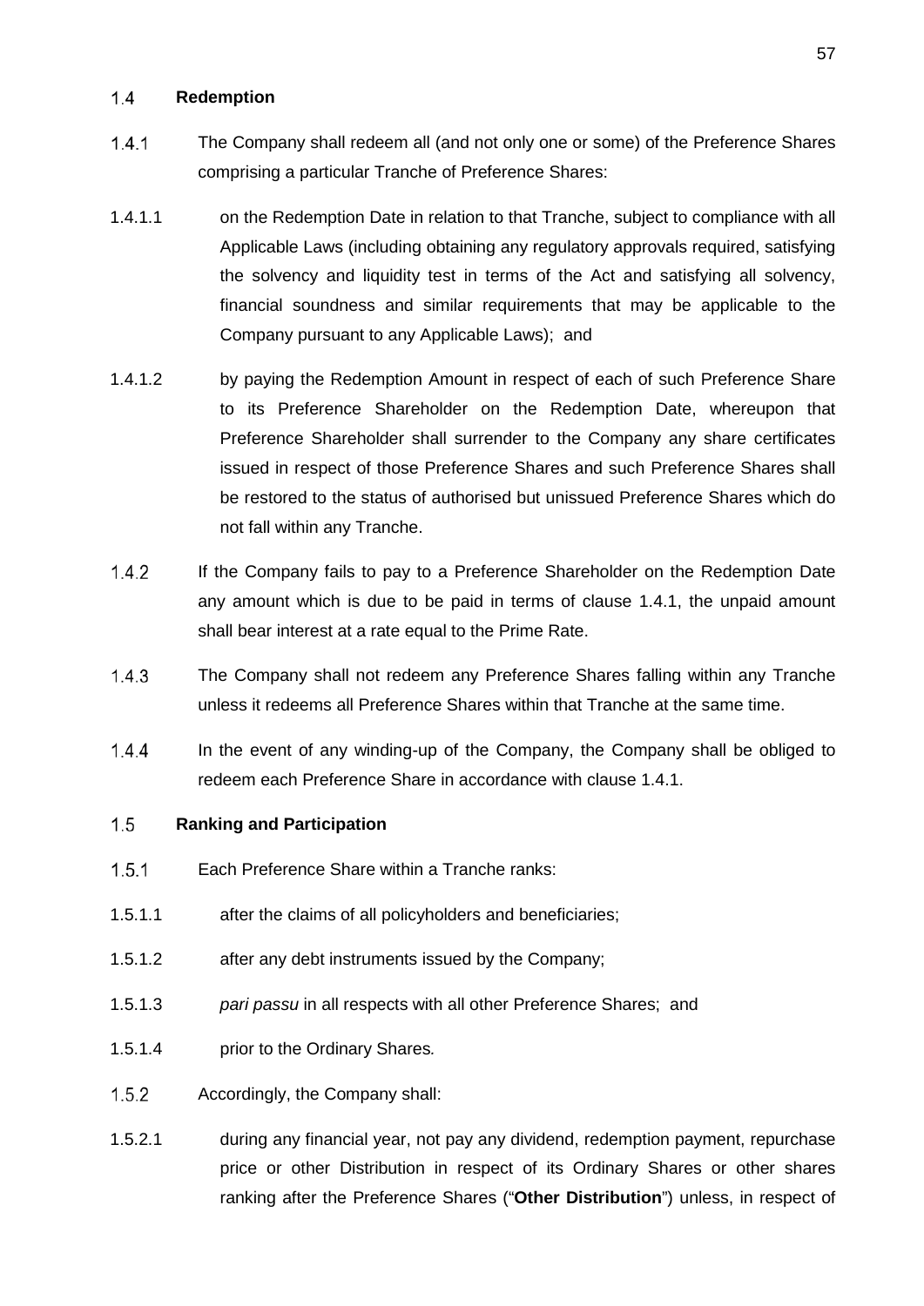### 1.4 Redemption

1.4.1 The Company shall redeem all (and not only one or some) of the Preference Shares comprising a particular Tranche of Preference Shares:

1.4.1.1 on the Redemption Date in relation to that Tranche, subject to compliance with all Applicable Laws (including obtaining any regulatory approvals required, satisfying the solvency and liquidity test in terms of the Act and satisfying all solvency, financial soundness and similar requirements that may be applicable to the Company pursuant to any Applicable Laws); and

1.4.1.2 by paying the Redemption Amount in respect of each of such Preference Share to its Preference Shareholder on the Redemption Date, whereupon that Preference Shareholder shall surrender to the Company any share certificates issued in respect of those Preference Shares and such Preference Shares shall be restored to the status of authorised but unissued Preference Shares which do not fall within any Tranche.

1.4.2 If the Company fails to pay to a Preference Shareholder on the Redemption Date any amount which is due to be paid in terms of clause 1.4.1, the unpaid amount shall bear interest at a rate equal to the Prime Rate.

1.4.3 The Company shall not redeem any Preference Shares falling within any Tranche unless it redeems all Preference Shares within that Tranche at the same time.

1.4.4 In the event of any winding-up of the Company, the Company shall be obliged to redeem each Preference Share in accordance with clause 1.4.1.

### 1.5 Ranking and Participation

1.5.1 Each Preference Share within a Tranche ranks:

1.5.1.1 after the claims of all policyholders and beneficiaries;

1.5.1.2 after any debt instruments issued by the Company;

1.5.1.3 *pari passu* in all respects with all other Preference Shares; and

1.5.1.4 prior to the Ordinary Shares.

1.5.2 Accordingly, the Company shall:

1.5.2.1 during any financial year, not pay any dividend, redemption payment, repurchase price or other Distribution in respect of its Ordinary Shares or other shares ranking after the Preference Shares ("**Other Distribution**") unless, in respect of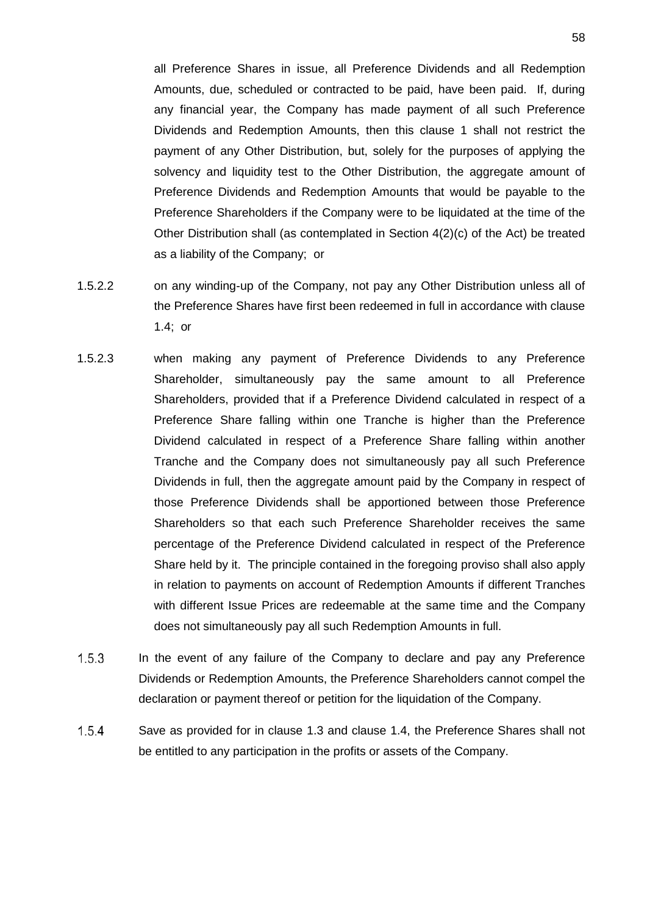all Preference Shares in issue, all Preference Dividends and all Redemption Amounts, due, scheduled or contracted to be paid, have been paid. If, during any financial year, the Company has made payment of all such Preference Dividends and Redemption Amounts, then this clause 1 shall not restrict the payment of any Other Distribution, but, solely for the purposes of applying the solvency and liquidity test to the Other Distribution, the aggregate amount of Preference Dividends and Redemption Amounts that would be payable to the Preference Shareholders if the Company were to be liquidated at the time of the Other Distribution shall (as contemplated in Section 4(2)(c) of the Act) be treated as a liability of the Company; or

1.5.2.2 on any winding-up of the Company, not pay any Other Distribution unless all of the Preference Shares have first been redeemed in full in accordance with clause 1.4; or

1.5.2.3 when making any payment of Preference Dividends to any Preference Shareholder, simultaneously pay the same amount to all Preference Shareholders, provided that if a Preference Dividend calculated in respect of a Preference Share falling within one Tranche is higher than the Preference Dividend calculated in respect of a Preference Share falling within another Tranche and the Company does not simultaneously pay all such Preference Dividends in full, then the aggregate amount paid by the Company in respect of those Preference Dividends shall be apportioned between those Preference Shareholders so that each such Preference Shareholder receives the same percentage of the Preference Dividend calculated in respect of the Preference Share held by it. The principle contained in the foregoing proviso shall also apply in relation to payments on account of Redemption Amounts if different Tranches with different Issue Prices are redeemable at the same time and the Company does not simultaneously pay all such Redemption Amounts in full.

1.5.3 In the event of any failure of the Company to declare and pay any Preference Dividends or Redemption Amounts, the Preference Shareholders cannot compel the declaration or payment thereof or petition for the liquidation of the Company.

1.5.4 Save as provided for in clause 1.3 and clause 1.4, the Preference Shares shall not be entitled to any participation in the profits or assets of the Company.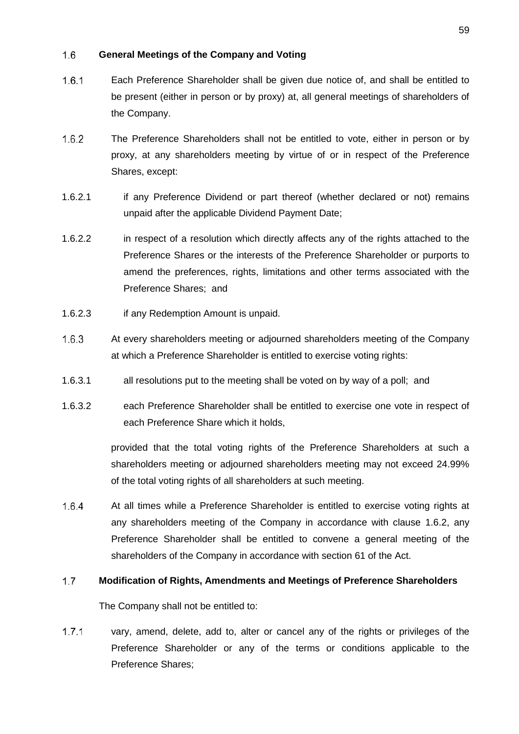### 1.6 General Meetings of the Company and Voting

1.6.1 Each Preference Shareholder shall be given due notice of, and shall be entitled to be present (either in person or by proxy) at, all general meetings of shareholders of the Company.

1.6.2 The Preference Shareholders shall not be entitled to vote, either in person or by proxy, at any shareholders meeting by virtue of or in respect of the Preference Shares, except:

1.6.2.1 if any Preference Dividend or part thereof (whether declared or not) remains unpaid after the applicable Dividend Payment Date;

1.6.2.2 in respect of a resolution which directly affects any of the rights attached to the Preference Shares or the interests of the Preference Shareholder or purports to amend the preferences, rights, limitations and other terms associated with the Preference Shares; and

1.6.2.3 if any Redemption Amount is unpaid.

1.6.3 At every shareholders meeting or adjourned shareholders meeting of the Company at which a Preference Shareholder is entitled to exercise voting rights:

1.6.3.1 all resolutions put to the meeting shall be voted on by way of a poll; and

1.6.3.2 each Preference Shareholder shall be entitled to exercise one vote in respect of each Preference Share which it holds,

provided that the total voting rights of the Preference Shareholders at such a shareholders meeting or adjourned shareholders meeting may not exceed 24.99% of the total voting rights of all shareholders at such meeting.

1.6.4 At all times while a Preference Shareholder is entitled to exercise voting rights at any shareholders meeting of the Company in accordance with clause 1.6.2, any Preference Shareholder shall be entitled to convene a general meeting of the shareholders of the Company in accordance with section 61 of the Act.

### 1.7 Modification of Rights, Amendments and Meetings of Preference Shareholders

The Company shall not be entitled to:

1.7.1 vary, amend, delete, add to, alter or cancel any of the rights or privileges of the Preference Shareholder or any of the terms or conditions applicable to the Preference Shares;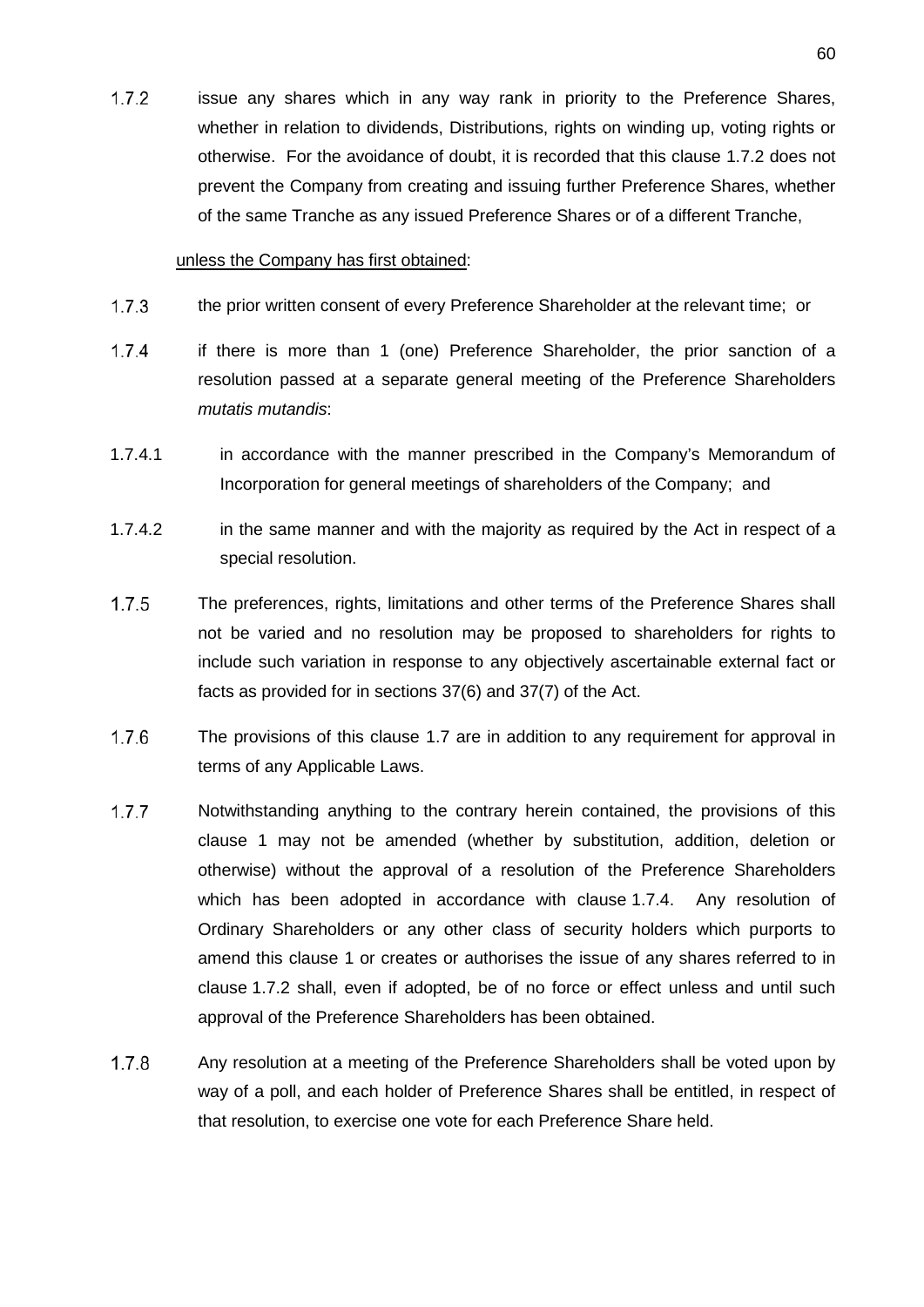1.7.2 issue any shares which in any way rank in priority to the Preference Shares, whether in relation to dividends, Distributions, rights on winding up, voting rights or otherwise. For the avoidance of doubt, it is recorded that this clause 1.7.2 does not prevent the Company from creating and issuing further Preference Shares, whether of the same Tranche as any issued Preference Shares or of a different Tranche,

<u>unless the Company has first obtained</u>:

1.7.3 the prior written consent of every Preference Shareholder at the relevant time; or

1.7.4 if there is more than 1 (one) Preference Shareholder, the prior sanction of a resolution passed at a separate general meeting of the Preference Shareholders *mutatis mutandis*:

1.7.4.1 in accordance with the manner prescribed in the Company's Memorandum of Incorporation for general meetings of shareholders of the Company; and

1.7.4.2 in the same manner and with the majority as required by the Act in respect of a special resolution.

1.7.5 The preferences, rights, limitations and other terms of the Preference Shares shall not be varied and no resolution may be proposed to shareholders for rights to include such variation in response to any objectively ascertainable external fact or facts as provided for in sections 37(6) and 37(7) of the Act.

1.7.6 The provisions of this clause 1.7 are in addition to any requirement for approval in terms of any Applicable Laws.

1.7.7 Notwithstanding anything to the contrary herein contained, the provisions of this clause 1 may not be amended (whether by substitution, addition, deletion or otherwise) without the approval of a resolution of the Preference Shareholders which has been adopted in accordance with clause 1.7.4. Any resolution of Ordinary Shareholders or any other class of security holders which purports to amend this clause 1 or creates or authorises the issue of any shares referred to in clause 1.7.2 shall, even if adopted, be of no force or effect unless and until such approval of the Preference Shareholders has been obtained.

1.7.8 Any resolution at a meeting of the Preference Shareholders shall be voted upon by way of a poll, and each holder of Preference Shares shall be entitled, in respect of that resolution, to exercise one vote for each Preference Share held.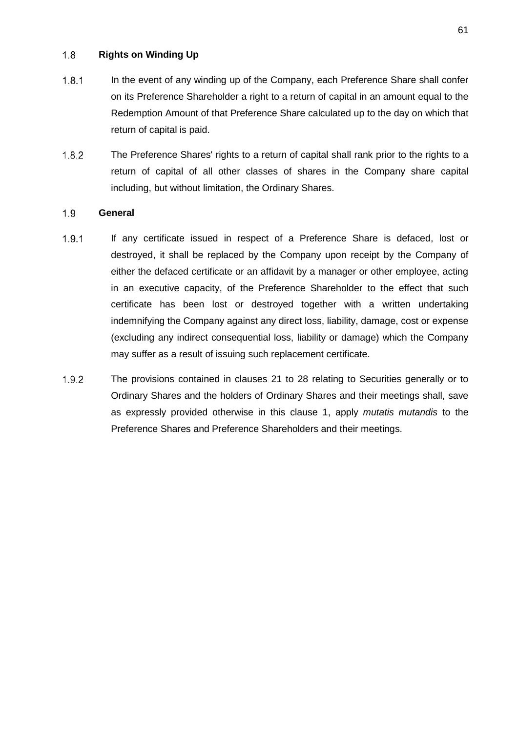### 1.8 **Rights on Winding Up**

1.8.1 In the event of any winding up of the Company, each Preference Share shall confer on its Preference Shareholder a right to a return of capital in an amount equal to the Redemption Amount of that Preference Share calculated up to the day on which that return of capital is paid.

1.8.2 The Preference Shares' rights to a return of capital shall rank prior to the rights to a return of capital of all other classes of shares in the Company share capital including, but without limitation, the Ordinary Shares.

### 1.9 **General**

1.9.1 If any certificate issued in respect of a Preference Share is defaced, lost or destroyed, it shall be replaced by the Company upon receipt by the Company of either the defaced certificate or an affidavit by a manager or other employee, acting in an executive capacity, of the Preference Shareholder to the effect that such certificate has been lost or destroyed together with a written undertaking indemnifying the Company against any direct loss, liability, damage, cost or expense (excluding any indirect consequential loss, liability or damage) which the Company may suffer as a result of issuing such replacement certificate.

1.9.2 The provisions contained in clauses 21 to 28 relating to Securities generally or to Ordinary Shares and the holders of Ordinary Shares and their meetings shall, save as expressly provided otherwise in this clause 1, apply *mutatis mutandis* to the Preference Shares and Preference Shareholders and their meetings.